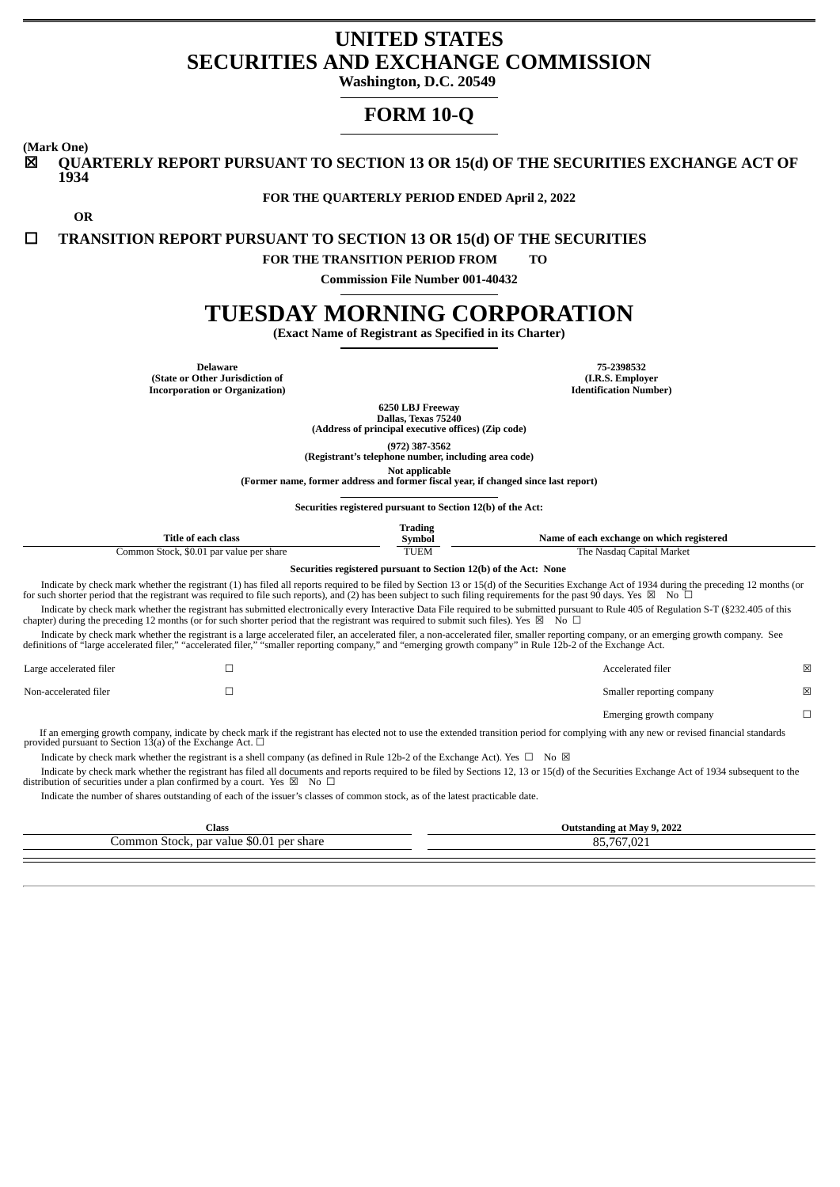# UNITED STATES
# SECURITIES AND EXCHANGE COMMISSION

**Washington, D.C. 20549**

# FORM 10-Q

**(Mark One)**

☒ **QUARTERLY REPORT PURSUANT TO SECTION 13 OR 15(d) OF THE SECURITIES EXCHANGE ACT OF 1934**

**FOR THE QUARTERLY PERIOD ENDED April 2, 2022**

**OR**

☐ **TRANSITION REPORT PURSUANT TO SECTION 13 OR 15(d) OF THE SECURITIES**

**FOR THE TRANSITION PERIOD FROM TO**

**Commission File Number 001-40432**

# TUESDAY MORNING CORPORATION

**(Exact Name of Registrant as Specified in its Charter)**

| **Delaware**<br>**(State or Other Jurisdiction of Incorporation or Organization)** | **75-2398532**<br>**(I.R.S. Employer Identification Number)** |
|---|---|

**6250 LBJ Freeway**
**Dallas, Texas 75240**
**(Address of principal executive offices) (Zip code)**

**(972) 387-3562**
**(Registrant's telephone number, including area code)**

**Not applicable**
**(Former name, former address and former fiscal year, if changed since last report)**

**Securities registered pursuant to Section 12(b) of the Act:**

| Title of each class | Trading Symbol | Name of each exchange on which registered |
|---|---|---|
| Common Stock, $0.01 par value per share | TUEM | The Nasdaq Capital Market |

**Securities registered pursuant to Section 12(b) of the Act: None**

Indicate by check mark whether the registrant (1) has filed all reports required to be filed by Section 13 or 15(d) of the Securities Exchange Act of 1934 during the preceding 12 months (or for such shorter period that the registrant was required to file such reports), and (2) has been subject to such filing requirements for the past 90 days. Yes ☒ No ☐

Indicate by check mark whether the registrant has submitted electronically every Interactive Data File required to be submitted pursuant to Rule 405 of Regulation S-T (§232.405 of this chapter) during the preceding 12 months (or for such shorter period that the registrant was required to submit such files). Yes ☒ No ☐

Indicate by check mark whether the registrant is a large accelerated filer, an accelerated filer, a non-accelerated filer, smaller reporting company, or an emerging growth company. See definitions of "large accelerated filer," "accelerated filer," "smaller reporting company," and "emerging growth company" in Rule 12b-2 of the Exchange Act.

| | | | |
|---|---|---|---|
| Large accelerated filer | ☐ | Accelerated filer | ☒ |
| Non-accelerated filer | ☐ | Smaller reporting company | ☒ |
| | | Emerging growth company | ☐ |

If an emerging growth company, indicate by check mark if the registrant has elected not to use the extended transition period for complying with any new or revised financial standards provided pursuant to Section 13(a) of the Exchange Act. ☐

Indicate by check mark whether the registrant is a shell company (as defined in Rule 12b-2 of the Exchange Act). Yes ☐ No ☒

Indicate by check mark whether the registrant has filed all documents and reports required to be filed by Sections 12, 13 or 15(d) of the Securities Exchange Act of 1934 subsequent to the distribution of securities under a plan confirmed by a court. Yes ☒ No ☐

Indicate the number of shares outstanding of each of the issuer's classes of common stock, as of the latest practicable date.

| Class | Outstanding at May 9, 2022 |
|---|---|
| Common Stock, par value $0.01 per share | 85,767,021 |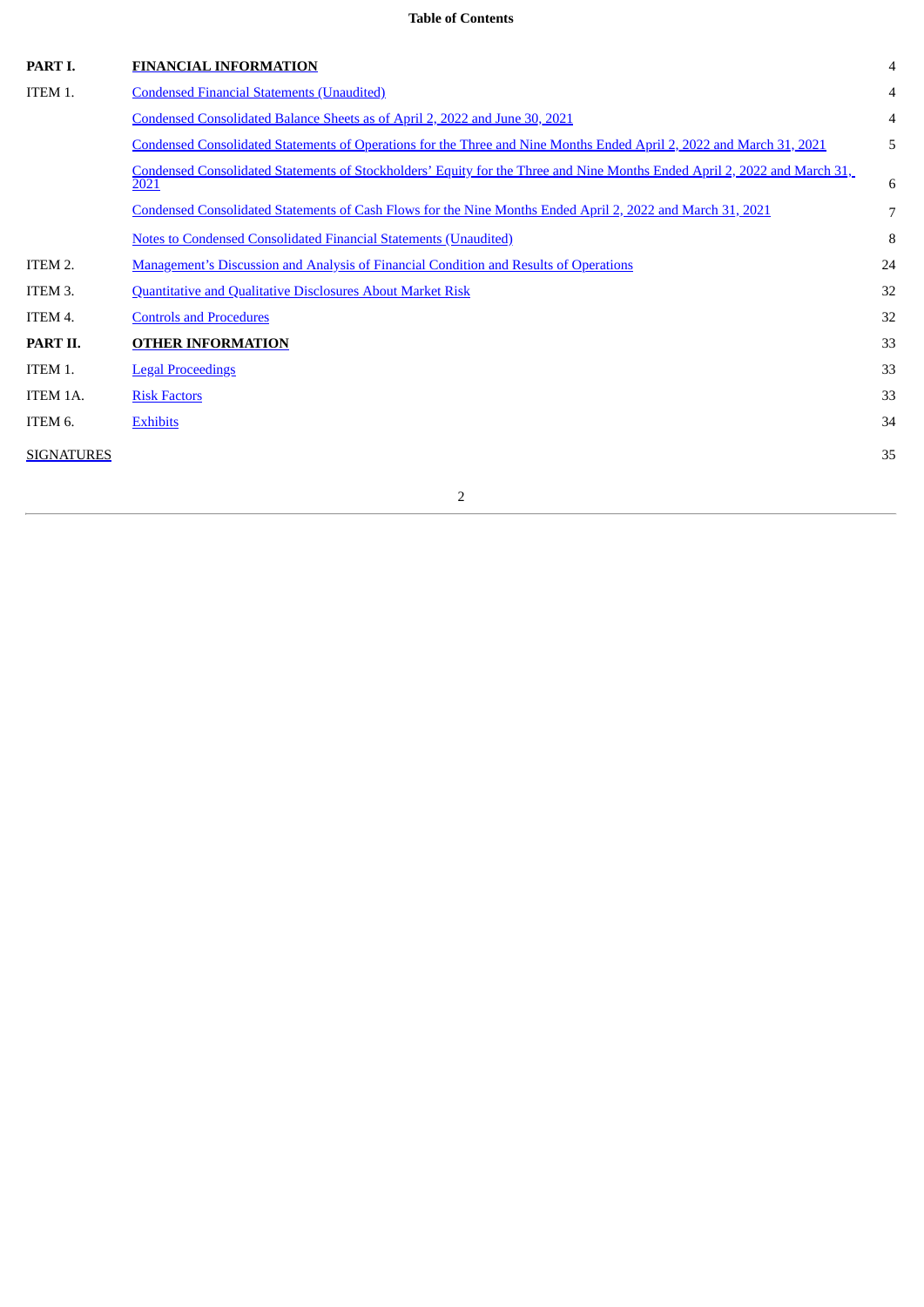**Table of Contents**

| | | |
|---|---|---|
| **PART I.** | **FINANCIAL INFORMATION** | 4 |
| ITEM 1. | Condensed Financial Statements (Unaudited) | 4 |
| | Condensed Consolidated Balance Sheets as of April 2, 2022 and June 30, 2021 | 4 |
| | Condensed Consolidated Statements of Operations for the Three and Nine Months Ended April 2, 2022 and March 31, 2021 | 5 |
| | Condensed Consolidated Statements of Stockholders' Equity for the Three and Nine Months Ended April 2, 2022 and March 31, 2021 | 6 |
| | Condensed Consolidated Statements of Cash Flows for the Nine Months Ended April 2, 2022 and March 31, 2021 | 7 |
| | Notes to Condensed Consolidated Financial Statements (Unaudited) | 8 |
| ITEM 2. | Management's Discussion and Analysis of Financial Condition and Results of Operations | 24 |
| ITEM 3. | Quantitative and Qualitative Disclosures About Market Risk | 32 |
| ITEM 4. | Controls and Procedures | 32 |
| **PART II.** | **OTHER INFORMATION** | 33 |
| ITEM 1. | Legal Proceedings | 33 |
| ITEM 1A. | Risk Factors | 33 |
| ITEM 6. | Exhibits | 34 |
| SIGNATURES | | 35 |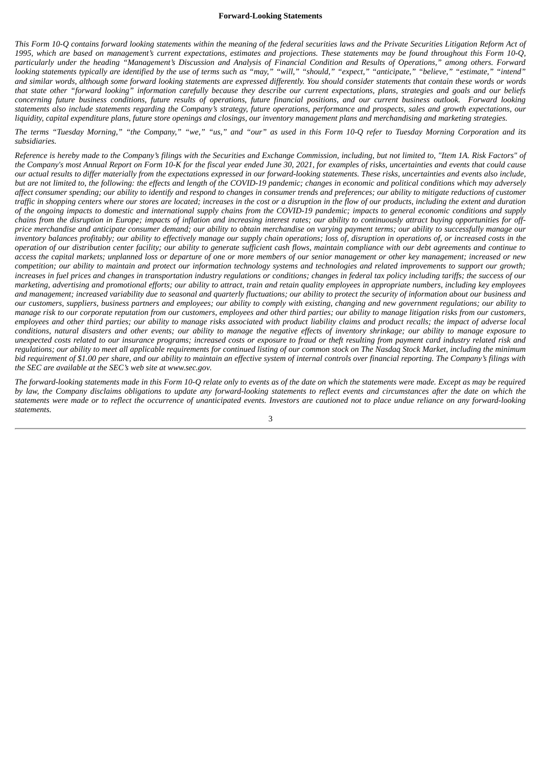**Forward-Looking Statements**

*This Form 10-Q contains forward looking statements within the meaning of the federal securities laws and the Private Securities Litigation Reform Act of 1995, which are based on management's current expectations, estimates and projections. These statements may be found throughout this Form 10-Q, particularly under the heading "Management's Discussion and Analysis of Financial Condition and Results of Operations," among others. Forward looking statements typically are identified by the use of terms such as "may," "will," "should," "expect," "anticipate," "believe," "estimate," "intend" and similar words, although some forward looking statements are expressed differently. You should consider statements that contain these words or words that state other "forward looking" information carefully because they describe our current expectations, plans, strategies and goals and our beliefs concerning future business conditions, future results of operations, future financial positions, and our current business outlook. Forward looking statements also include statements regarding the Company's strategy, future operations, performance and prospects, sales and growth expectations, our liquidity, capital expenditure plans, future store openings and closings, our inventory management plans and merchandising and marketing strategies.*

*The terms "Tuesday Morning," "the Company," "we," "us," and "our" as used in this Form 10-Q refer to Tuesday Morning Corporation and its subsidiaries.*

*Reference is hereby made to the Company's filings with the Securities and Exchange Commission, including, but not limited to, "Item 1A. Risk Factors" of the Company's most Annual Report on Form 10-K for the fiscal year ended June 30, 2021, for examples of risks, uncertainties and events that could cause our actual results to differ materially from the expectations expressed in our forward-looking statements. These risks, uncertainties and events also include, but are not limited to, the following: the effects and length of the COVID-19 pandemic; changes in economic and political conditions which may adversely affect consumer spending; our ability to identify and respond to changes in consumer trends and preferences; our ability to mitigate reductions of customer traffic in shopping centers where our stores are located; increases in the cost or a disruption in the flow of our products, including the extent and duration of the ongoing impacts to domestic and international supply chains from the COVID-19 pandemic; impacts to general economic conditions and supply chains from the disruption in Europe; impacts of inflation and increasing interest rates; our ability to continuously attract buying opportunities for off-price merchandise and anticipate consumer demand; our ability to obtain merchandise on varying payment terms; our ability to successfully manage our inventory balances profitably; our ability to effectively manage our supply chain operations; loss of, disruption in operations of, or increased costs in the operation of our distribution center facility; our ability to generate sufficient cash flows, maintain compliance with our debt agreements and continue to access the capital markets; unplanned loss or departure of one or more members of our senior management or other key management; increased or new competition; our ability to maintain and protect our information technology systems and technologies and related improvements to support our growth; increases in fuel prices and changes in transportation industry regulations or conditions; changes in federal tax policy including tariffs; the success of our marketing, advertising and promotional efforts; our ability to attract, train and retain quality employees in appropriate numbers, including key employees and management; increased variability due to seasonal and quarterly fluctuations; our ability to protect the security of information about our business and our customers, suppliers, business partners and employees; our ability to comply with existing, changing and new government regulations; our ability to manage risk to our corporate reputation from our customers, employees and other third parties; our ability to manage litigation risks from our customers, employees and other third parties; our ability to manage risks associated with product liability claims and product recalls; the impact of adverse local conditions, natural disasters and other events; our ability to manage the negative effects of inventory shrinkage; our ability to manage exposure to unexpected costs related to our insurance programs; increased costs or exposure to fraud or theft resulting from payment card industry related risk and regulations; our ability to meet all applicable requirements for continued listing of our common stock on The Nasdaq Stock Market, including the minimum bid requirement of $1.00 per share, and our ability to maintain an effective system of internal controls over financial reporting. The Company's filings with the SEC are available at the SEC's web site at www.sec.gov.*

*The forward-looking statements made in this Form 10-Q relate only to events as of the date on which the statements were made. Except as may be required by law, the Company disclaims obligations to update any forward-looking statements to reflect events and circumstances after the date on which the statements were made or to reflect the occurrence of unanticipated events. Investors are cautioned not to place undue reliance on any forward-looking statements.*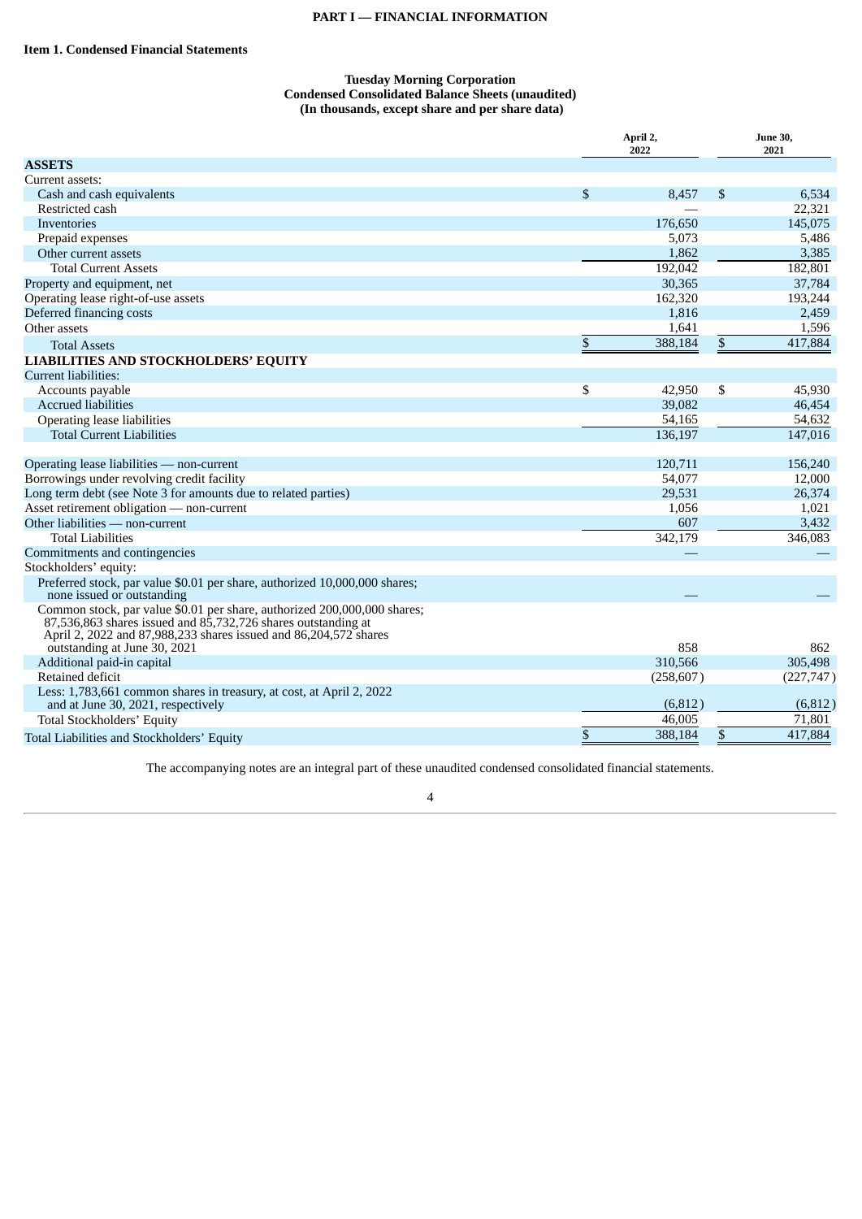# PART I — FINANCIAL INFORMATION

## Item 1. Condensed Financial Statements

**Tuesday Morning Corporation**
**Condensed Consolidated Balance Sheets (unaudited)**
**(In thousands, except share and per share data)**

| | April 2, 2022 | June 30, 2021 |
|---|---|---|
| **ASSETS** | | |
| Current assets: | | |
| Cash and cash equivalents | $ 8,457 | $ 6,534 |
| Restricted cash | — | 22,321 |
| Inventories | 176,650 | 145,075 |
| Prepaid expenses | 5,073 | 5,486 |
| Other current assets | 1,862 | 3,385 |
| Total Current Assets | 192,042 | 182,801 |
| Property and equipment, net | 30,365 | 37,784 |
| Operating lease right-of-use assets | 162,320 | 193,244 |
| Deferred financing costs | 1,816 | 2,459 |
| Other assets | 1,641 | 1,596 |
| Total Assets | $ 388,184 | $ 417,884 |
| **LIABILITIES AND STOCKHOLDERS' EQUITY** | | |
| Current liabilities: | | |
| Accounts payable | $ 42,950 | $ 45,930 |
| Accrued liabilities | 39,082 | 46,454 |
| Operating lease liabilities | 54,165 | 54,632 |
| Total Current Liabilities | 136,197 | 147,016 |
| | | |
| Operating lease liabilities — non-current | 120,711 | 156,240 |
| Borrowings under revolving credit facility | 54,077 | 12,000 |
| Long term debt (see Note 3 for amounts due to related parties) | 29,531 | 26,374 |
| Asset retirement obligation — non-current | 1,056 | 1,021 |
| Other liabilities — non-current | 607 | 3,432 |
| Total Liabilities | 342,179 | 346,083 |
| Commitments and contingencies | — | — |
| Stockholders' equity: | | |
| Preferred stock, par value $0.01 per share, authorized 10,000,000 shares; none issued or outstanding | — | — |
| Common stock, par value $0.01 per share, authorized 200,000,000 shares; 87,536,863 shares issued and 85,732,726 shares outstanding at April 2, 2022 and 87,988,233 shares issued and 86,204,572 shares outstanding at June 30, 2021 | 858 | 862 |
| Additional paid-in capital | 310,566 | 305,498 |
| Retained deficit | (258,607) | (227,747) |
| Less: 1,783,661 common shares in treasury, at cost, at April 2, 2022 and at June 30, 2021, respectively | (6,812) | (6,812) |
| Total Stockholders' Equity | 46,005 | 71,801 |
| Total Liabilities and Stockholders' Equity | $ 388,184 | $ 417,884 |

The accompanying notes are an integral part of these unaudited condensed consolidated financial statements.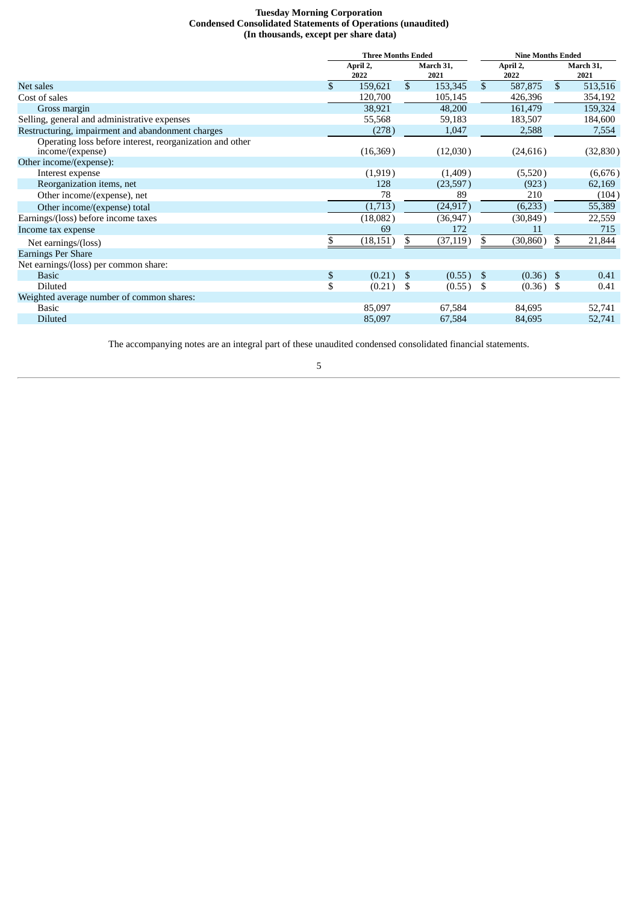**Tuesday Morning Corporation**
**Condensed Consolidated Statements of Operations (unaudited)**
**(In thousands, except per share data)**

| | Three Months Ended | | Nine Months Ended | |
|---|---|---|---|---|
| | April 2, 2022 | March 31, 2021 | April 2, 2022 | March 31, 2021 |
| Net sales | $ 159,621 | $ 153,345 | $ 587,875 | $ 513,516 |
| Cost of sales | 120,700 | 105,145 | 426,396 | 354,192 |
| Gross margin | 38,921 | 48,200 | 161,479 | 159,324 |
| Selling, general and administrative expenses | 55,568 | 59,183 | 183,507 | 184,600 |
| Restructuring, impairment and abandonment charges | (278) | 1,047 | 2,588 | 7,554 |
| Operating loss before interest, reorganization and other income/(expense) | (16,369) | (12,030) | (24,616) | (32,830) |
| Other income/(expense): | | | | |
| Interest expense | (1,919) | (1,409) | (5,520) | (6,676) |
| Reorganization items, net | 128 | (23,597) | (923) | 62,169 |
| Other income/(expense), net | 78 | 89 | 210 | (104) |
| Other income/(expense) total | (1,713) | (24,917) | (6,233) | 55,389 |
| Earnings/(loss) before income taxes | (18,082) | (36,947) | (30,849) | 22,559 |
| Income tax expense | 69 | 172 | 11 | 715 |
| Net earnings/(loss) | $ (18,151) | $ (37,119) | $ (30,860) | $ 21,844 |
| Earnings Per Share | | | | |
| Net earnings/(loss) per common share: | | | | |
| Basic | $ (0.21) | $ (0.55) | $ (0.36) | $ 0.41 |
| Diluted | $ (0.21) | $ (0.55) | $ (0.36) | $ 0.41 |
| Weighted average number of common shares: | | | | |
| Basic | 85,097 | 67,584 | 84,695 | 52,741 |
| Diluted | 85,097 | 67,584 | 84,695 | 52,741 |

The accompanying notes are an integral part of these unaudited condensed consolidated financial statements.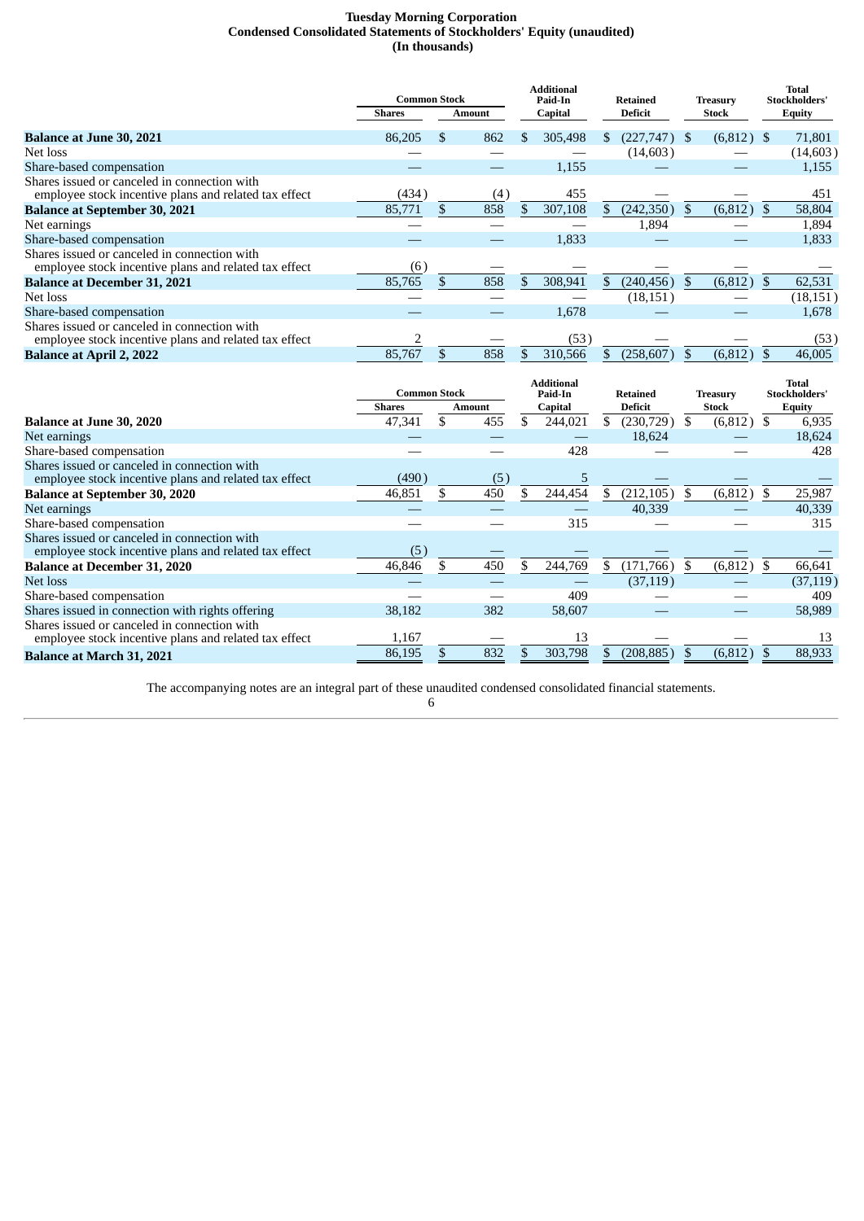**Tuesday Morning Corporation**
**Condensed Consolidated Statements of Stockholders' Equity (unaudited)**
**(In thousands)**

| | Common Stock | | Additional Paid-In Capital | Retained Deficit | Treasury Stock | Total Stockholders' Equity |
|---|---|---|---|---|---|---|
| | Shares | Amount | | | | |
| **Balance at June 30, 2021** | 86,205 | $ 862 | $ 305,498 | $ (227,747) | $ (6,812) | $ 71,801 |
| Net loss | — | — | — | (14,603) | — | (14,603) |
| Share-based compensation | — | — | 1,155 | — | — | 1,155 |
| Shares issued or canceled in connection with employee stock incentive plans and related tax effect | (434) | (4) | 455 | — | — | 451 |
| **Balance at September 30, 2021** | 85,771 | $ 858 | $ 307,108 | $ (242,350) | $ (6,812) | $ 58,804 |
| Net earnings | — | — | — | 1,894 | — | 1,894 |
| Share-based compensation | — | — | 1,833 | — | — | 1,833 |
| Shares issued or canceled in connection with employee stock incentive plans and related tax effect | (6) | — | — | — | — | — |
| **Balance at December 31, 2021** | 85,765 | $ 858 | $ 308,941 | $ (240,456) | $ (6,812) | $ 62,531 |
| Net loss | — | — | — | (18,151) | — | (18,151) |
| Share-based compensation | — | — | 1,678 | — | — | 1,678 |
| Shares issued or canceled in connection with employee stock incentive plans and related tax effect | 2 | — | (53) | — | — | (53) |
| **Balance at April 2, 2022** | 85,767 | $ 858 | $ 310,566 | $ (258,607) | $ (6,812) | $ 46,005 |

| | Common Stock | | Additional Paid-In Capital | Retained Deficit | Treasury Stock | Total Stockholders' Equity |
|---|---|---|---|---|---|---|
| | Shares | Amount | | | | |
| **Balance at June 30, 2020** | 47,341 | $ 455 | $ 244,021 | $ (230,729) | $ (6,812) | $ 6,935 |
| Net earnings | — | — | — | 18,624 | — | 18,624 |
| Share-based compensation | — | — | 428 | — | — | 428 |
| Shares issued or canceled in connection with employee stock incentive plans and related tax effect | (490) | (5) | 5 | — | — | — |
| **Balance at September 30, 2020** | 46,851 | $ 450 | $ 244,454 | $ (212,105) | $ (6,812) | $ 25,987 |
| Net earnings | — | — | — | 40,339 | — | 40,339 |
| Share-based compensation | — | — | 315 | — | — | 315 |
| Shares issued or canceled in connection with employee stock incentive plans and related tax effect | (5) | — | — | — | — | — |
| **Balance at December 31, 2020** | 46,846 | $ 450 | $ 244,769 | $ (171,766) | $ (6,812) | $ 66,641 |
| Net loss | — | — | — | (37,119) | — | (37,119) |
| Share-based compensation | — | — | 409 | — | — | 409 |
| Shares issued in connection with rights offering | 38,182 | 382 | 58,607 | — | — | 58,989 |
| Shares issued or canceled in connection with employee stock incentive plans and related tax effect | 1,167 | — | 13 | — | — | 13 |
| **Balance at March 31, 2021** | 86,195 | $ 832 | $ 303,798 | $ (208,885) | $ (6,812) | $ 88,933 |

The accompanying notes are an integral part of these unaudited condensed consolidated financial statements.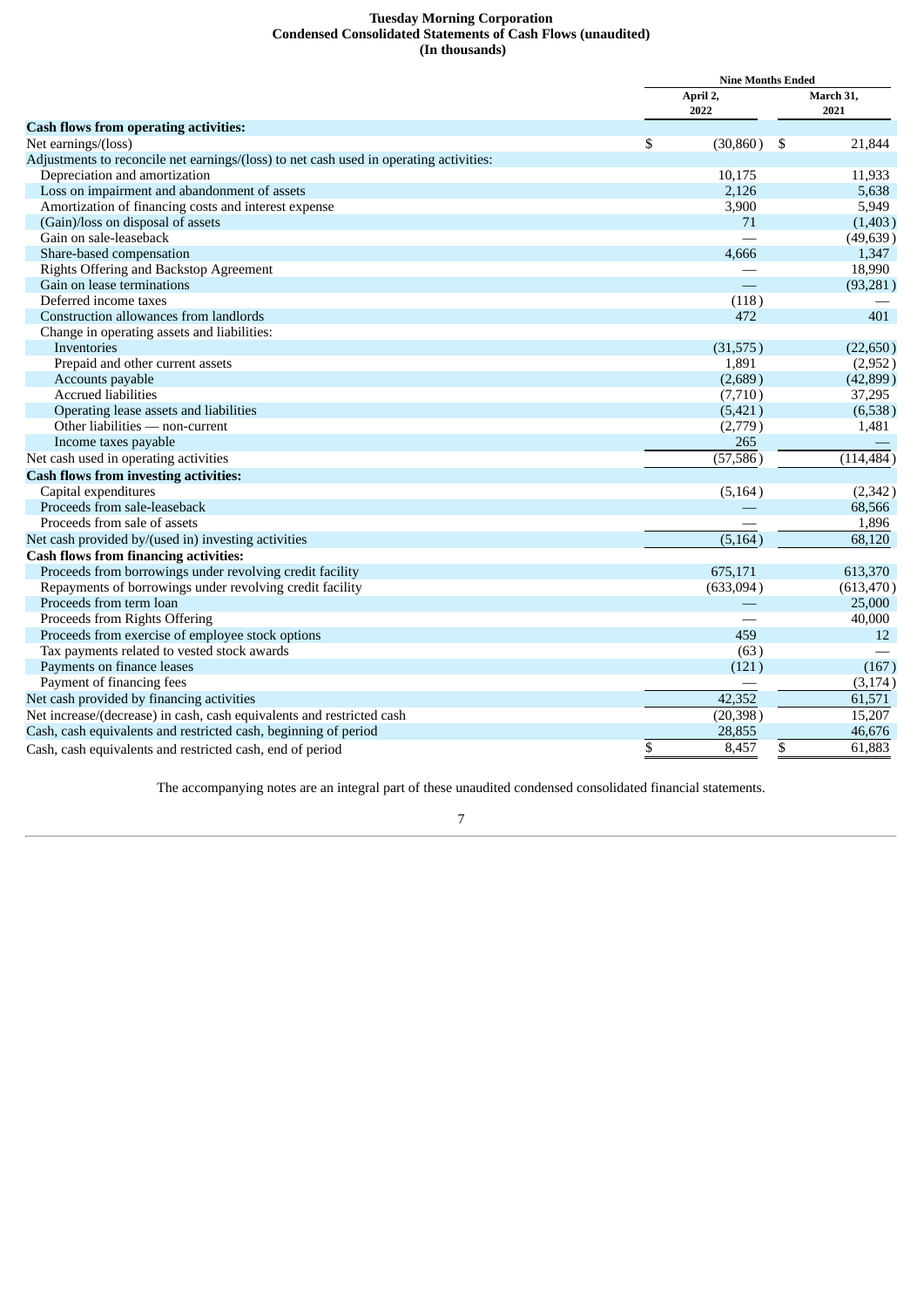**Tuesday Morning Corporation**
**Condensed Consolidated Statements of Cash Flows (unaudited)**
**(In thousands)**

| | Nine Months Ended | |
|---|---|---|
| | April 2, 2022 | March 31, 2021 |
| **Cash flows from operating activities:** | | |
| Net earnings/(loss) | $ (30,860) | $ 21,844 |
| Adjustments to reconcile net earnings/(loss) to net cash used in operating activities: | | |
| Depreciation and amortization | 10,175 | 11,933 |
| Loss on impairment and abandonment of assets | 2,126 | 5,638 |
| Amortization of financing costs and interest expense | 3,900 | 5,949 |
| (Gain)/loss on disposal of assets | 71 | (1,403) |
| Gain on sale-leaseback | — | (49,639) |
| Share-based compensation | 4,666 | 1,347 |
| Rights Offering and Backstop Agreement | — | 18,990 |
| Gain on lease terminations | — | (93,281) |
| Deferred income taxes | (118) | — |
| Construction allowances from landlords | 472 | 401 |
| Change in operating assets and liabilities: | | |
| Inventories | (31,575) | (22,650) |
| Prepaid and other current assets | 1,891 | (2,952) |
| Accounts payable | (2,689) | (42,899) |
| Accrued liabilities | (7,710) | 37,295 |
| Operating lease assets and liabilities | (5,421) | (6,538) |
| Other liabilities — non-current | (2,779) | 1,481 |
| Income taxes payable | 265 | — |
| Net cash used in operating activities | (57,586) | (114,484) |
| **Cash flows from investing activities:** | | |
| Capital expenditures | (5,164) | (2,342) |
| Proceeds from sale-leaseback | — | 68,566 |
| Proceeds from sale of assets | — | 1,896 |
| Net cash provided by/(used in) investing activities | (5,164) | 68,120 |
| **Cash flows from financing activities:** | | |
| Proceeds from borrowings under revolving credit facility | 675,171 | 613,370 |
| Repayments of borrowings under revolving credit facility | (633,094) | (613,470) |
| Proceeds from term loan | — | 25,000 |
| Proceeds from Rights Offering | — | 40,000 |
| Proceeds from exercise of employee stock options | 459 | 12 |
| Tax payments related to vested stock awards | (63) | — |
| Payments on finance leases | (121) | (167) |
| Payment of financing fees | — | (3,174) |
| Net cash provided by financing activities | 42,352 | 61,571 |
| Net increase/(decrease) in cash, cash equivalents and restricted cash | (20,398) | 15,207 |
| Cash, cash equivalents and restricted cash, beginning of period | 28,855 | 46,676 |
| Cash, cash equivalents and restricted cash, end of period | $ 8,457 | $ 61,883 |

The accompanying notes are an integral part of these unaudited condensed consolidated financial statements.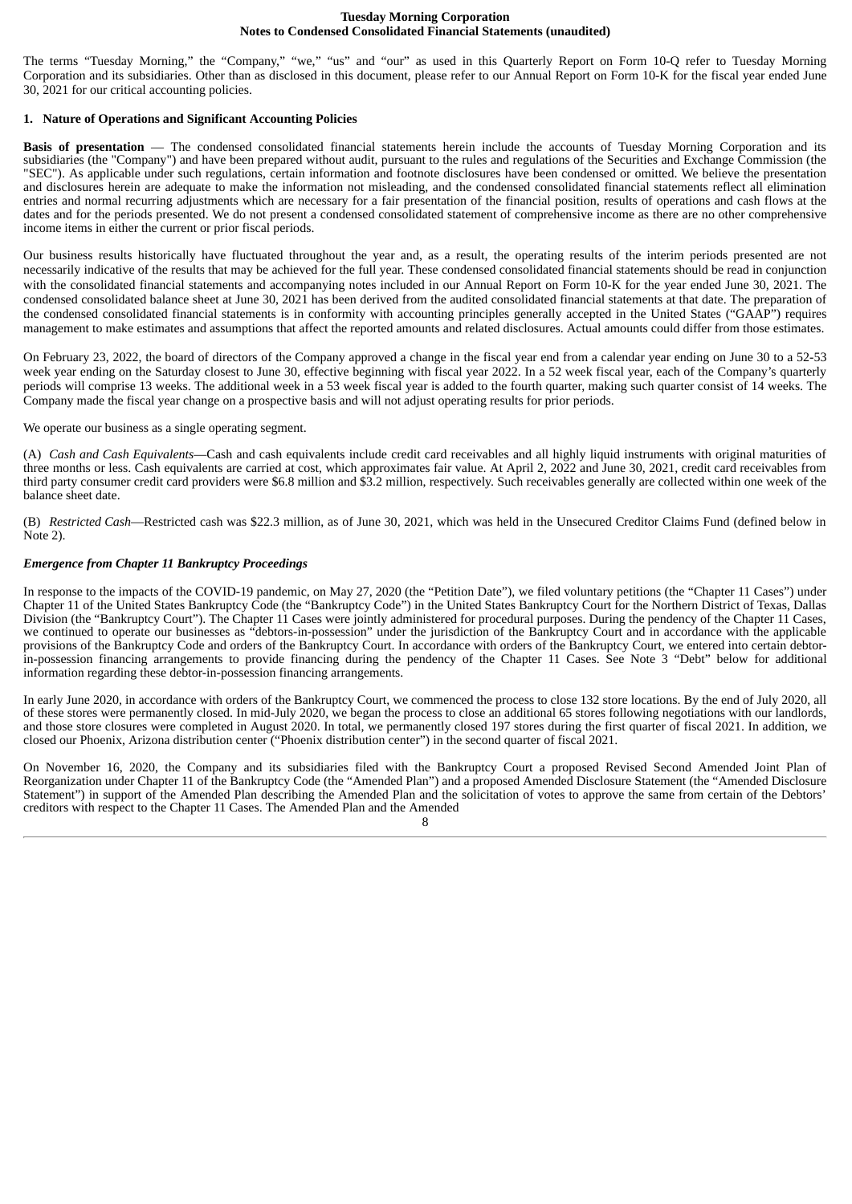**Tuesday Morning Corporation**
**Notes to Condensed Consolidated Financial Statements (unaudited)**

The terms "Tuesday Morning," the "Company," "we," "us" and "our" as used in this Quarterly Report on Form 10-Q refer to Tuesday Morning Corporation and its subsidiaries. Other than as disclosed in this document, please refer to our Annual Report on Form 10-K for the fiscal year ended June 30, 2021 for our critical accounting policies.

## 1. Nature of Operations and Significant Accounting Policies

**Basis of presentation** — The condensed consolidated financial statements herein include the accounts of Tuesday Morning Corporation and its subsidiaries (the "Company") and have been prepared without audit, pursuant to the rules and regulations of the Securities and Exchange Commission (the "SEC"). As applicable under such regulations, certain information and footnote disclosures have been condensed or omitted. We believe the presentation and disclosures herein are adequate to make the information not misleading, and the condensed consolidated financial statements reflect all elimination entries and normal recurring adjustments which are necessary for a fair presentation of the financial position, results of operations and cash flows at the dates and for the periods presented. We do not present a condensed consolidated statement of comprehensive income as there are no other comprehensive income items in either the current or prior fiscal periods.

Our business results historically have fluctuated throughout the year and, as a result, the operating results of the interim periods presented are not necessarily indicative of the results that may be achieved for the full year. These condensed consolidated financial statements should be read in conjunction with the consolidated financial statements and accompanying notes included in our Annual Report on Form 10-K for the year ended June 30, 2021. The condensed consolidated balance sheet at June 30, 2021 has been derived from the audited consolidated financial statements at that date. The preparation of the condensed consolidated financial statements is in conformity with accounting principles generally accepted in the United States ("GAAP") requires management to make estimates and assumptions that affect the reported amounts and related disclosures. Actual amounts could differ from those estimates.

On February 23, 2022, the board of directors of the Company approved a change in the fiscal year end from a calendar year ending on June 30 to a 52-53 week year ending on the Saturday closest to June 30, effective beginning with fiscal year 2022. In a 52 week fiscal year, each of the Company's quarterly periods will comprise 13 weeks. The additional week in a 53 week fiscal year is added to the fourth quarter, making such quarter consist of 14 weeks. The Company made the fiscal year change on a prospective basis and will not adjust operating results for prior periods.

We operate our business as a single operating segment.

(A) *Cash and Cash Equivalents*—Cash and cash equivalents include credit card receivables and all highly liquid instruments with original maturities of three months or less. Cash equivalents are carried at cost, which approximates fair value. At April 2, 2022 and June 30, 2021, credit card receivables from third party consumer credit card providers were $6.8 million and $3.2 million, respectively. Such receivables generally are collected within one week of the balance sheet date.

(B) *Restricted Cash*—Restricted cash was $22.3 million, as of June 30, 2021, which was held in the Unsecured Creditor Claims Fund (defined below in Note 2).

### *Emergence from Chapter 11 Bankruptcy Proceedings*

In response to the impacts of the COVID-19 pandemic, on May 27, 2020 (the "Petition Date"), we filed voluntary petitions (the "Chapter 11 Cases") under Chapter 11 of the United States Bankruptcy Code (the "Bankruptcy Code") in the United States Bankruptcy Court for the Northern District of Texas, Dallas Division (the "Bankruptcy Court"). The Chapter 11 Cases were jointly administered for procedural purposes. During the pendency of the Chapter 11 Cases, we continued to operate our businesses as "debtors-in-possession" under the jurisdiction of the Bankruptcy Court and in accordance with the applicable provisions of the Bankruptcy Code and orders of the Bankruptcy Court. In accordance with orders of the Bankruptcy Court, we entered into certain debtor-in-possession financing arrangements to provide financing during the pendency of the Chapter 11 Cases. See Note 3 "Debt" below for additional information regarding these debtor-in-possession financing arrangements.

In early June 2020, in accordance with orders of the Bankruptcy Court, we commenced the process to close 132 store locations. By the end of July 2020, all of these stores were permanently closed. In mid-July 2020, we began the process to close an additional 65 stores following negotiations with our landlords, and those store closures were completed in August 2020. In total, we permanently closed 197 stores during the first quarter of fiscal 2021. In addition, we closed our Phoenix, Arizona distribution center ("Phoenix distribution center") in the second quarter of fiscal 2021.

On November 16, 2020, the Company and its subsidiaries filed with the Bankruptcy Court a proposed Revised Second Amended Joint Plan of Reorganization under Chapter 11 of the Bankruptcy Code (the "Amended Plan") and a proposed Amended Disclosure Statement (the "Amended Disclosure Statement") in support of the Amended Plan describing the Amended Plan and the solicitation of votes to approve the same from certain of the Debtors' creditors with respect to the Chapter 11 Cases. The Amended Plan and the Amended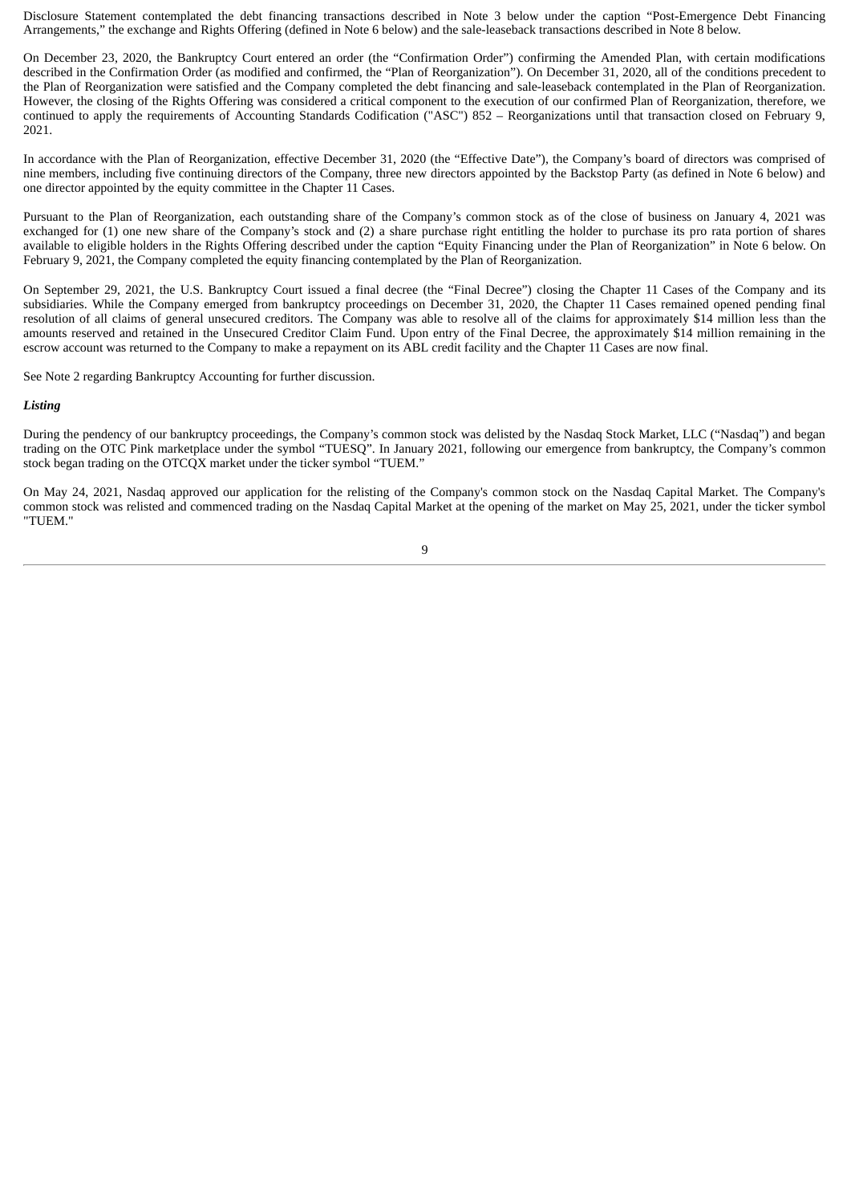Disclosure Statement contemplated the debt financing transactions described in Note 3 below under the caption "Post-Emergence Debt Financing Arrangements," the exchange and Rights Offering (defined in Note 6 below) and the sale-leaseback transactions described in Note 8 below.

On December 23, 2020, the Bankruptcy Court entered an order (the "Confirmation Order") confirming the Amended Plan, with certain modifications described in the Confirmation Order (as modified and confirmed, the "Plan of Reorganization"). On December 31, 2020, all of the conditions precedent to the Plan of Reorganization were satisfied and the Company completed the debt financing and sale-leaseback contemplated in the Plan of Reorganization. However, the closing of the Rights Offering was considered a critical component to the execution of our confirmed Plan of Reorganization, therefore, we continued to apply the requirements of Accounting Standards Codification ("ASC") 852 – Reorganizations until that transaction closed on February 9, 2021.

In accordance with the Plan of Reorganization, effective December 31, 2020 (the "Effective Date"), the Company's board of directors was comprised of nine members, including five continuing directors of the Company, three new directors appointed by the Backstop Party (as defined in Note 6 below) and one director appointed by the equity committee in the Chapter 11 Cases.

Pursuant to the Plan of Reorganization, each outstanding share of the Company's common stock as of the close of business on January 4, 2021 was exchanged for (1) one new share of the Company's stock and (2) a share purchase right entitling the holder to purchase its pro rata portion of shares available to eligible holders in the Rights Offering described under the caption "Equity Financing under the Plan of Reorganization" in Note 6 below. On February 9, 2021, the Company completed the equity financing contemplated by the Plan of Reorganization.

On September 29, 2021, the U.S. Bankruptcy Court issued a final decree (the "Final Decree") closing the Chapter 11 Cases of the Company and its subsidiaries. While the Company emerged from bankruptcy proceedings on December 31, 2020, the Chapter 11 Cases remained opened pending final resolution of all claims of general unsecured creditors. The Company was able to resolve all of the claims for approximately $14 million less than the amounts reserved and retained in the Unsecured Creditor Claim Fund. Upon entry of the Final Decree, the approximately $14 million remaining in the escrow account was returned to the Company to make a repayment on its ABL credit facility and the Chapter 11 Cases are now final.

See Note 2 regarding Bankruptcy Accounting for further discussion.

***Listing***

During the pendency of our bankruptcy proceedings, the Company's common stock was delisted by the Nasdaq Stock Market, LLC ("Nasdaq") and began trading on the OTC Pink marketplace under the symbol "TUESQ". In January 2021, following our emergence from bankruptcy, the Company's common stock began trading on the OTCQX market under the ticker symbol "TUEM."

On May 24, 2021, Nasdaq approved our application for the relisting of the Company's common stock on the Nasdaq Capital Market. The Company's common stock was relisted and commenced trading on the Nasdaq Capital Market at the opening of the market on May 25, 2021, under the ticker symbol "TUEM."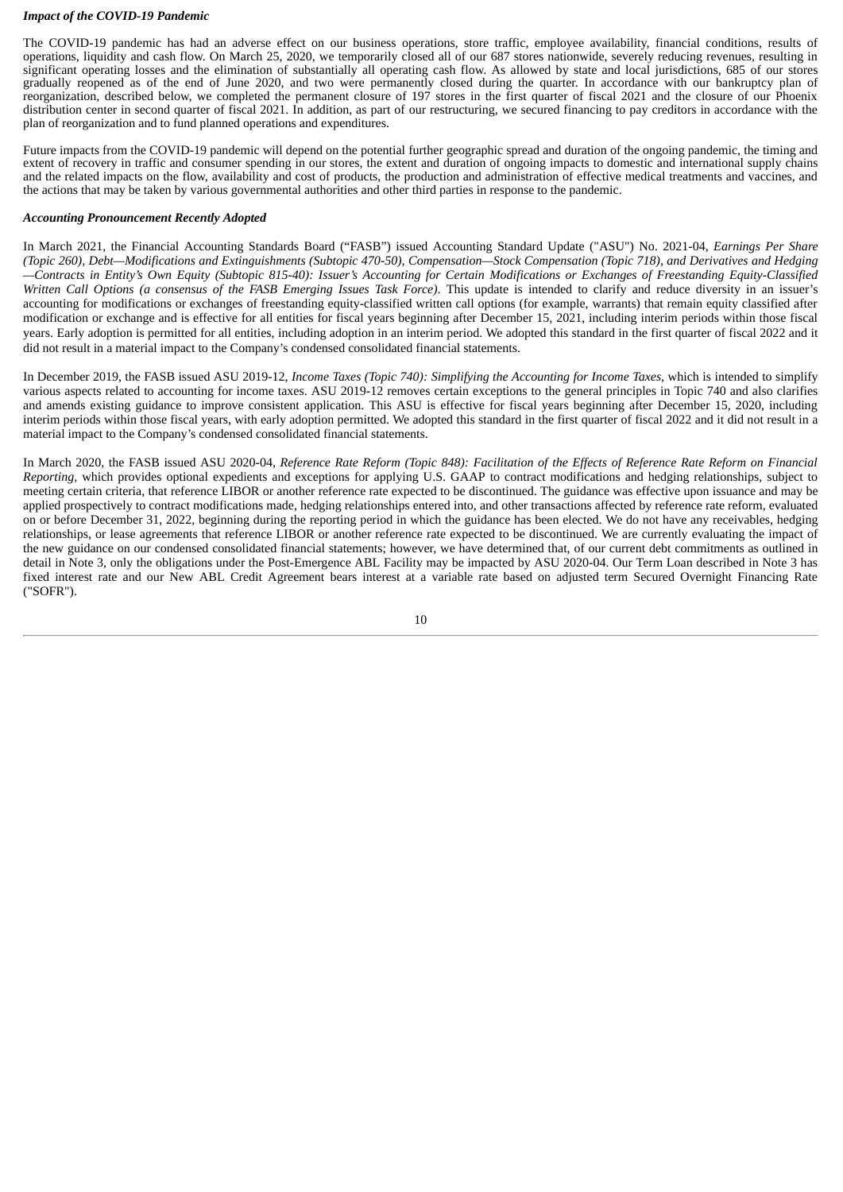***Impact of the COVID-19 Pandemic***

The COVID-19 pandemic has had an adverse effect on our business operations, store traffic, employee availability, financial conditions, results of operations, liquidity and cash flow. On March 25, 2020, we temporarily closed all of our 687 stores nationwide, severely reducing revenues, resulting in significant operating losses and the elimination of substantially all operating cash flow. As allowed by state and local jurisdictions, 685 of our stores gradually reopened as of the end of June 2020, and two were permanently closed during the quarter. In accordance with our bankruptcy plan of reorganization, described below, we completed the permanent closure of 197 stores in the first quarter of fiscal 2021 and the closure of our Phoenix distribution center in second quarter of fiscal 2021. In addition, as part of our restructuring, we secured financing to pay creditors in accordance with the plan of reorganization and to fund planned operations and expenditures.

Future impacts from the COVID-19 pandemic will depend on the potential further geographic spread and duration of the ongoing pandemic, the timing and extent of recovery in traffic and consumer spending in our stores, the extent and duration of ongoing impacts to domestic and international supply chains and the related impacts on the flow, availability and cost of products, the production and administration of effective medical treatments and vaccines, and the actions that may be taken by various governmental authorities and other third parties in response to the pandemic.

***Accounting Pronouncement Recently Adopted***

In March 2021, the Financial Accounting Standards Board ("FASB") issued Accounting Standard Update ("ASU") No. 2021-04, *Earnings Per Share (Topic 260), Debt—Modifications and Extinguishments (Subtopic 470-50), Compensation—Stock Compensation (Topic 718), and Derivatives and Hedging—Contracts in Entity's Own Equity (Subtopic 815-40): Issuer's Accounting for Certain Modifications or Exchanges of Freestanding Equity-Classified Written Call Options (a consensus of the FASB Emerging Issues Task Force)*. This update is intended to clarify and reduce diversity in an issuer's accounting for modifications or exchanges of freestanding equity-classified written call options (for example, warrants) that remain equity classified after modification or exchange and is effective for all entities for fiscal years beginning after December 15, 2021, including interim periods within those fiscal years. Early adoption is permitted for all entities, including adoption in an interim period. We adopted this standard in the first quarter of fiscal 2022 and it did not result in a material impact to the Company's condensed consolidated financial statements.

In December 2019, the FASB issued ASU 2019-12, *Income Taxes (Topic 740): Simplifying the Accounting for Income Taxes*, which is intended to simplify various aspects related to accounting for income taxes. ASU 2019-12 removes certain exceptions to the general principles in Topic 740 and also clarifies and amends existing guidance to improve consistent application. This ASU is effective for fiscal years beginning after December 15, 2020, including interim periods within those fiscal years, with early adoption permitted. We adopted this standard in the first quarter of fiscal 2022 and it did not result in a material impact to the Company's condensed consolidated financial statements.

In March 2020, the FASB issued ASU 2020-04, *Reference Rate Reform (Topic 848): Facilitation of the Effects of Reference Rate Reform on Financial Reporting*, which provides optional expedients and exceptions for applying U.S. GAAP to contract modifications and hedging relationships, subject to meeting certain criteria, that reference LIBOR or another reference rate expected to be discontinued. The guidance was effective upon issuance and may be applied prospectively to contract modifications made, hedging relationships entered into, and other transactions affected by reference rate reform, evaluated on or before December 31, 2022, beginning during the reporting period in which the guidance has been elected. We do not have any receivables, hedging relationships, or lease agreements that reference LIBOR or another reference rate expected to be discontinued. We are currently evaluating the impact of the new guidance on our condensed consolidated financial statements; however, we have determined that, of our current debt commitments as outlined in detail in Note 3, only the obligations under the Post-Emergence ABL Facility may be impacted by ASU 2020-04. Our Term Loan described in Note 3 has fixed interest rate and our New ABL Credit Agreement bears interest at a variable rate based on adjusted term Secured Overnight Financing Rate ("SOFR").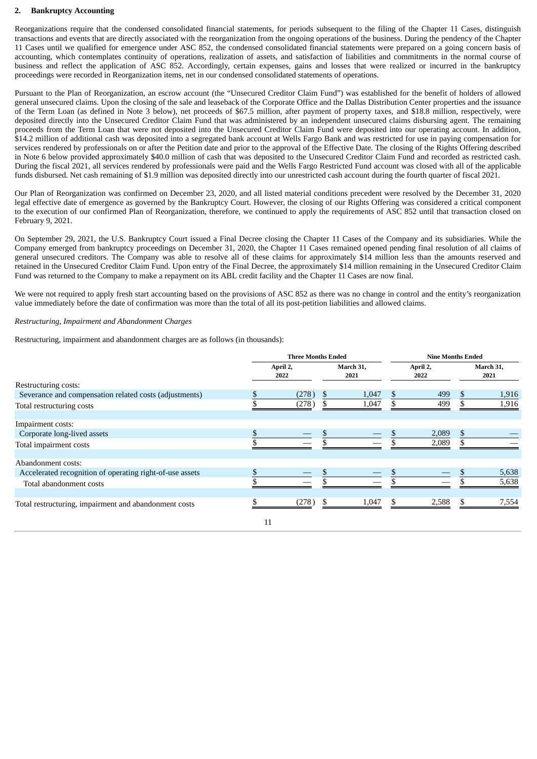## 2. Bankruptcy Accounting

Reorganizations require that the condensed consolidated financial statements, for periods subsequent to the filing of the Chapter 11 Cases, distinguish transactions and events that are directly associated with the reorganization from the ongoing operations of the business. During the pendency of the Chapter 11 Cases until we qualified for emergence under ASC 852, the condensed consolidated financial statements were prepared on a going concern basis of accounting, which contemplates continuity of operations, realization of assets, and satisfaction of liabilities and commitments in the normal course of business and reflect the application of ASC 852. Accordingly, certain expenses, gains and losses that were realized or incurred in the bankruptcy proceedings were recorded in Reorganization items, net in our condensed consolidated statements of operations.

Pursuant to the Plan of Reorganization, an escrow account (the "Unsecured Creditor Claim Fund") was established for the benefit of holders of allowed general unsecured claims. Upon the closing of the sale and leaseback of the Corporate Office and the Dallas Distribution Center properties and the issuance of the Term Loan (as defined in Note 3 below), net proceeds of $67.5 million, after payment of property taxes, and $18.8 million, respectively, were deposited directly into the Unsecured Creditor Claim Fund that was administered by an independent unsecured claims disbursing agent. The remaining proceeds from the Term Loan that were not deposited into the Unsecured Creditor Claim Fund were deposited into our operating account. In addition, $14.2 million of additional cash was deposited into a segregated bank account at Wells Fargo Bank and was restricted for use in paying compensation for services rendered by professionals on or after the Petition date and prior to the approval of the Effective Date. The closing of the Rights Offering described in Note 6 below provided approximately $40.0 million of cash that was deposited to the Unsecured Creditor Claim Fund and recorded as restricted cash. During the fiscal 2021, all services rendered by professionals were paid and the Wells Fargo Restricted Fund account was closed with all of the applicable funds disbursed. Net cash remaining of $1.9 million was deposited directly into our unrestricted cash account during the fourth quarter of fiscal 2021.

Our Plan of Reorganization was confirmed on December 23, 2020, and all listed material conditions precedent were resolved by the December 31, 2020 legal effective date of emergence as governed by the Bankruptcy Court. However, the closing of our Rights Offering was considered a critical component to the execution of our confirmed Plan of Reorganization, therefore, we continued to apply the requirements of ASC 852 until that transaction closed on February 9, 2021.

On September 29, 2021, the U.S. Bankruptcy Court issued a Final Decree closing the Chapter 11 Cases of the Company and its subsidiaries. While the Company emerged from bankruptcy proceedings on December 31, 2020, the Chapter 11 Cases remained opened pending final resolution of all claims of general unsecured creditors. The Company was able to resolve all of these claims for approximately $14 million less than the amounts reserved and retained in the Unsecured Creditor Claim Fund. Upon entry of the Final Decree, the approximately $14 million remaining in the Unsecured Creditor Claim Fund was returned to the Company to make a repayment on its ABL credit facility and the Chapter 11 Cases are now final.

We were not required to apply fresh start accounting based on the provisions of ASC 852 as there was no change in control and the entity's reorganization value immediately before the date of confirmation was more than the total of all its post-petition liabilities and allowed claims.

*Restructuring, Impairment and Abandonment Charges*

Restructuring, impairment and abandonment charges are as follows (in thousands):

| | Three Months Ended | | Nine Months Ended | |
|---|---|---|---|---|
| | April 2, 2022 | March 31, 2021 | April 2, 2022 | March 31, 2021 |
| Restructuring costs: | | | | |
| Severance and compensation related costs (adjustments) | $ (278) | $ 1,047 | $ 499 | $ 1,916 |
| Total restructuring costs | $ (278) | $ 1,047 | $ 499 | $ 1,916 |
| Impairment costs: | | | | |
| Corporate long-lived assets | $ — | $ — | $ 2,089 | $ — |
| Total impairment costs | $ — | $ — | $ 2,089 | $ — |
| Abandonment costs: | | | | |
| Accelerated recognition of operating right-of-use assets | $ — | $ — | $ — | $ 5,638 |
| Total abandonment costs | $ — | $ — | $ — | $ 5,638 |
| Total restructuring, impairment and abandonment costs | $ (278) | $ 1,047 | $ 2,588 | $ 7,554 |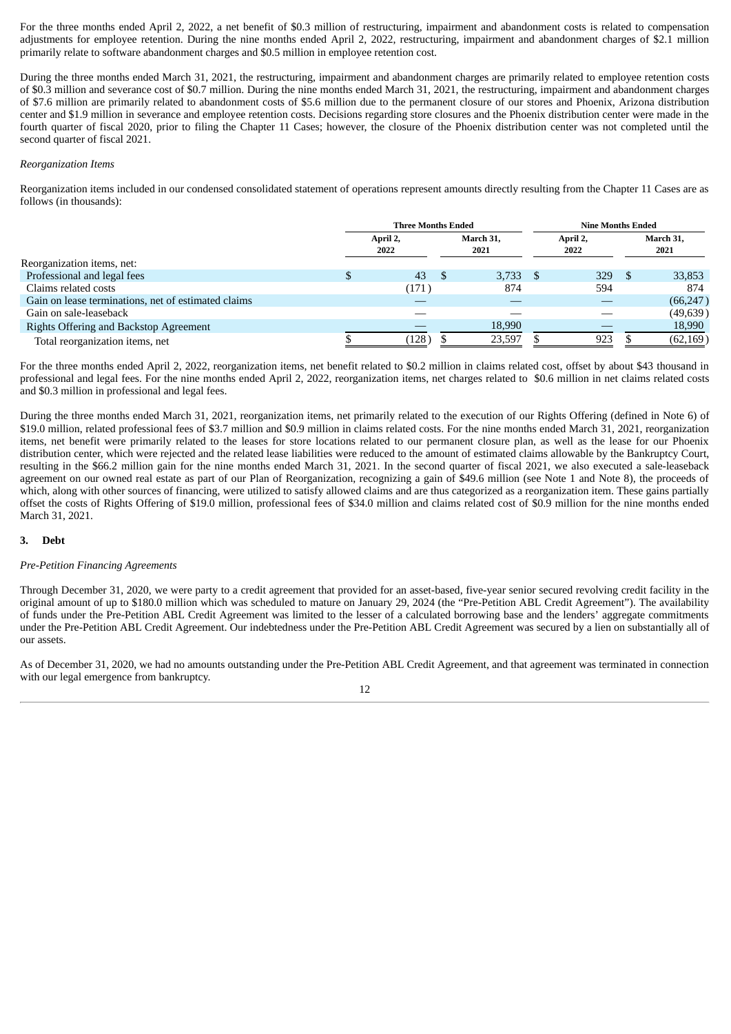For the three months ended April 2, 2022, a net benefit of $0.3 million of restructuring, impairment and abandonment costs is related to compensation adjustments for employee retention. During the nine months ended April 2, 2022, restructuring, impairment and abandonment charges of $2.1 million primarily relate to software abandonment charges and $0.5 million in employee retention cost.

During the three months ended March 31, 2021, the restructuring, impairment and abandonment charges are primarily related to employee retention costs of $0.3 million and severance cost of $0.7 million. During the nine months ended March 31, 2021, the restructuring, impairment and abandonment charges of $7.6 million are primarily related to abandonment costs of $5.6 million due to the permanent closure of our stores and Phoenix, Arizona distribution center and $1.9 million in severance and employee retention costs. Decisions regarding store closures and the Phoenix distribution center were made in the fourth quarter of fiscal 2020, prior to filing the Chapter 11 Cases; however, the closure of the Phoenix distribution center was not completed until the second quarter of fiscal 2021.

*Reorganization Items*

Reorganization items included in our condensed consolidated statement of operations represent amounts directly resulting from the Chapter 11 Cases are as follows (in thousands):

| | Three Months Ended | | Nine Months Ended | |
|---|---|---|---|---|
| | April 2, 2022 | March 31, 2021 | April 2, 2022 | March 31, 2021 |
| Reorganization items, net: | | | | |
| Professional and legal fees | $ 43 | $ 3,733 | $ 329 | $ 33,853 |
| Claims related costs | (171) | 874 | 594 | 874 |
| Gain on lease terminations, net of estimated claims | — | — | — | (66,247) |
| Gain on sale-leaseback | — | — | — | (49,639) |
| Rights Offering and Backstop Agreement | — | 18,990 | — | 18,990 |
| Total reorganization items, net | $ (128) | $ 23,597 | $ 923 | $ (62,169) |

For the three months ended April 2, 2022, reorganization items, net benefit related to $0.2 million in claims related cost, offset by about $43 thousand in professional and legal fees. For the nine months ended April 2, 2022, reorganization items, net charges related to $0.6 million in net claims related costs and $0.3 million in professional and legal fees.

During the three months ended March 31, 2021, reorganization items, net primarily related to the execution of our Rights Offering (defined in Note 6) of $19.0 million, related professional fees of $3.7 million and $0.9 million in claims related costs. For the nine months ended March 31, 2021, reorganization items, net benefit were primarily related to the leases for store locations related to our permanent closure plan, as well as the lease for our Phoenix distribution center, which were rejected and the related lease liabilities were reduced to the amount of estimated claims allowable by the Bankruptcy Court, resulting in the $66.2 million gain for the nine months ended March 31, 2021. In the second quarter of fiscal 2021, we also executed a sale-leaseback agreement on our owned real estate as part of our Plan of Reorganization, recognizing a gain of $49.6 million (see Note 1 and Note 8), the proceeds of which, along with other sources of financing, were utilized to satisfy allowed claims and are thus categorized as a reorganization item. These gains partially offset the costs of Rights Offering of $19.0 million, professional fees of $34.0 million and claims related cost of $0.9 million for the nine months ended March 31, 2021.

## 3. Debt

*Pre-Petition Financing Agreements*

Through December 31, 2020, we were party to a credit agreement that provided for an asset-based, five-year senior secured revolving credit facility in the original amount of up to $180.0 million which was scheduled to mature on January 29, 2024 (the "Pre-Petition ABL Credit Agreement"). The availability of funds under the Pre-Petition ABL Credit Agreement was limited to the lesser of a calculated borrowing base and the lenders' aggregate commitments under the Pre-Petition ABL Credit Agreement. Our indebtedness under the Pre-Petition ABL Credit Agreement was secured by a lien on substantially all of our assets.

As of December 31, 2020, we had no amounts outstanding under the Pre-Petition ABL Credit Agreement, and that agreement was terminated in connection with our legal emergence from bankruptcy.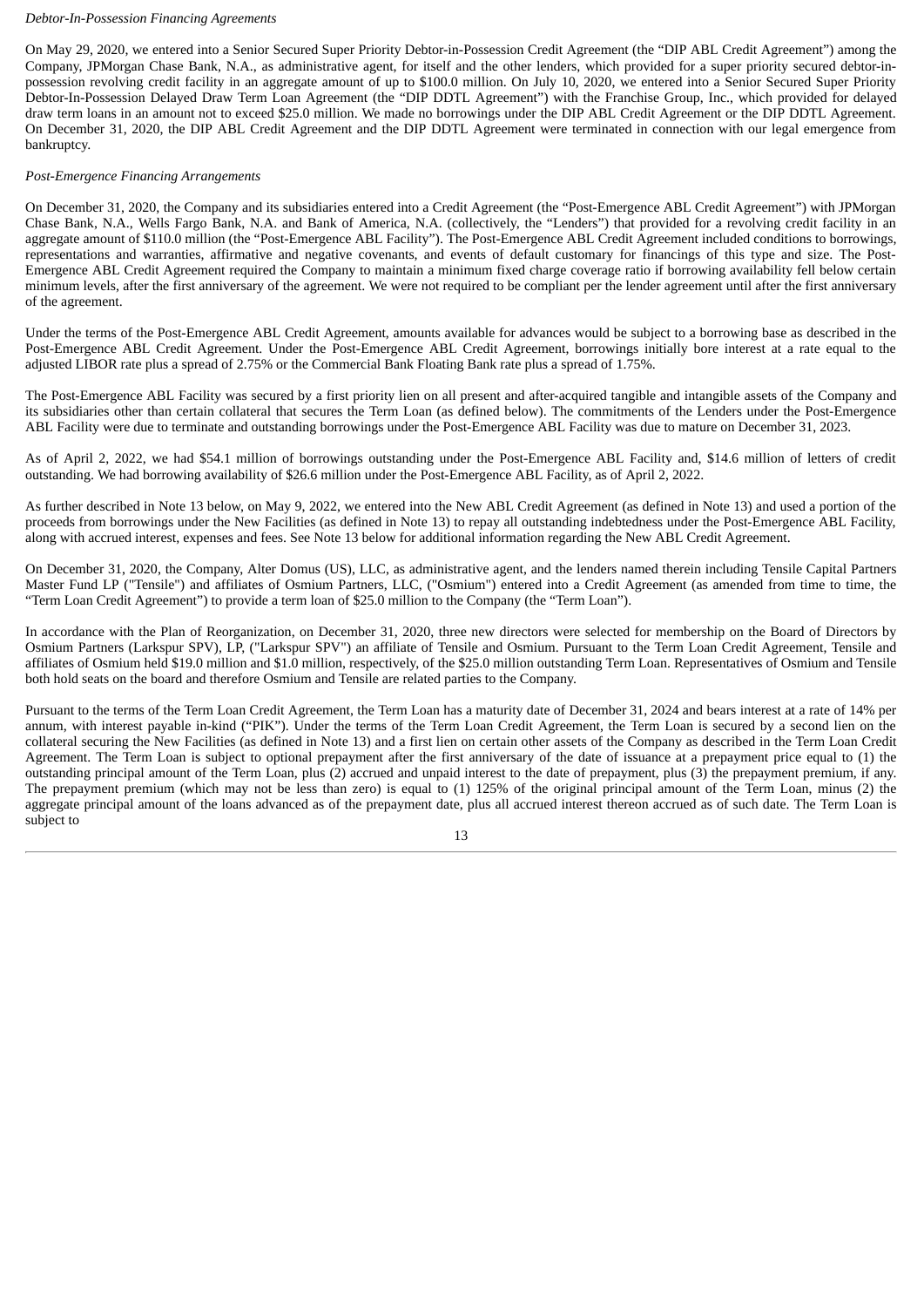*Debtor-In-Possession Financing Agreements*

On May 29, 2020, we entered into a Senior Secured Super Priority Debtor-in-Possession Credit Agreement (the "DIP ABL Credit Agreement") among the Company, JPMorgan Chase Bank, N.A., as administrative agent, for itself and the other lenders, which provided for a super priority secured debtor-in-possession revolving credit facility in an aggregate amount of up to $100.0 million. On July 10, 2020, we entered into a Senior Secured Super Priority Debtor-In-Possession Delayed Draw Term Loan Agreement (the "DIP DDTL Agreement") with the Franchise Group, Inc., which provided for delayed draw term loans in an amount not to exceed $25.0 million. We made no borrowings under the DIP ABL Credit Agreement or the DIP DDTL Agreement. On December 31, 2020, the DIP ABL Credit Agreement and the DIP DDTL Agreement were terminated in connection with our legal emergence from bankruptcy.

*Post-Emergence Financing Arrangements*

On December 31, 2020, the Company and its subsidiaries entered into a Credit Agreement (the "Post-Emergence ABL Credit Agreement") with JPMorgan Chase Bank, N.A., Wells Fargo Bank, N.A. and Bank of America, N.A. (collectively, the "Lenders") that provided for a revolving credit facility in an aggregate amount of $110.0 million (the "Post-Emergence ABL Facility"). The Post-Emergence ABL Credit Agreement included conditions to borrowings, representations and warranties, affirmative and negative covenants, and events of default customary for financings of this type and size. The Post-Emergence ABL Credit Agreement required the Company to maintain a minimum fixed charge coverage ratio if borrowing availability fell below certain minimum levels, after the first anniversary of the agreement. We were not required to be compliant per the lender agreement until after the first anniversary of the agreement.

Under the terms of the Post-Emergence ABL Credit Agreement, amounts available for advances would be subject to a borrowing base as described in the Post-Emergence ABL Credit Agreement. Under the Post-Emergence ABL Credit Agreement, borrowings initially bore interest at a rate equal to the adjusted LIBOR rate plus a spread of 2.75% or the Commercial Bank Floating Bank rate plus a spread of 1.75%.

The Post-Emergence ABL Facility was secured by a first priority lien on all present and after-acquired tangible and intangible assets of the Company and its subsidiaries other than certain collateral that secures the Term Loan (as defined below). The commitments of the Lenders under the Post-Emergence ABL Facility were due to terminate and outstanding borrowings under the Post-Emergence ABL Facility was due to mature on December 31, 2023.

As of April 2, 2022, we had $54.1 million of borrowings outstanding under the Post-Emergence ABL Facility and, $14.6 million of letters of credit outstanding. We had borrowing availability of $26.6 million under the Post-Emergence ABL Facility, as of April 2, 2022.

As further described in Note 13 below, on May 9, 2022, we entered into the New ABL Credit Agreement (as defined in Note 13) and used a portion of the proceeds from borrowings under the New Facilities (as defined in Note 13) to repay all outstanding indebtedness under the Post-Emergence ABL Facility, along with accrued interest, expenses and fees. See Note 13 below for additional information regarding the New ABL Credit Agreement.

On December 31, 2020, the Company, Alter Domus (US), LLC, as administrative agent, and the lenders named therein including Tensile Capital Partners Master Fund LP ("Tensile") and affiliates of Osmium Partners, LLC, ("Osmium") entered into a Credit Agreement (as amended from time to time, the "Term Loan Credit Agreement") to provide a term loan of $25.0 million to the Company (the "Term Loan").

In accordance with the Plan of Reorganization, on December 31, 2020, three new directors were selected for membership on the Board of Directors by Osmium Partners (Larkspur SPV), LP, ("Larkspur SPV") an affiliate of Tensile and Osmium. Pursuant to the Term Loan Credit Agreement, Tensile and affiliates of Osmium held $19.0 million and $1.0 million, respectively, of the $25.0 million outstanding Term Loan. Representatives of Osmium and Tensile both hold seats on the board and therefore Osmium and Tensile are related parties to the Company.

Pursuant to the terms of the Term Loan Credit Agreement, the Term Loan has a maturity date of December 31, 2024 and bears interest at a rate of 14% per annum, with interest payable in-kind ("PIK"). Under the terms of the Term Loan Credit Agreement, the Term Loan is secured by a second lien on the collateral securing the New Facilities (as defined in Note 13) and a first lien on certain other assets of the Company as described in the Term Loan Credit Agreement. The Term Loan is subject to optional prepayment after the first anniversary of the date of issuance at a prepayment price equal to (1) the outstanding principal amount of the Term Loan, plus (2) accrued and unpaid interest to the date of prepayment, plus (3) the prepayment premium, if any. The prepayment premium (which may not be less than zero) is equal to (1) 125% of the original principal amount of the Term Loan, minus (2) the aggregate principal amount of the loans advanced as of the prepayment date, plus all accrued interest thereon accrued as of such date. The Term Loan is subject to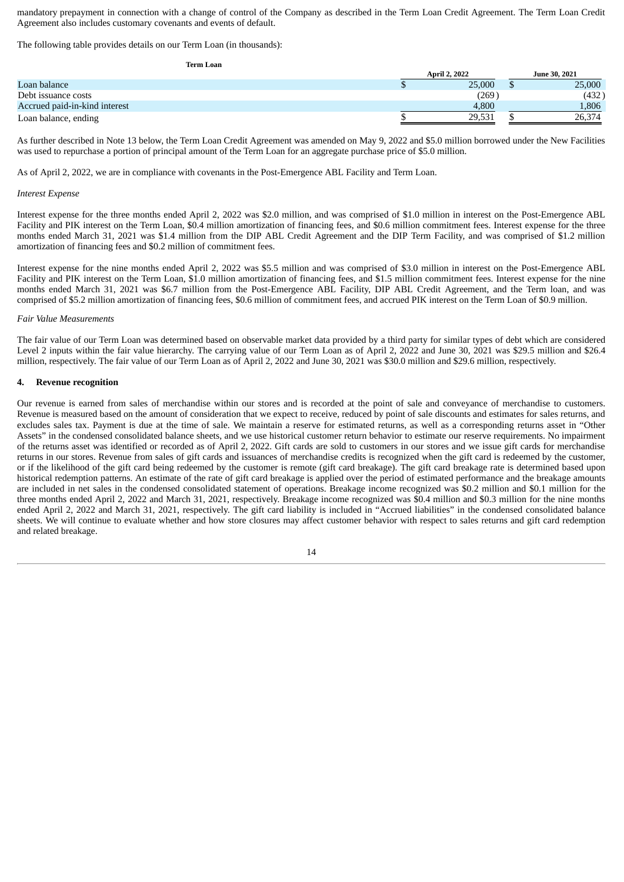mandatory prepayment in connection with a change of control of the Company as described in the Term Loan Credit Agreement. The Term Loan Credit Agreement also includes customary covenants and events of default.

The following table provides details on our Term Loan (in thousands):

| **Term Loan** | **April 2, 2022** | **June 30, 2021** |
|---|---|---|
| Loan balance | $ 25,000 | $ 25,000 |
| Debt issuance costs | (269) | (432) |
| Accrued paid-in-kind interest | 4,800 | 1,806 |
| Loan balance, ending | $ 29,531 | $ 26,374 |

As further described in Note 13 below, the Term Loan Credit Agreement was amended on May 9, 2022 and $5.0 million borrowed under the New Facilities was used to repurchase a portion of principal amount of the Term Loan for an aggregate purchase price of $5.0 million.

As of April 2, 2022, we are in compliance with covenants in the Post-Emergence ABL Facility and Term Loan.

*Interest Expense*

Interest expense for the three months ended April 2, 2022 was $2.0 million, and was comprised of $1.0 million in interest on the Post-Emergence ABL Facility and PIK interest on the Term Loan, $0.4 million amortization of financing fees, and $0.6 million commitment fees. Interest expense for the three months ended March 31, 2021 was $1.4 million from the DIP ABL Credit Agreement and the DIP Term Facility, and was comprised of $1.2 million amortization of financing fees and $0.2 million of commitment fees.

Interest expense for the nine months ended April 2, 2022 was $5.5 million and was comprised of $3.0 million in interest on the Post-Emergence ABL Facility and PIK interest on the Term Loan, $1.0 million amortization of financing fees, and $1.5 million commitment fees. Interest expense for the nine months ended March 31, 2021 was $6.7 million from the Post-Emergence ABL Facility, DIP ABL Credit Agreement, and the Term loan, and was comprised of $5.2 million amortization of financing fees, $0.6 million of commitment fees, and accrued PIK interest on the Term Loan of $0.9 million.

*Fair Value Measurements*

The fair value of our Term Loan was determined based on observable market data provided by a third party for similar types of debt which are considered Level 2 inputs within the fair value hierarchy. The carrying value of our Term Loan as of April 2, 2022 and June 30, 2021 was $29.5 million and $26.4 million, respectively. The fair value of our Term Loan as of April 2, 2022 and June 30, 2021 was $30.0 million and $29.6 million, respectively.

## 4. Revenue recognition

Our revenue is earned from sales of merchandise within our stores and is recorded at the point of sale and conveyance of merchandise to customers. Revenue is measured based on the amount of consideration that we expect to receive, reduced by point of sale discounts and estimates for sales returns, and excludes sales tax. Payment is due at the time of sale. We maintain a reserve for estimated returns, as well as a corresponding returns asset in "Other Assets" in the condensed consolidated balance sheets, and we use historical customer return behavior to estimate our reserve requirements. No impairment of the returns asset was identified or recorded as of April 2, 2022. Gift cards are sold to customers in our stores and we issue gift cards for merchandise returns in our stores. Revenue from sales of gift cards and issuances of merchandise credits is recognized when the gift card is redeemed by the customer, or if the likelihood of the gift card being redeemed by the customer is remote (gift card breakage). The gift card breakage rate is determined based upon historical redemption patterns. An estimate of the rate of gift card breakage is applied over the period of estimated performance and the breakage amounts are included in net sales in the condensed consolidated statement of operations. Breakage income recognized was $0.2 million and $0.1 million for the three months ended April 2, 2022 and March 31, 2021, respectively. Breakage income recognized was $0.4 million and $0.3 million for the nine months ended April 2, 2022 and March 31, 2021, respectively. The gift card liability is included in "Accrued liabilities" in the condensed consolidated balance sheets. We will continue to evaluate whether and how store closures may affect customer behavior with respect to sales returns and gift card redemption and related breakage.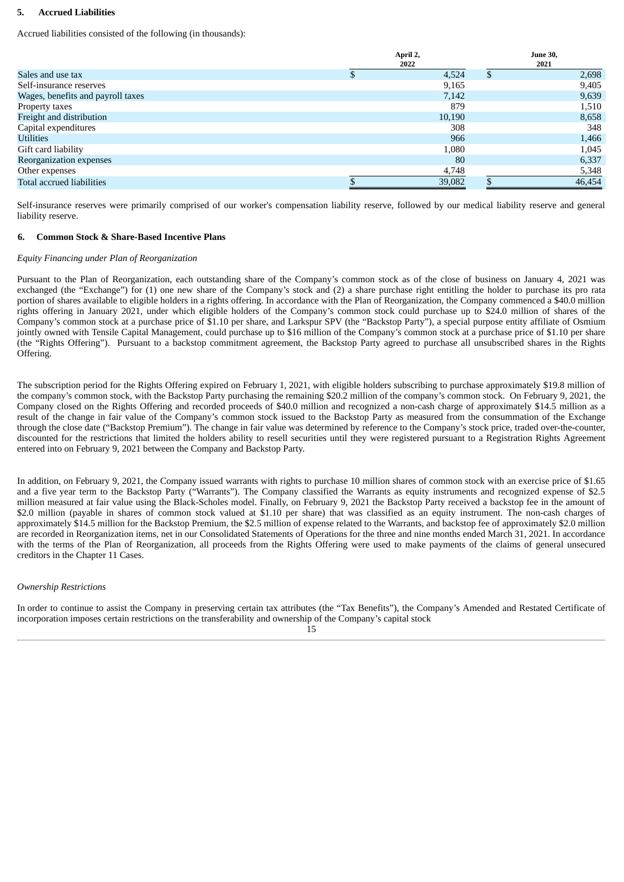### 5. Accrued Liabilities

Accrued liabilities consisted of the following (in thousands):

| | April 2, 2022 | June 30, 2021 |
|---|---|---|
| Sales and use tax | $ 4,524 | $ 2,698 |
| Self-insurance reserves | 9,165 | 9,405 |
| Wages, benefits and payroll taxes | 7,142 | 9,639 |
| Property taxes | 879 | 1,510 |
| Freight and distribution | 10,190 | 8,658 |
| Capital expenditures | 308 | 348 |
| Utilities | 966 | 1,466 |
| Gift card liability | 1,080 | 1,045 |
| Reorganization expenses | 80 | 6,337 |
| Other expenses | 4,748 | 5,348 |
| Total accrued liabilities | $ 39,082 | $ 46,454 |

Self-insurance reserves were primarily comprised of our worker's compensation liability reserve, followed by our medical liability reserve and general liability reserve.

### 6. Common Stock & Share-Based Incentive Plans

*Equity Financing under Plan of Reorganization*

Pursuant to the Plan of Reorganization, each outstanding share of the Company's common stock as of the close of business on January 4, 2021 was exchanged (the "Exchange") for (1) one new share of the Company's stock and (2) a share purchase right entitling the holder to purchase its pro rata portion of shares available to eligible holders in a rights offering. In accordance with the Plan of Reorganization, the Company commenced a $40.0 million rights offering in January 2021, under which eligible holders of the Company's common stock could purchase up to $24.0 million of shares of the Company's common stock at a purchase price of $1.10 per share, and Larkspur SPV (the "Backstop Party"), a special purpose entity affiliate of Osmium jointly owned with Tensile Capital Management, could purchase up to $16 million of the Company's common stock at a purchase price of $1.10 per share (the "Rights Offering"). Pursuant to a backstop commitment agreement, the Backstop Party agreed to purchase all unsubscribed shares in the Rights Offering.

The subscription period for the Rights Offering expired on February 1, 2021, with eligible holders subscribing to purchase approximately $19.8 million of the company's common stock, with the Backstop Party purchasing the remaining $20.2 million of the company's common stock. On February 9, 2021, the Company closed on the Rights Offering and recorded proceeds of $40.0 million and recognized a non-cash charge of approximately $14.5 million as a result of the change in fair value of the Company's common stock issued to the Backstop Party as measured from the consummation of the Exchange through the close date ("Backstop Premium"). The change in fair value was determined by reference to the Company's stock price, traded over-the-counter, discounted for the restrictions that limited the holders ability to resell securities until they were registered pursuant to a Registration Rights Agreement entered into on February 9, 2021 between the Company and Backstop Party.

In addition, on February 9, 2021, the Company issued warrants with rights to purchase 10 million shares of common stock with an exercise price of $1.65 and a five year term to the Backstop Party ("Warrants"). The Company classified the Warrants as equity instruments and recognized expense of $2.5 million measured at fair value using the Black-Scholes model. Finally, on February 9, 2021 the Backstop Party received a backstop fee in the amount of $2.0 million (payable in shares of common stock valued at $1.10 per share) that was classified as an equity instrument. The non-cash charges of approximately $14.5 million for the Backstop Premium, the $2.5 million of expense related to the Warrants, and backstop fee of approximately $2.0 million are recorded in Reorganization items, net in our Consolidated Statements of Operations for the three and nine months ended March 31, 2021. In accordance with the terms of the Plan of Reorganization, all proceeds from the Rights Offering were used to make payments of the claims of general unsecured creditors in the Chapter 11 Cases.

*Ownership Restrictions*

In order to continue to assist the Company in preserving certain tax attributes (the "Tax Benefits"), the Company's Amended and Restated Certificate of incorporation imposes certain restrictions on the transferability and ownership of the Company's capital stock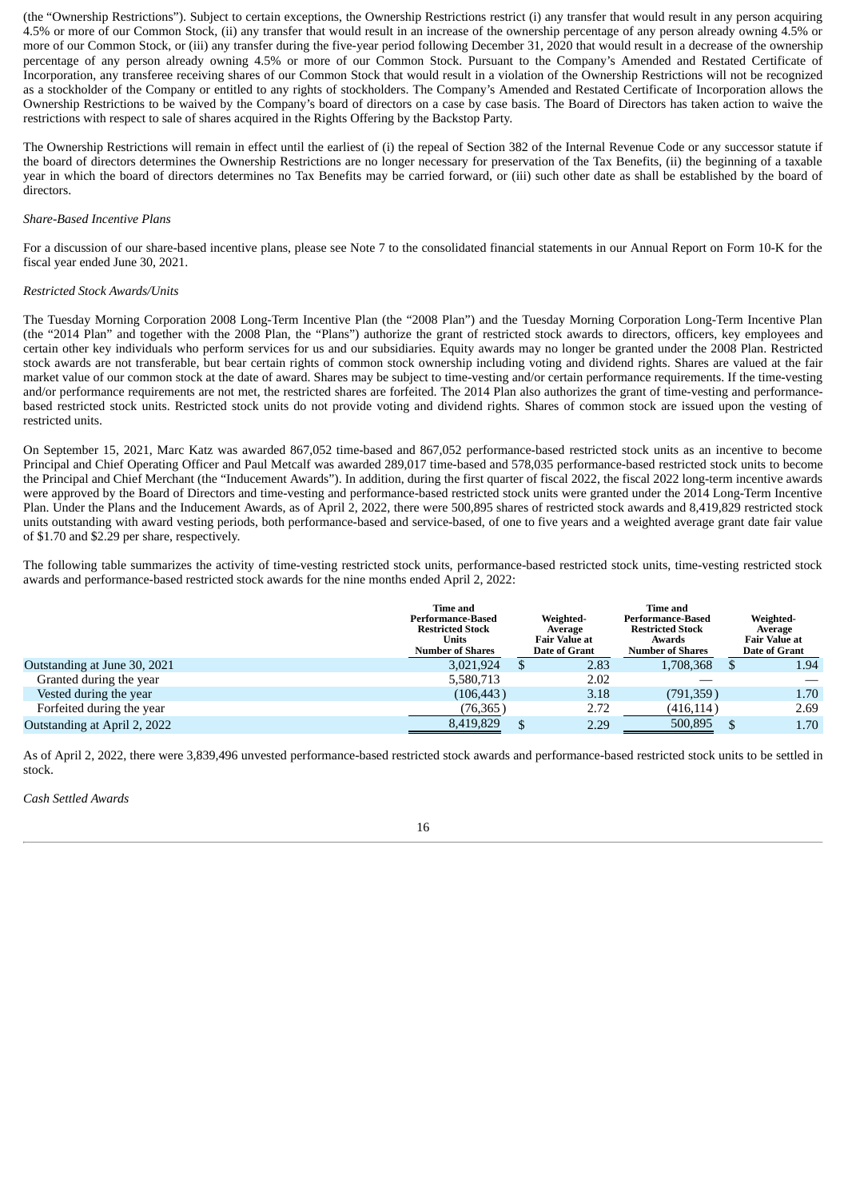(the "Ownership Restrictions"). Subject to certain exceptions, the Ownership Restrictions restrict (i) any transfer that would result in any person acquiring 4.5% or more of our Common Stock, (ii) any transfer that would result in an increase of the ownership percentage of any person already owning 4.5% or more of our Common Stock, or (iii) any transfer during the five-year period following December 31, 2020 that would result in a decrease of the ownership percentage of any person already owning 4.5% or more of our Common Stock. Pursuant to the Company's Amended and Restated Certificate of Incorporation, any transferee receiving shares of our Common Stock that would result in a violation of the Ownership Restrictions will not be recognized as a stockholder of the Company or entitled to any rights of stockholders. The Company's Amended and Restated Certificate of Incorporation allows the Ownership Restrictions to be waived by the Company's board of directors on a case by case basis. The Board of Directors has taken action to waive the restrictions with respect to sale of shares acquired in the Rights Offering by the Backstop Party.

The Ownership Restrictions will remain in effect until the earliest of (i) the repeal of Section 382 of the Internal Revenue Code or any successor statute if the board of directors determines the Ownership Restrictions are no longer necessary for preservation of the Tax Benefits, (ii) the beginning of a taxable year in which the board of directors determines no Tax Benefits may be carried forward, or (iii) such other date as shall be established by the board of directors.

*Share-Based Incentive Plans*

For a discussion of our share-based incentive plans, please see Note 7 to the consolidated financial statements in our Annual Report on Form 10-K for the fiscal year ended June 30, 2021.

*Restricted Stock Awards/Units*

The Tuesday Morning Corporation 2008 Long-Term Incentive Plan (the "2008 Plan") and the Tuesday Morning Corporation Long-Term Incentive Plan (the "2014 Plan" and together with the 2008 Plan, the "Plans") authorize the grant of restricted stock awards to directors, officers, key employees and certain other key individuals who perform services for us and our subsidiaries. Equity awards may no longer be granted under the 2008 Plan. Restricted stock awards are not transferable, but bear certain rights of common stock ownership including voting and dividend rights. Shares are valued at the fair market value of our common stock at the date of award. Shares may be subject to time-vesting and/or certain performance requirements. If the time-vesting and/or performance requirements are not met, the restricted shares are forfeited. The 2014 Plan also authorizes the grant of time-vesting and performance-based restricted stock units. Restricted stock units do not provide voting and dividend rights. Shares of common stock are issued upon the vesting of restricted units.

On September 15, 2021, Marc Katz was awarded 867,052 time-based and 867,052 performance-based restricted stock units as an incentive to become Principal and Chief Operating Officer and Paul Metcalf was awarded 289,017 time-based and 578,035 performance-based restricted stock units to become the Principal and Chief Merchant (the "Inducement Awards"). In addition, during the first quarter of fiscal 2022, the fiscal 2022 long-term incentive awards were approved by the Board of Directors and time-vesting and performance-based restricted stock units were granted under the 2014 Long-Term Incentive Plan. Under the Plans and the Inducement Awards, as of April 2, 2022, there were 500,895 shares of restricted stock awards and 8,419,829 restricted stock units outstanding with award vesting periods, both performance-based and service-based, of one to five years and a weighted average grant date fair value of $1.70 and $2.29 per share, respectively.

The following table summarizes the activity of time-vesting restricted stock units, performance-based restricted stock units, time-vesting restricted stock awards and performance-based restricted stock awards for the nine months ended April 2, 2022:

| | Time and Performance-Based Restricted Stock Units Number of Shares | Weighted-Average Fair Value at Date of Grant | Time and Performance-Based Restricted Stock Awards Number of Shares | Weighted-Average Fair Value at Date of Grant |
|---|---|---|---|---|
| Outstanding at June 30, 2021 | 3,021,924 | $ 2.83 | 1,708,368 | $ 1.94 |
| Granted during the year | 5,580,713 | 2.02 | — | — |
| Vested during the year | (106,443) | 3.18 | (791,359) | 1.70 |
| Forfeited during the year | (76,365) | 2.72 | (416,114) | 2.69 |
| Outstanding at April 2, 2022 | 8,419,829 | $ 2.29 | 500,895 | $ 1.70 |

As of April 2, 2022, there were 3,839,496 unvested performance-based restricted stock awards and performance-based restricted stock units to be settled in stock.

*Cash Settled Awards*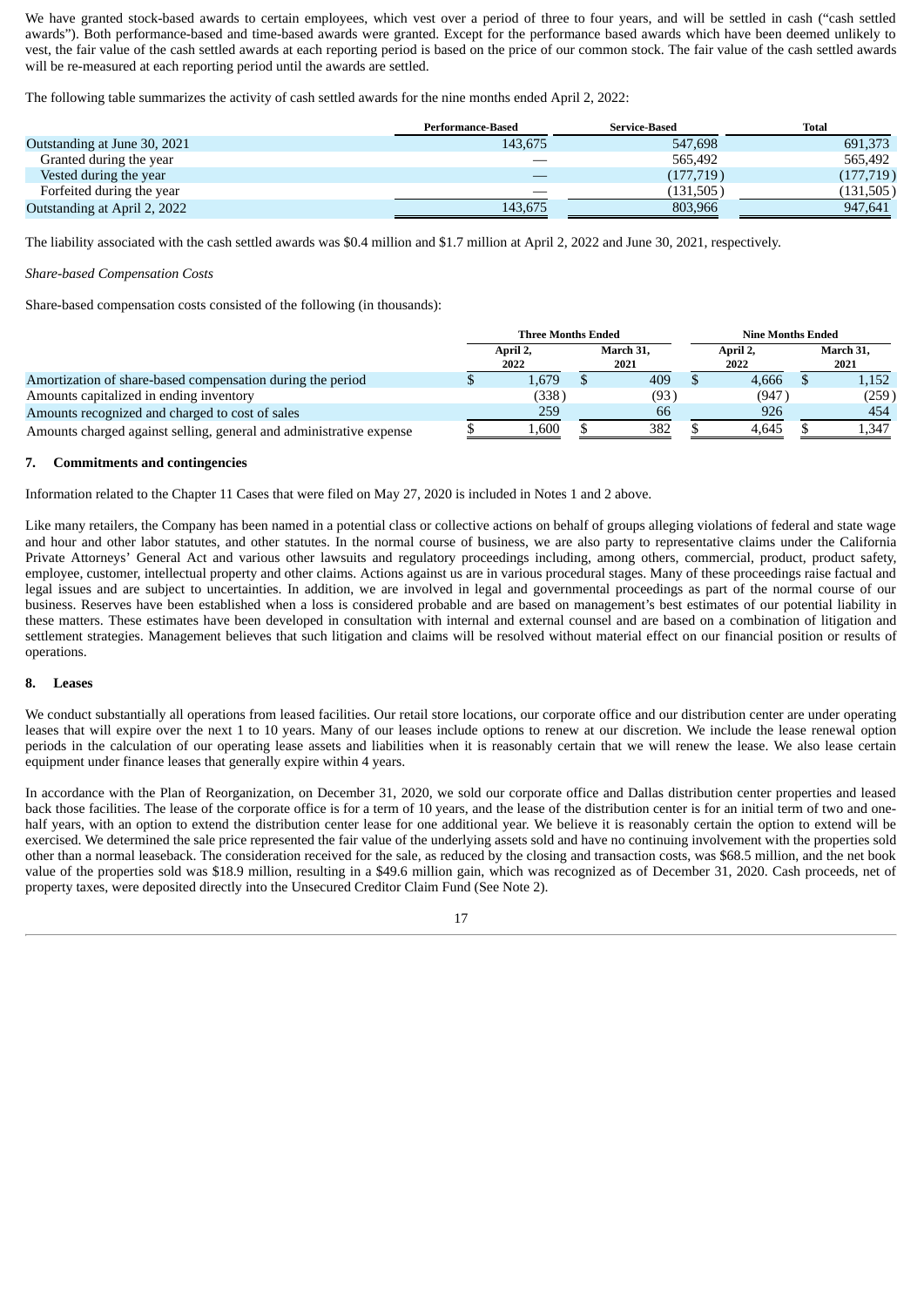We have granted stock-based awards to certain employees, which vest over a period of three to four years, and will be settled in cash ("cash settled awards"). Both performance-based and time-based awards were granted. Except for the performance based awards which have been deemed unlikely to vest, the fair value of the cash settled awards at each reporting period is based on the price of our common stock. The fair value of the cash settled awards will be re-measured at each reporting period until the awards are settled.

The following table summarizes the activity of cash settled awards for the nine months ended April 2, 2022:

| | Performance-Based | Service-Based | Total |
|---|---|---|---|
| Outstanding at June 30, 2021 | 143,675 | 547,698 | 691,373 |
| Granted during the year | — | 565,492 | 565,492 |
| Vested during the year | — | (177,719) | (177,719) |
| Forfeited during the year | — | (131,505) | (131,505) |
| Outstanding at April 2, 2022 | 143,675 | 803,966 | 947,641 |

The liability associated with the cash settled awards was $0.4 million and $1.7 million at April 2, 2022 and June 30, 2021, respectively.

*Share-based Compensation Costs*

Share-based compensation costs consisted of the following (in thousands):

| | Three Months Ended | | Nine Months Ended | |
|---|---|---|---|---|
| | April 2, 2022 | March 31, 2021 | April 2, 2022 | March 31, 2021 |
| Amortization of share-based compensation during the period | $ 1,679 | $ 409 | $ 4,666 | $ 1,152 |
| Amounts capitalized in ending inventory | (338) | (93) | (947) | (259) |
| Amounts recognized and charged to cost of sales | 259 | 66 | 926 | 454 |
| Amounts charged against selling, general and administrative expense | $ 1,600 | $ 382 | $ 4,645 | $ 1,347 |

## 7. Commitments and contingencies

Information related to the Chapter 11 Cases that were filed on May 27, 2020 is included in Notes 1 and 2 above.

Like many retailers, the Company has been named in a potential class or collective actions on behalf of groups alleging violations of federal and state wage and hour and other labor statutes, and other statutes. In the normal course of business, we are also party to representative claims under the California Private Attorneys' General Act and various other lawsuits and regulatory proceedings including, among others, commercial, product, product safety, employee, customer, intellectual property and other claims. Actions against us are in various procedural stages. Many of these proceedings raise factual and legal issues and are subject to uncertainties. In addition, we are involved in legal and governmental proceedings as part of the normal course of our business. Reserves have been established when a loss is considered probable and are based on management's best estimates of our potential liability in these matters. These estimates have been developed in consultation with internal and external counsel and are based on a combination of litigation and settlement strategies. Management believes that such litigation and claims will be resolved without material effect on our financial position or results of operations.

## 8. Leases

We conduct substantially all operations from leased facilities. Our retail store locations, our corporate office and our distribution center are under operating leases that will expire over the next 1 to 10 years. Many of our leases include options to renew at our discretion. We include the lease renewal option periods in the calculation of our operating lease assets and liabilities when it is reasonably certain that we will renew the lease. We also lease certain equipment under finance leases that generally expire within 4 years.

In accordance with the Plan of Reorganization, on December 31, 2020, we sold our corporate office and Dallas distribution center properties and leased back those facilities. The lease of the corporate office is for a term of 10 years, and the lease of the distribution center is for an initial term of two and one-half years, with an option to extend the distribution center lease for one additional year. We believe it is reasonably certain the option to extend will be exercised. We determined the sale price represented the fair value of the underlying assets sold and have no continuing involvement with the properties sold other than a normal leaseback. The consideration received for the sale, as reduced by the closing and transaction costs, was $68.5 million, and the net book value of the properties sold was $18.9 million, resulting in a $49.6 million gain, which was recognized as of December 31, 2020. Cash proceeds, net of property taxes, were deposited directly into the Unsecured Creditor Claim Fund (See Note 2).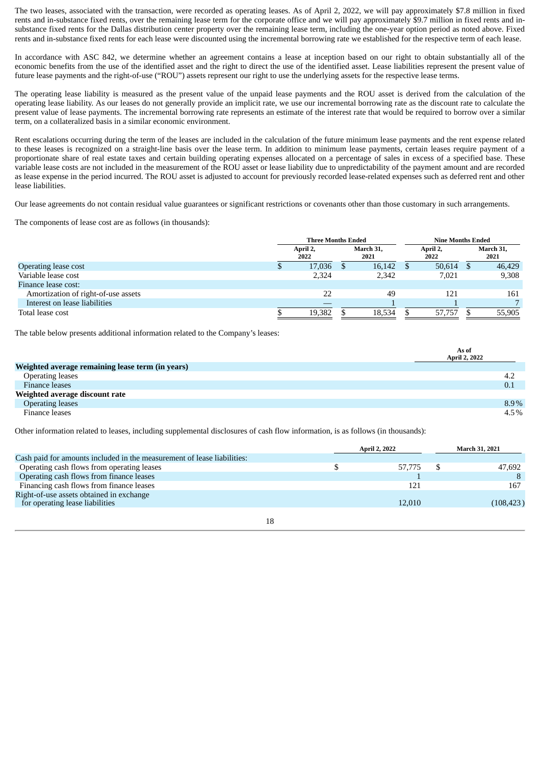The two leases, associated with the transaction, were recorded as operating leases. As of April 2, 2022, we will pay approximately $7.8 million in fixed rents and in-substance fixed rents, over the remaining lease term for the corporate office and we will pay approximately $9.7 million in fixed rents and in-substance fixed rents for the Dallas distribution center property over the remaining lease term, including the one-year option period as noted above. Fixed rents and in-substance fixed rents for each lease were discounted using the incremental borrowing rate we established for the respective term of each lease.

In accordance with ASC 842, we determine whether an agreement contains a lease at inception based on our right to obtain substantially all of the economic benefits from the use of the identified asset and the right to direct the use of the identified asset. Lease liabilities represent the present value of future lease payments and the right-of-use ("ROU") assets represent our right to use the underlying assets for the respective lease terms.

The operating lease liability is measured as the present value of the unpaid lease payments and the ROU asset is derived from the calculation of the operating lease liability. As our leases do not generally provide an implicit rate, we use our incremental borrowing rate as the discount rate to calculate the present value of lease payments. The incremental borrowing rate represents an estimate of the interest rate that would be required to borrow over a similar term, on a collateralized basis in a similar economic environment.

Rent escalations occurring during the term of the leases are included in the calculation of the future minimum lease payments and the rent expense related to these leases is recognized on a straight-line basis over the lease term. In addition to minimum lease payments, certain leases require payment of a proportionate share of real estate taxes and certain building operating expenses allocated on a percentage of sales in excess of a specified base. These variable lease costs are not included in the measurement of the ROU asset or lease liability due to unpredictability of the payment amount and are recorded as lease expense in the period incurred. The ROU asset is adjusted to account for previously recorded lease-related expenses such as deferred rent and other lease liabilities.

Our lease agreements do not contain residual value guarantees or significant restrictions or covenants other than those customary in such arrangements.

The components of lease cost are as follows (in thousands):

| | Three Months Ended | | Nine Months Ended | |
|---|---|---|---|---|
| | April 2, 2022 | March 31, 2021 | April 2, 2022 | March 31, 2021 |
| Operating lease cost | $ 17,036 | $ 16,142 | $ 50,614 | $ 46,429 |
| Variable lease cost | 2,324 | 2,342 | 7,021 | 9,308 |
| Finance lease cost: | | | | |
| Amortization of right-of-use assets | 22 | 49 | 121 | 161 |
| Interest on lease liabilities | — | 1 | 1 | 7 |
| Total lease cost | $ 19,382 | $ 18,534 | $ 57,757 | $ 55,905 |

The table below presents additional information related to the Company's leases:

| | As of April 2, 2022 |
|---|---|
| **Weighted average remaining lease term (in years)** | |
| Operating leases | 4.2 |
| Finance leases | 0.1 |
| **Weighted average discount rate** | |
| Operating leases | 8.9% |
| Finance leases | 4.5% |

Other information related to leases, including supplemental disclosures of cash flow information, is as follows (in thousands):

| | April 2, 2022 | March 31, 2021 |
|---|---|---|
| Cash paid for amounts included in the measurement of lease liabilities: | | |
| Operating cash flows from operating leases | $ 57,775 | $ 47,692 |
| Operating cash flows from finance leases | 1 | 8 |
| Financing cash flows from finance leases | 121 | 167 |
| Right-of-use assets obtained in exchange for operating lease liabilities | 12,010 | (108,423) |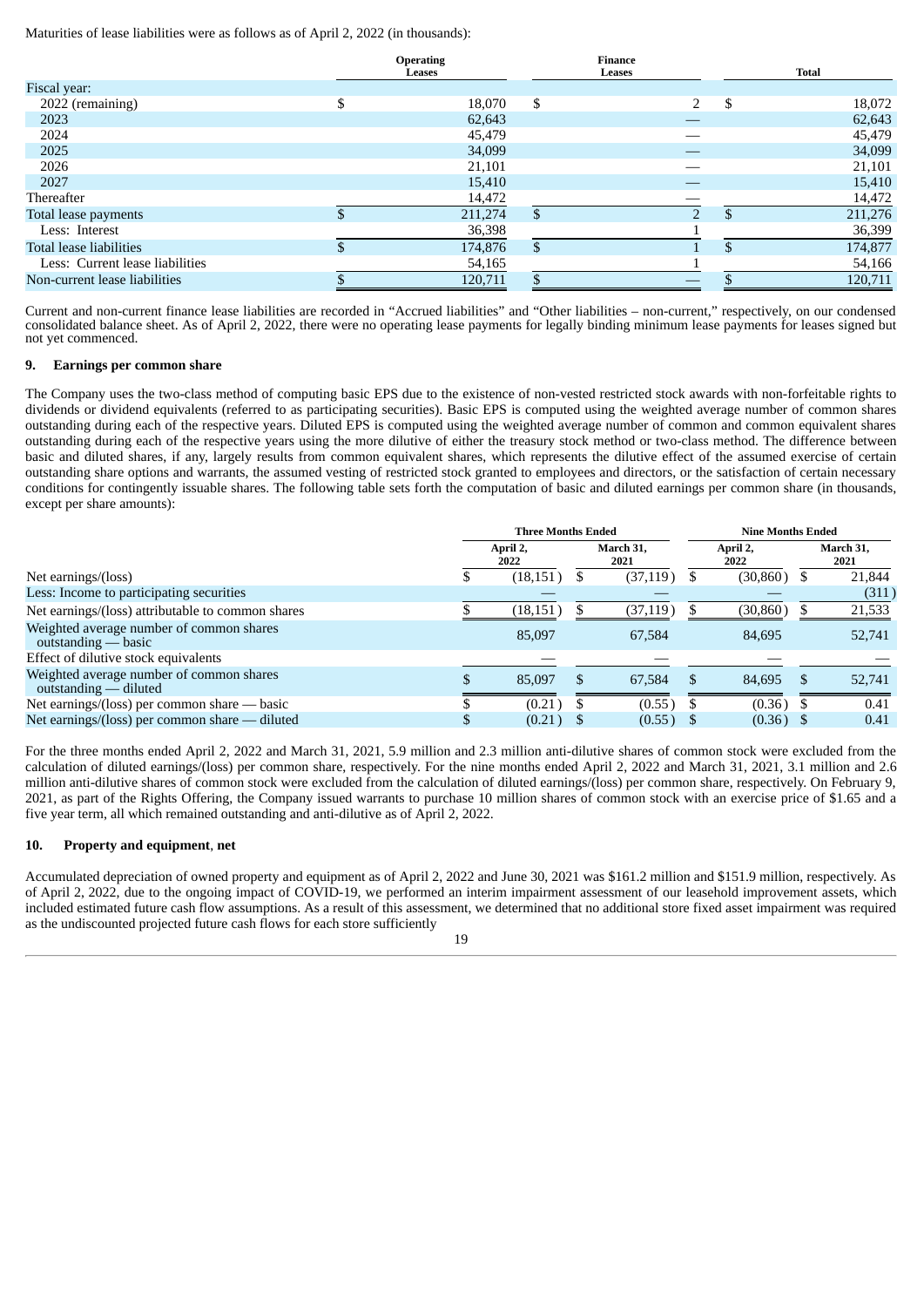Maturities of lease liabilities were as follows as of April 2, 2022 (in thousands):

| | Operating Leases | Finance Leases | Total |
|---|---|---|---|
| Fiscal year: | | | |
| 2022 (remaining) | $ 18,070 | $ 2 | $ 18,072 |
| 2023 | 62,643 | — | 62,643 |
| 2024 | 45,479 | — | 45,479 |
| 2025 | 34,099 | — | 34,099 |
| 2026 | 21,101 | — | 21,101 |
| 2027 | 15,410 | — | 15,410 |
| Thereafter | 14,472 | — | 14,472 |
| Total lease payments | $ 211,274 | $ 2 | $ 211,276 |
| Less: Interest | 36,398 | 1 | 36,399 |
| Total lease liabilities | $ 174,876 | $ 1 | $ 174,877 |
| Less: Current lease liabilities | 54,165 | 1 | 54,166 |
| Non-current lease liabilities | $ 120,711 | $ — | $ 120,711 |

Current and non-current finance lease liabilities are recorded in "Accrued liabilities" and "Other liabilities – non-current," respectively, on our condensed consolidated balance sheet. As of April 2, 2022, there were no operating lease payments for legally binding minimum lease payments for leases signed but not yet commenced.

## 9. Earnings per common share

The Company uses the two-class method of computing basic EPS due to the existence of non-vested restricted stock awards with non-forfeitable rights to dividends or dividend equivalents (referred to as participating securities). Basic EPS is computed using the weighted average number of common shares outstanding during each of the respective years. Diluted EPS is computed using the weighted average number of common and common equivalent shares outstanding during each of the respective years using the more dilutive of either the treasury stock method or two-class method. The difference between basic and diluted shares, if any, largely results from common equivalent shares, which represents the dilutive effect of the assumed exercise of certain outstanding share options and warrants, the assumed vesting of restricted stock granted to employees and directors, or the satisfaction of certain necessary conditions for contingently issuable shares. The following table sets forth the computation of basic and diluted earnings per common share (in thousands, except per share amounts):

| | Three Months Ended | | Nine Months Ended | |
|---|---|---|---|---|
| | April 2, 2022 | March 31, 2021 | April 2, 2022 | March 31, 2021 |
| Net earnings/(loss) | $ (18,151) | $ (37,119) | $ (30,860) | $ 21,844 |
| Less: Income to participating securities | — | — | — | (311) |
| Net earnings/(loss) attributable to common shares | $ (18,151) | $ (37,119) | $ (30,860) | $ 21,533 |
| Weighted average number of common shares outstanding — basic | 85,097 | 67,584 | 84,695 | 52,741 |
| Effect of dilutive stock equivalents | — | — | — | — |
| Weighted average number of common shares outstanding — diluted | $ 85,097 | $ 67,584 | $ 84,695 | $ 52,741 |
| Net earnings/(loss) per common share — basic | $ (0.21) | $ (0.55) | $ (0.36) | $ 0.41 |
| Net earnings/(loss) per common share — diluted | $ (0.21) | $ (0.55) | $ (0.36) | $ 0.41 |

For the three months ended April 2, 2022 and March 31, 2021, 5.9 million and 2.3 million anti-dilutive shares of common stock were excluded from the calculation of diluted earnings/(loss) per common share, respectively. For the nine months ended April 2, 2022 and March 31, 2021, 3.1 million and 2.6 million anti-dilutive shares of common stock were excluded from the calculation of diluted earnings/(loss) per common share, respectively. On February 9, 2021, as part of the Rights Offering, the Company issued warrants to purchase 10 million shares of common stock with an exercise price of $1.65 and a five year term, all which remained outstanding and anti-dilutive as of April 2, 2022.

## 10. Property and equipment, net

Accumulated depreciation of owned property and equipment as of April 2, 2022 and June 30, 2021 was $161.2 million and $151.9 million, respectively. As of April 2, 2022, due to the ongoing impact of COVID-19, we performed an interim impairment assessment of our leasehold improvement assets, which included estimated future cash flow assumptions. As a result of this assessment, we determined that no additional store fixed asset impairment was required as the undiscounted projected future cash flows for each store sufficiently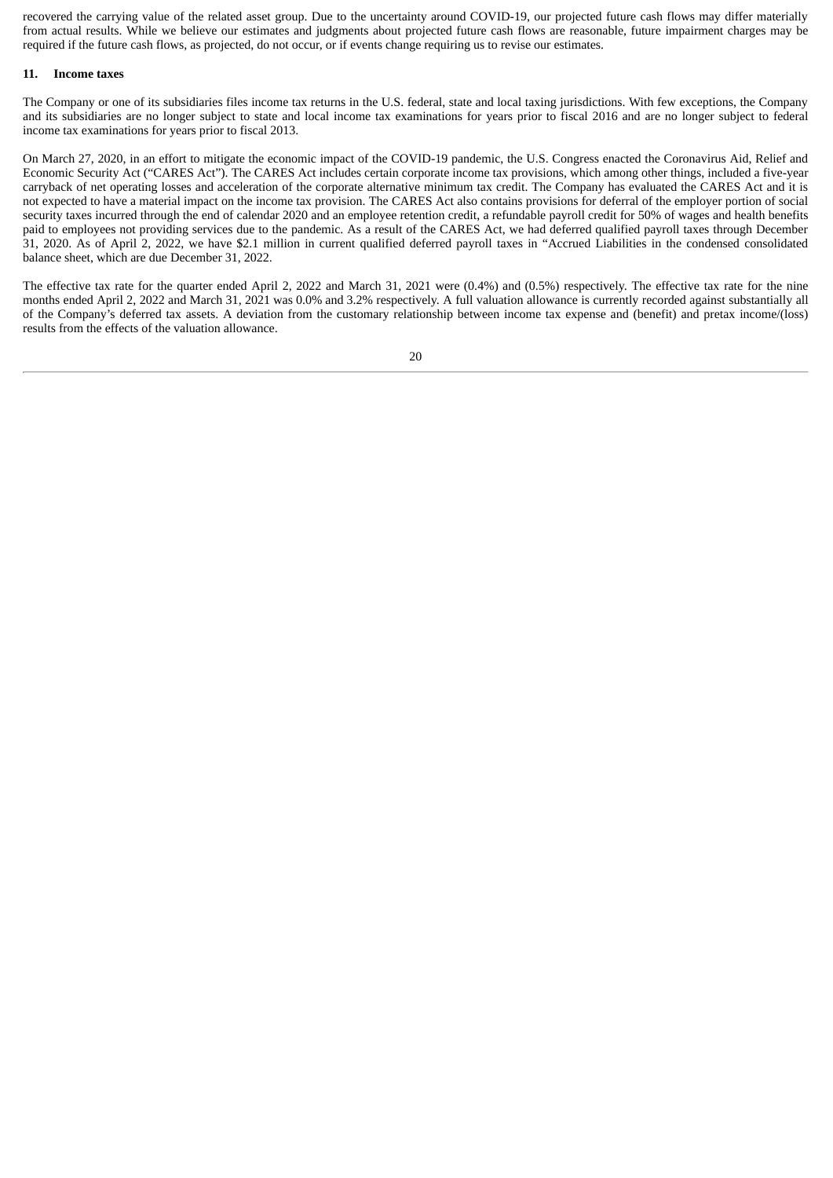recovered the carrying value of the related asset group. Due to the uncertainty around COVID-19, our projected future cash flows may differ materially from actual results. While we believe our estimates and judgments about projected future cash flows are reasonable, future impairment charges may be required if the future cash flows, as projected, do not occur, or if events change requiring us to revise our estimates.

## 11. Income taxes

The Company or one of its subsidiaries files income tax returns in the U.S. federal, state and local taxing jurisdictions. With few exceptions, the Company and its subsidiaries are no longer subject to state and local income tax examinations for years prior to fiscal 2016 and are no longer subject to federal income tax examinations for years prior to fiscal 2013.

On March 27, 2020, in an effort to mitigate the economic impact of the COVID-19 pandemic, the U.S. Congress enacted the Coronavirus Aid, Relief and Economic Security Act ("CARES Act"). The CARES Act includes certain corporate income tax provisions, which among other things, included a five-year carryback of net operating losses and acceleration of the corporate alternative minimum tax credit. The Company has evaluated the CARES Act and it is not expected to have a material impact on the income tax provision. The CARES Act also contains provisions for deferral of the employer portion of social security taxes incurred through the end of calendar 2020 and an employee retention credit, a refundable payroll credit for 50% of wages and health benefits paid to employees not providing services due to the pandemic. As a result of the CARES Act, we had deferred qualified payroll taxes through December 31, 2020. As of April 2, 2022, we have $2.1 million in current qualified deferred payroll taxes in "Accrued Liabilities in the condensed consolidated balance sheet, which are due December 31, 2022.

The effective tax rate for the quarter ended April 2, 2022 and March 31, 2021 were (0.4%) and (0.5%) respectively. The effective tax rate for the nine months ended April 2, 2022 and March 31, 2021 was 0.0% and 3.2% respectively. A full valuation allowance is currently recorded against substantially all of the Company's deferred tax assets. A deviation from the customary relationship between income tax expense and (benefit) and pretax income/(loss) results from the effects of the valuation allowance.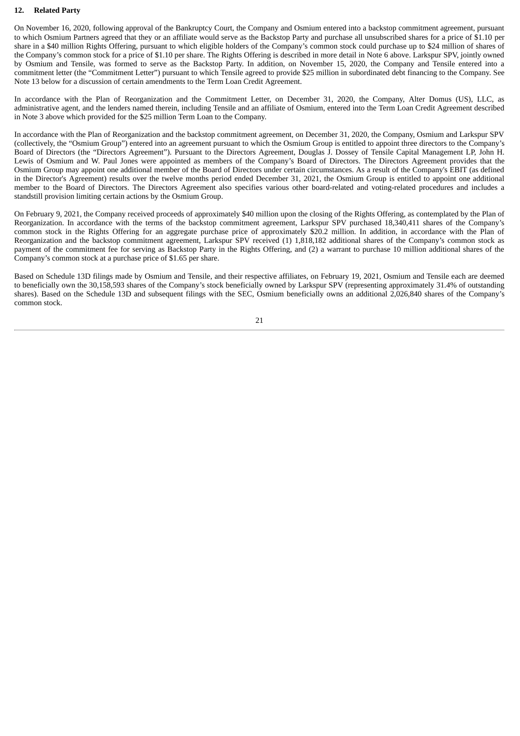## 12. Related Party

On November 16, 2020, following approval of the Bankruptcy Court, the Company and Osmium entered into a backstop commitment agreement, pursuant to which Osmium Partners agreed that they or an affiliate would serve as the Backstop Party and purchase all unsubscribed shares for a price of $1.10 per share in a $40 million Rights Offering, pursuant to which eligible holders of the Company's common stock could purchase up to $24 million of shares of the Company's common stock for a price of $1.10 per share. The Rights Offering is described in more detail in Note 6 above. Larkspur SPV, jointly owned by Osmium and Tensile, was formed to serve as the Backstop Party. In addition, on November 15, 2020, the Company and Tensile entered into a commitment letter (the "Commitment Letter") pursuant to which Tensile agreed to provide $25 million in subordinated debt financing to the Company. See Note 13 below for a discussion of certain amendments to the Term Loan Credit Agreement.

In accordance with the Plan of Reorganization and the Commitment Letter, on December 31, 2020, the Company, Alter Domus (US), LLC, as administrative agent, and the lenders named therein, including Tensile and an affiliate of Osmium, entered into the Term Loan Credit Agreement described in Note 3 above which provided for the $25 million Term Loan to the Company.

In accordance with the Plan of Reorganization and the backstop commitment agreement, on December 31, 2020, the Company, Osmium and Larkspur SPV (collectively, the "Osmium Group") entered into an agreement pursuant to which the Osmium Group is entitled to appoint three directors to the Company's Board of Directors (the "Directors Agreement"). Pursuant to the Directors Agreement, Douglas J. Dossey of Tensile Capital Management LP, John H. Lewis of Osmium and W. Paul Jones were appointed as members of the Company's Board of Directors. The Directors Agreement provides that the Osmium Group may appoint one additional member of the Board of Directors under certain circumstances. As a result of the Company's EBIT (as defined in the Director's Agreement) results over the twelve months period ended December 31, 2021, the Osmium Group is entitled to appoint one additional member to the Board of Directors. The Directors Agreement also specifies various other board-related and voting-related procedures and includes a standstill provision limiting certain actions by the Osmium Group.

On February 9, 2021, the Company received proceeds of approximately $40 million upon the closing of the Rights Offering, as contemplated by the Plan of Reorganization. In accordance with the terms of the backstop commitment agreement, Larkspur SPV purchased 18,340,411 shares of the Company's common stock in the Rights Offering for an aggregate purchase price of approximately $20.2 million. In addition, in accordance with the Plan of Reorganization and the backstop commitment agreement, Larkspur SPV received (1) 1,818,182 additional shares of the Company's common stock as payment of the commitment fee for serving as Backstop Party in the Rights Offering, and (2) a warrant to purchase 10 million additional shares of the Company's common stock at a purchase price of $1.65 per share.

Based on Schedule 13D filings made by Osmium and Tensile, and their respective affiliates, on February 19, 2021, Osmium and Tensile each are deemed to beneficially own the 30,158,593 shares of the Company's stock beneficially owned by Larkspur SPV (representing approximately 31.4% of outstanding shares). Based on the Schedule 13D and subsequent filings with the SEC, Osmium beneficially owns an additional 2,026,840 shares of the Company's common stock.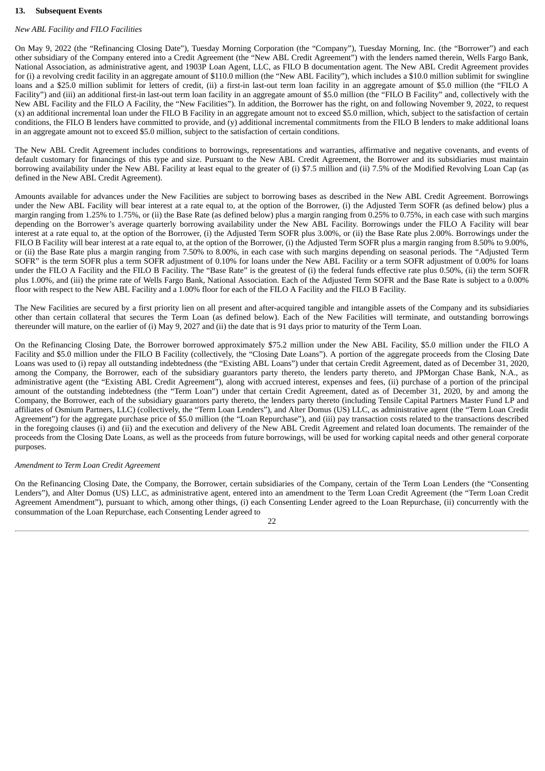**13. Subsequent Events**

*New ABL Facility and FILO Facilities*

On May 9, 2022 (the "Refinancing Closing Date"), Tuesday Morning Corporation (the "Company"), Tuesday Morning, Inc. (the "Borrower") and each other subsidiary of the Company entered into a Credit Agreement (the "New ABL Credit Agreement") with the lenders named therein, Wells Fargo Bank, National Association, as administrative agent, and 1903P Loan Agent, LLC, as FILO B documentation agent. The New ABL Credit Agreement provides for (i) a revolving credit facility in an aggregate amount of $110.0 million (the "New ABL Facility"), which includes a $10.0 million sublimit for swingline loans and a $25.0 million sublimit for letters of credit, (ii) a first-in last-out term loan facility in an aggregate amount of $5.0 million (the "FILO A Facility") and (iii) an additional first-in last-out term loan facility in an aggregate amount of $5.0 million (the "FILO B Facility" and, collectively with the New ABL Facility and the FILO A Facility, the "New Facilities"). In addition, the Borrower has the right, on and following November 9, 2022, to request (x) an additional incremental loan under the FILO B Facility in an aggregate amount not to exceed $5.0 million, which, subject to the satisfaction of certain conditions, the FILO B lenders have committed to provide, and (y) additional incremental commitments from the FILO B lenders to make additional loans in an aggregate amount not to exceed $5.0 million, subject to the satisfaction of certain conditions.

The New ABL Credit Agreement includes conditions to borrowings, representations and warranties, affirmative and negative covenants, and events of default customary for financings of this type and size. Pursuant to the New ABL Credit Agreement, the Borrower and its subsidiaries must maintain borrowing availability under the New ABL Facility at least equal to the greater of (i) $7.5 million and (ii) 7.5% of the Modified Revolving Loan Cap (as defined in the New ABL Credit Agreement).

Amounts available for advances under the New Facilities are subject to borrowing bases as described in the New ABL Credit Agreement. Borrowings under the New ABL Facility will bear interest at a rate equal to, at the option of the Borrower, (i) the Adjusted Term SOFR (as defined below) plus a margin ranging from 1.25% to 1.75%, or (ii) the Base Rate (as defined below) plus a margin ranging from 0.25% to 0.75%, in each case with such margins depending on the Borrower's average quarterly borrowing availability under the New ABL Facility. Borrowings under the FILO A Facility will bear interest at a rate equal to, at the option of the Borrower, (i) the Adjusted Term SOFR plus 3.00%, or (ii) the Base Rate plus 2.00%. Borrowings under the FILO B Facility will bear interest at a rate equal to, at the option of the Borrower, (i) the Adjusted Term SOFR plus a margin ranging from 8.50% to 9.00%, or (ii) the Base Rate plus a margin ranging from 7.50% to 8.00%, in each case with such margins depending on seasonal periods. The "Adjusted Term SOFR" is the term SOFR plus a term SOFR adjustment of 0.10% for loans under the New ABL Facility or a term SOFR adjustment of 0.00% for loans under the FILO A Facility and the FILO B Facility. The "Base Rate" is the greatest of (i) the federal funds effective rate plus 0.50%, (ii) the term SOFR plus 1.00%, and (iii) the prime rate of Wells Fargo Bank, National Association. Each of the Adjusted Term SOFR and the Base Rate is subject to a 0.00% floor with respect to the New ABL Facility and a 1.00% floor for each of the FILO A Facility and the FILO B Facility.

The New Facilities are secured by a first priority lien on all present and after-acquired tangible and intangible assets of the Company and its subsidiaries other than certain collateral that secures the Term Loan (as defined below). Each of the New Facilities will terminate, and outstanding borrowings thereunder will mature, on the earlier of (i) May 9, 2027 and (ii) the date that is 91 days prior to maturity of the Term Loan.

On the Refinancing Closing Date, the Borrower borrowed approximately $75.2 million under the New ABL Facility, $5.0 million under the FILO A Facility and $5.0 million under the FILO B Facility (collectively, the "Closing Date Loans"). A portion of the aggregate proceeds from the Closing Date Loans was used to (i) repay all outstanding indebtedness (the "Existing ABL Loans") under that certain Credit Agreement, dated as of December 31, 2020, among the Company, the Borrower, each of the subsidiary guarantors party thereto, the lenders party thereto, and JPMorgan Chase Bank, N.A., as administrative agent (the "Existing ABL Credit Agreement"), along with accrued interest, expenses and fees, (ii) purchase of a portion of the principal amount of the outstanding indebtedness (the "Term Loan") under that certain Credit Agreement, dated as of December 31, 2020, by and among the Company, the Borrower, each of the subsidiary guarantors party thereto, the lenders party thereto (including Tensile Capital Partners Master Fund LP and affiliates of Osmium Partners, LLC) (collectively, the "Term Loan Lenders"), and Alter Domus (US) LLC, as administrative agent (the "Term Loan Credit Agreement") for the aggregate purchase price of $5.0 million (the "Loan Repurchase"), and (iii) pay transaction costs related to the transactions described in the foregoing clauses (i) and (ii) and the execution and delivery of the New ABL Credit Agreement and related loan documents. The remainder of the proceeds from the Closing Date Loans, as well as the proceeds from future borrowings, will be used for working capital needs and other general corporate purposes.

*Amendment to Term Loan Credit Agreement*

On the Refinancing Closing Date, the Company, the Borrower, certain subsidiaries of the Company, certain of the Term Loan Lenders (the "Consenting Lenders"), and Alter Domus (US) LLC, as administrative agent, entered into an amendment to the Term Loan Credit Agreement (the "Term Loan Credit Agreement Amendment"), pursuant to which, among other things, (i) each Consenting Lender agreed to the Loan Repurchase, (ii) concurrently with the consummation of the Loan Repurchase, each Consenting Lender agreed to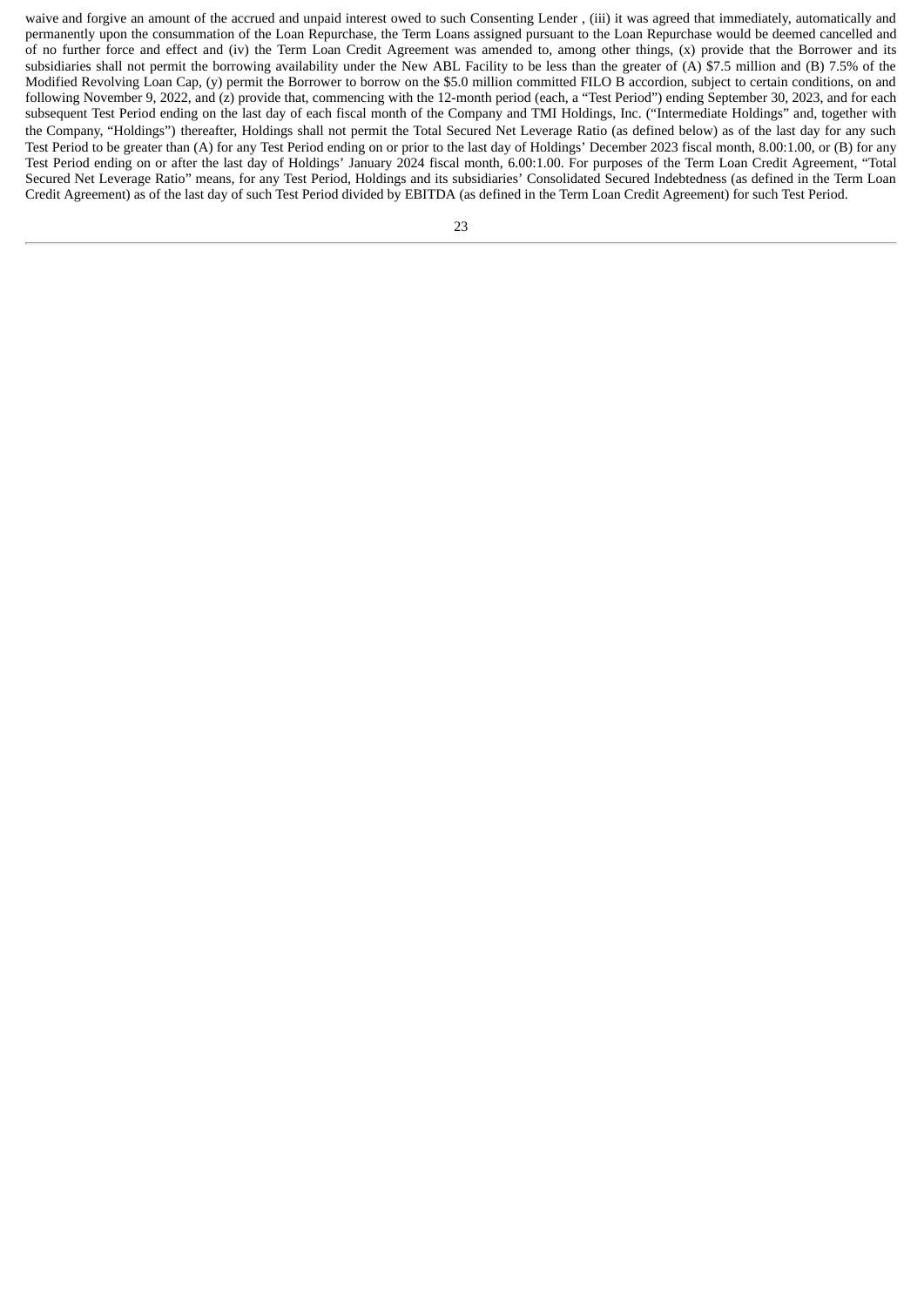waive and forgive an amount of the accrued and unpaid interest owed to such Consenting Lender , (iii) it was agreed that immediately, automatically and permanently upon the consummation of the Loan Repurchase, the Term Loans assigned pursuant to the Loan Repurchase would be deemed cancelled and of no further force and effect and (iv) the Term Loan Credit Agreement was amended to, among other things, (x) provide that the Borrower and its subsidiaries shall not permit the borrowing availability under the New ABL Facility to be less than the greater of (A) $7.5 million and (B) 7.5% of the Modified Revolving Loan Cap, (y) permit the Borrower to borrow on the $5.0 million committed FILO B accordion, subject to certain conditions, on and following November 9, 2022, and (z) provide that, commencing with the 12-month period (each, a "Test Period") ending September 30, 2023, and for each subsequent Test Period ending on the last day of each fiscal month of the Company and TMI Holdings, Inc. ("Intermediate Holdings" and, together with the Company, "Holdings") thereafter, Holdings shall not permit the Total Secured Net Leverage Ratio (as defined below) as of the last day for any such Test Period to be greater than (A) for any Test Period ending on or prior to the last day of Holdings' December 2023 fiscal month, 8.00:1.00, or (B) for any Test Period ending on or after the last day of Holdings' January 2024 fiscal month, 6.00:1.00. For purposes of the Term Loan Credit Agreement, "Total Secured Net Leverage Ratio" means, for any Test Period, Holdings and its subsidiaries' Consolidated Secured Indebtedness (as defined in the Term Loan Credit Agreement) as of the last day of such Test Period divided by EBITDA (as defined in the Term Loan Credit Agreement) for such Test Period.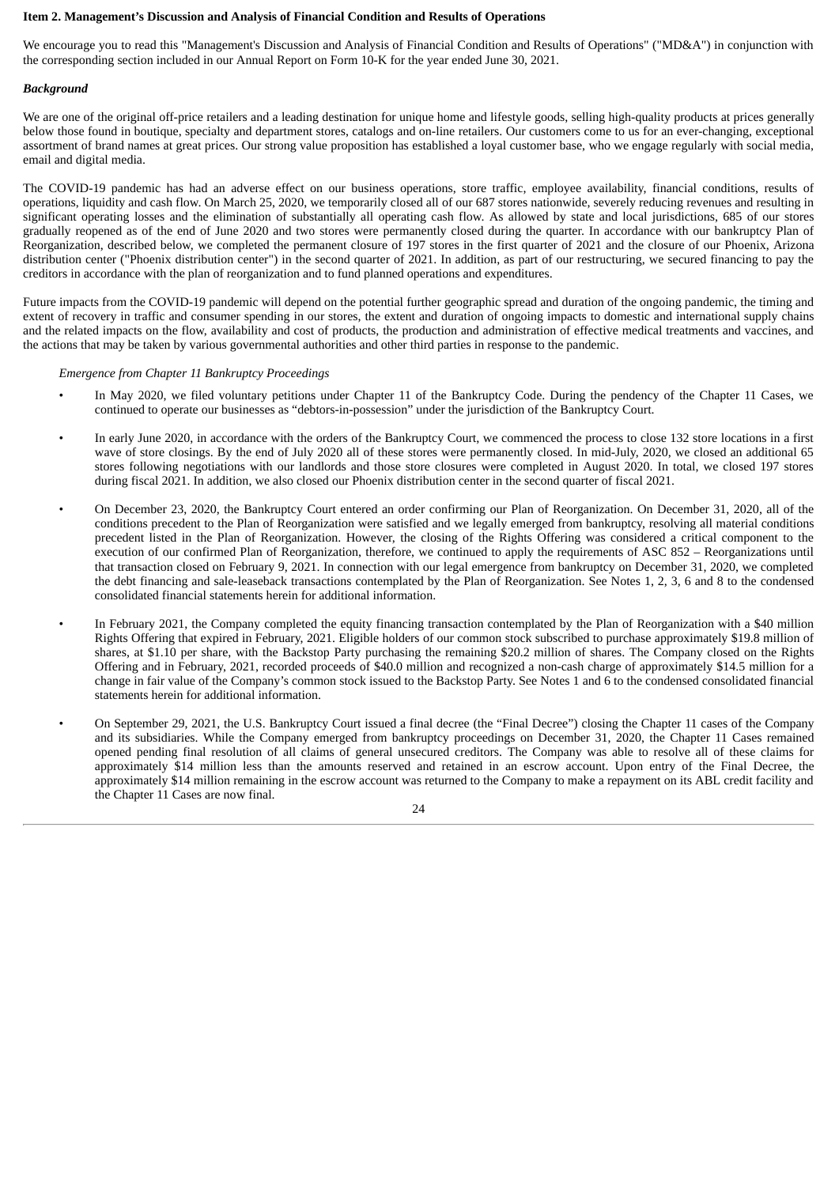**Item 2. Management's Discussion and Analysis of Financial Condition and Results of Operations**

We encourage you to read this "Management's Discussion and Analysis of Financial Condition and Results of Operations" ("MD&A") in conjunction with the corresponding section included in our Annual Report on Form 10-K for the year ended June 30, 2021.

***Background***

We are one of the original off-price retailers and a leading destination for unique home and lifestyle goods, selling high-quality products at prices generally below those found in boutique, specialty and department stores, catalogs and on-line retailers. Our customers come to us for an ever-changing, exceptional assortment of brand names at great prices. Our strong value proposition has established a loyal customer base, who we engage regularly with social media, email and digital media.

The COVID-19 pandemic has had an adverse effect on our business operations, store traffic, employee availability, financial conditions, results of operations, liquidity and cash flow. On March 25, 2020, we temporarily closed all of our 687 stores nationwide, severely reducing revenues and resulting in significant operating losses and the elimination of substantially all operating cash flow. As allowed by state and local jurisdictions, 685 of our stores gradually reopened as of the end of June 2020 and two stores were permanently closed during the quarter. In accordance with our bankruptcy Plan of Reorganization, described below, we completed the permanent closure of 197 stores in the first quarter of 2021 and the closure of our Phoenix, Arizona distribution center ("Phoenix distribution center") in the second quarter of 2021. In addition, as part of our restructuring, we secured financing to pay the creditors in accordance with the plan of reorganization and to fund planned operations and expenditures.

Future impacts from the COVID-19 pandemic will depend on the potential further geographic spread and duration of the ongoing pandemic, the timing and extent of recovery in traffic and consumer spending in our stores, the extent and duration of ongoing impacts to domestic and international supply chains and the related impacts on the flow, availability and cost of products, the production and administration of effective medical treatments and vaccines, and the actions that may be taken by various governmental authorities and other third parties in response to the pandemic.

*Emergence from Chapter 11 Bankruptcy Proceedings*

- In May 2020, we filed voluntary petitions under Chapter 11 of the Bankruptcy Code. During the pendency of the Chapter 11 Cases, we continued to operate our businesses as "debtors-in-possession" under the jurisdiction of the Bankruptcy Court.
- In early June 2020, in accordance with the orders of the Bankruptcy Court, we commenced the process to close 132 store locations in a first wave of store closings. By the end of July 2020 all of these stores were permanently closed. In mid-July, 2020, we closed an additional 65 stores following negotiations with our landlords and those store closures were completed in August 2020. In total, we closed 197 stores during fiscal 2021. In addition, we also closed our Phoenix distribution center in the second quarter of fiscal 2021.
- On December 23, 2020, the Bankruptcy Court entered an order confirming our Plan of Reorganization. On December 31, 2020, all of the conditions precedent to the Plan of Reorganization were satisfied and we legally emerged from bankruptcy, resolving all material conditions precedent listed in the Plan of Reorganization. However, the closing of the Rights Offering was considered a critical component to the execution of our confirmed Plan of Reorganization, therefore, we continued to apply the requirements of ASC 852 – Reorganizations until that transaction closed on February 9, 2021. In connection with our legal emergence from bankruptcy on December 31, 2020, we completed the debt financing and sale-leaseback transactions contemplated by the Plan of Reorganization. See Notes 1, 2, 3, 6 and 8 to the condensed consolidated financial statements herein for additional information.
- In February 2021, the Company completed the equity financing transaction contemplated by the Plan of Reorganization with a $40 million Rights Offering that expired in February, 2021. Eligible holders of our common stock subscribed to purchase approximately $19.8 million of shares, at $1.10 per share, with the Backstop Party purchasing the remaining $20.2 million of shares. The Company closed on the Rights Offering and in February, 2021, recorded proceeds of $40.0 million and recognized a non-cash charge of approximately $14.5 million for a change in fair value of the Company's common stock issued to the Backstop Party. See Notes 1 and 6 to the condensed consolidated financial statements herein for additional information.
- On September 29, 2021, the U.S. Bankruptcy Court issued a final decree (the "Final Decree") closing the Chapter 11 cases of the Company and its subsidiaries. While the Company emerged from bankruptcy proceedings on December 31, 2020, the Chapter 11 Cases remained opened pending final resolution of all claims of general unsecured creditors. The Company was able to resolve all of these claims for approximately $14 million less than the amounts reserved and retained in an escrow account. Upon entry of the Final Decree, the approximately $14 million remaining in the escrow account was returned to the Company to make a repayment on its ABL credit facility and the Chapter 11 Cases are now final.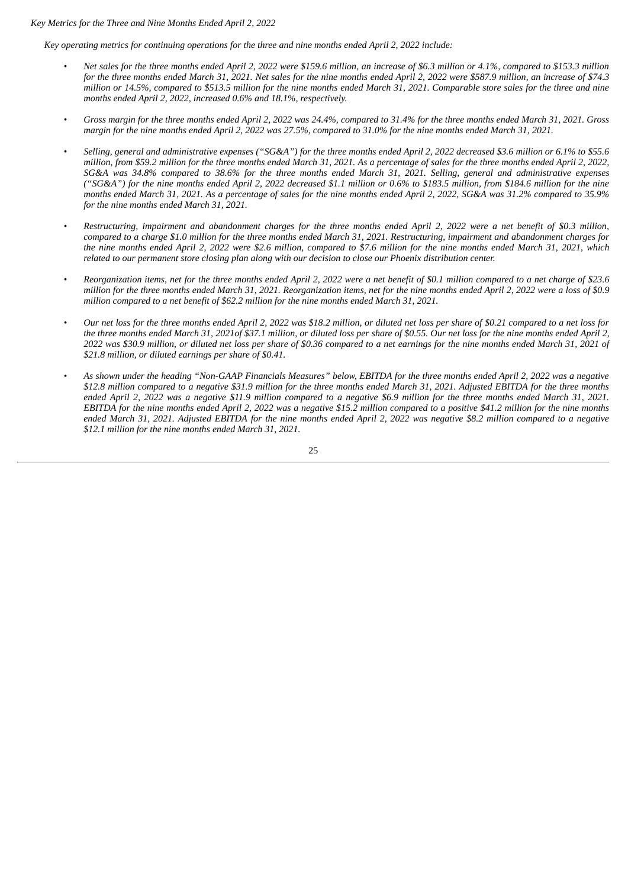*Key Metrics for the Three and Nine Months Ended April 2, 2022*

*Key operating metrics for continuing operations for the three and nine months ended April 2, 2022 include:*

- *Net sales for the three months ended April 2, 2022 were $159.6 million, an increase of $6.3 million or 4.1%, compared to $153.3 million for the three months ended March 31, 2021. Net sales for the nine months ended April 2, 2022 were $587.9 million, an increase of $74.3 million or 14.5%, compared to $513.5 million for the nine months ended March 31, 2021. Comparable store sales for the three and nine months ended April 2, 2022, increased 0.6% and 18.1%, respectively.*

- *Gross margin for the three months ended April 2, 2022 was 24.4%, compared to 31.4% for the three months ended March 31, 2021. Gross margin for the nine months ended April 2, 2022 was 27.5%, compared to 31.0% for the nine months ended March 31, 2021.*

- *Selling, general and administrative expenses ("SG&A") for the three months ended April 2, 2022 decreased $3.6 million or 6.1% to $55.6 million, from $59.2 million for the three months ended March 31, 2021. As a percentage of sales for the three months ended April 2, 2022, SG&A was 34.8% compared to 38.6% for the three months ended March 31, 2021. Selling, general and administrative expenses ("SG&A") for the nine months ended April 2, 2022 decreased $1.1 million or 0.6% to $183.5 million, from $184.6 million for the nine months ended March 31, 2021. As a percentage of sales for the nine months ended April 2, 2022, SG&A was 31.2% compared to 35.9% for the nine months ended March 31, 2021.*

- *Restructuring, impairment and abandonment charges for the three months ended April 2, 2022 were a net benefit of $0.3 million, compared to a charge $1.0 million for the three months ended March 31, 2021. Restructuring, impairment and abandonment charges for the nine months ended April 2, 2022 were $2.6 million, compared to $7.6 million for the nine months ended March 31, 2021, which related to our permanent store closing plan along with our decision to close our Phoenix distribution center.*

- *Reorganization items, net for the three months ended April 2, 2022 were a net benefit of $0.1 million compared to a net charge of $23.6 million for the three months ended March 31, 2021. Reorganization items, net for the nine months ended April 2, 2022 were a loss of $0.9 million compared to a net benefit of $62.2 million for the nine months ended March 31, 2021.*

- *Our net loss for the three months ended April 2, 2022 was $18.2 million, or diluted net loss per share of $0.21 compared to a net loss for the three months ended March 31, 2021of $37.1 million, or diluted loss per share of $0.55. Our net loss for the nine months ended April 2, 2022 was $30.9 million, or diluted net loss per share of $0.36 compared to a net earnings for the nine months ended March 31, 2021 of $21.8 million, or diluted earnings per share of $0.41.*

- *As shown under the heading "Non-GAAP Financials Measures" below, EBITDA for the three months ended April 2, 2022 was a negative $12.8 million compared to a negative $31.9 million for the three months ended March 31, 2021. Adjusted EBITDA for the three months ended April 2, 2022 was a negative $11.9 million compared to a negative $6.9 million for the three months ended March 31, 2021. EBITDA for the nine months ended April 2, 2022 was a negative $15.2 million compared to a positive $41.2 million for the nine months ended March 31, 2021. Adjusted EBITDA for the nine months ended April 2, 2022 was negative $8.2 million compared to a negative $12.1 million for the nine months ended March 31, 2021.*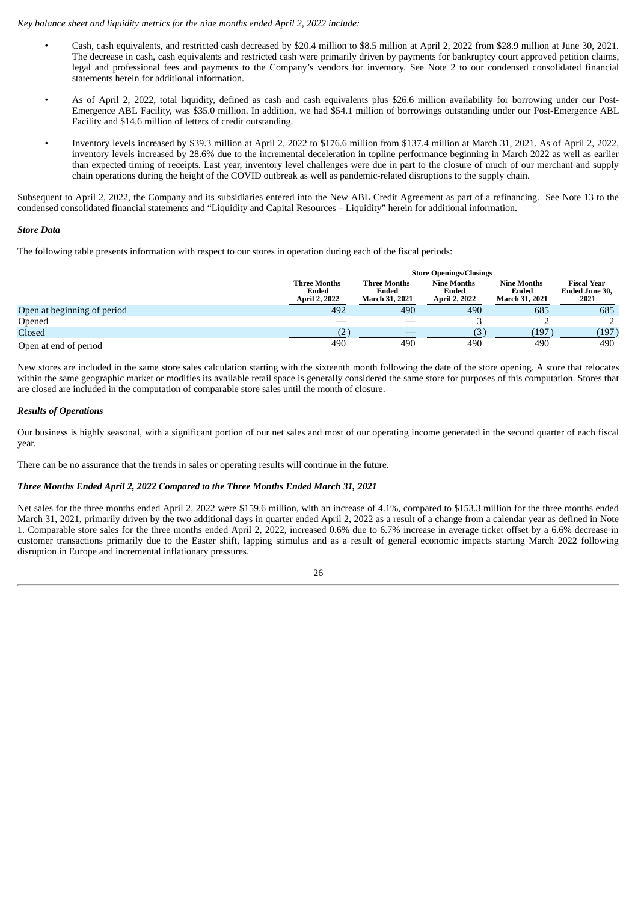*Key balance sheet and liquidity metrics for the nine months ended April 2, 2022 include:*

- Cash, cash equivalents, and restricted cash decreased by $20.4 million to $8.5 million at April 2, 2022 from $28.9 million at June 30, 2021. The decrease in cash, cash equivalents and restricted cash were primarily driven by payments for bankruptcy court approved petition claims, legal and professional fees and payments to the Company's vendors for inventory. See Note 2 to our condensed consolidated financial statements herein for additional information.
- As of April 2, 2022, total liquidity, defined as cash and cash equivalents plus $26.6 million availability for borrowing under our Post-Emergence ABL Facility, was $35.0 million. In addition, we had $54.1 million of borrowings outstanding under our Post-Emergence ABL Facility and $14.6 million of letters of credit outstanding.
- Inventory levels increased by $39.3 million at April 2, 2022 to $176.6 million from $137.4 million at March 31, 2021. As of April 2, 2022, inventory levels increased by 28.6% due to the incremental deceleration in topline performance beginning in March 2022 as well as earlier than expected timing of receipts. Last year, inventory level challenges were due in part to the closure of much of our merchant and supply chain operations during the height of the COVID outbreak as well as pandemic-related disruptions to the supply chain.

Subsequent to April 2, 2022, the Company and its subsidiaries entered into the New ABL Credit Agreement as part of a refinancing. See Note 13 to the condensed consolidated financial statements and "Liquidity and Capital Resources – Liquidity" herein for additional information.

### *Store Data*

The following table presents information with respect to our stores in operation during each of the fiscal periods:

| | Store Openings/Closings | | | | |
|---|---|---|---|---|---|
| | Three Months Ended April 2, 2022 | Three Months Ended March 31, 2021 | Nine Months Ended April 2, 2022 | Nine Months Ended March 31, 2021 | Fiscal Year Ended June 30, 2021 |
| Open at beginning of period | 492 | 490 | 490 | 685 | 685 |
| Opened | — | — | 3 | 2 | 2 |
| Closed | (2) | — | (3) | (197) | (197) |
| Open at end of period | 490 | 490 | 490 | 490 | 490 |

New stores are included in the same store sales calculation starting with the sixteenth month following the date of the store opening. A store that relocates within the same geographic market or modifies its available retail space is generally considered the same store for purposes of this computation. Stores that are closed are included in the computation of comparable store sales until the month of closure.

### *Results of Operations*

Our business is highly seasonal, with a significant portion of our net sales and most of our operating income generated in the second quarter of each fiscal year.

There can be no assurance that the trends in sales or operating results will continue in the future.

### *Three Months Ended April 2, 2022 Compared to the Three Months Ended March 31, 2021*

Net sales for the three months ended April 2, 2022 were $159.6 million, with an increase of 4.1%, compared to $153.3 million for the three months ended March 31, 2021, primarily driven by the two additional days in quarter ended April 2, 2022 as a result of a change from a calendar year as defined in Note 1. Comparable store sales for the three months ended April 2, 2022, increased 0.6% due to 6.7% increase in average ticket offset by a 6.6% decrease in customer transactions primarily due to the Easter shift, lapping stimulus and as a result of general economic impacts starting March 2022 following disruption in Europe and incremental inflationary pressures.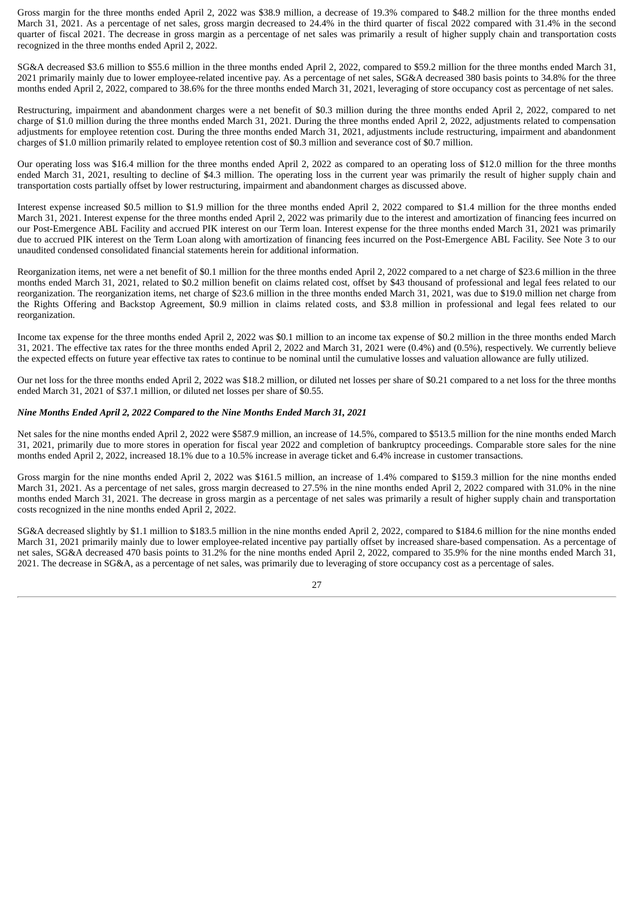Gross margin for the three months ended April 2, 2022 was $38.9 million, a decrease of 19.3% compared to $48.2 million for the three months ended March 31, 2021. As a percentage of net sales, gross margin decreased to 24.4% in the third quarter of fiscal 2022 compared with 31.4% in the second quarter of fiscal 2021. The decrease in gross margin as a percentage of net sales was primarily a result of higher supply chain and transportation costs recognized in the three months ended April 2, 2022.

SG&A decreased $3.6 million to $55.6 million in the three months ended April 2, 2022, compared to $59.2 million for the three months ended March 31, 2021 primarily mainly due to lower employee-related incentive pay. As a percentage of net sales, SG&A decreased 380 basis points to 34.8% for the three months ended April 2, 2022, compared to 38.6% for the three months ended March 31, 2021, leveraging of store occupancy cost as percentage of net sales.

Restructuring, impairment and abandonment charges were a net benefit of $0.3 million during the three months ended April 2, 2022, compared to net charge of $1.0 million during the three months ended March 31, 2021. During the three months ended April 2, 2022, adjustments related to compensation adjustments for employee retention cost. During the three months ended March 31, 2021, adjustments include restructuring, impairment and abandonment charges of $1.0 million primarily related to employee retention cost of $0.3 million and severance cost of $0.7 million.

Our operating loss was $16.4 million for the three months ended April 2, 2022 as compared to an operating loss of $12.0 million for the three months ended March 31, 2021, resulting to decline of $4.3 million. The operating loss in the current year was primarily the result of higher supply chain and transportation costs partially offset by lower restructuring, impairment and abandonment charges as discussed above.

Interest expense increased $0.5 million to $1.9 million for the three months ended April 2, 2022 compared to $1.4 million for the three months ended March 31, 2021. Interest expense for the three months ended April 2, 2022 was primarily due to the interest and amortization of financing fees incurred on our Post-Emergence ABL Facility and accrued PIK interest on our Term loan. Interest expense for the three months ended March 31, 2021 was primarily due to accrued PIK interest on the Term Loan along with amortization of financing fees incurred on the Post-Emergence ABL Facility. See Note 3 to our unaudited condensed consolidated financial statements herein for additional information.

Reorganization items, net were a net benefit of $0.1 million for the three months ended April 2, 2022 compared to a net charge of $23.6 million in the three months ended March 31, 2021, related to $0.2 million benefit on claims related cost, offset by $43 thousand of professional and legal fees related to our reorganization. The reorganization items, net charge of $23.6 million in the three months ended March 31, 2021, was due to $19.0 million net charge from the Rights Offering and Backstop Agreement, $0.9 million in claims related costs, and $3.8 million in professional and legal fees related to our reorganization.

Income tax expense for the three months ended April 2, 2022 was $0.1 million to an income tax expense of $0.2 million in the three months ended March 31, 2021. The effective tax rates for the three months ended April 2, 2022 and March 31, 2021 were (0.4%) and (0.5%), respectively. We currently believe the expected effects on future year effective tax rates to continue to be nominal until the cumulative losses and valuation allowance are fully utilized.

Our net loss for the three months ended April 2, 2022 was $18.2 million, or diluted net losses per share of $0.21 compared to a net loss for the three months ended March 31, 2021 of $37.1 million, or diluted net losses per share of $0.55.

***Nine Months Ended April 2, 2022 Compared to the Nine Months Ended March 31, 2021***

Net sales for the nine months ended April 2, 2022 were $587.9 million, an increase of 14.5%, compared to $513.5 million for the nine months ended March 31, 2021, primarily due to more stores in operation for fiscal year 2022 and completion of bankruptcy proceedings. Comparable store sales for the nine months ended April 2, 2022, increased 18.1% due to a 10.5% increase in average ticket and 6.4% increase in customer transactions.

Gross margin for the nine months ended April 2, 2022 was $161.5 million, an increase of 1.4% compared to $159.3 million for the nine months ended March 31, 2021. As a percentage of net sales, gross margin decreased to 27.5% in the nine months ended April 2, 2022 compared with 31.0% in the nine months ended March 31, 2021. The decrease in gross margin as a percentage of net sales was primarily a result of higher supply chain and transportation costs recognized in the nine months ended April 2, 2022.

SG&A decreased slightly by $1.1 million to $183.5 million in the nine months ended April 2, 2022, compared to $184.6 million for the nine months ended March 31, 2021 primarily mainly due to lower employee-related incentive pay partially offset by increased share-based compensation. As a percentage of net sales, SG&A decreased 470 basis points to 31.2% for the nine months ended April 2, 2022, compared to 35.9% for the nine months ended March 31, 2021. The decrease in SG&A, as a percentage of net sales, was primarily due to leveraging of store occupancy cost as a percentage of sales.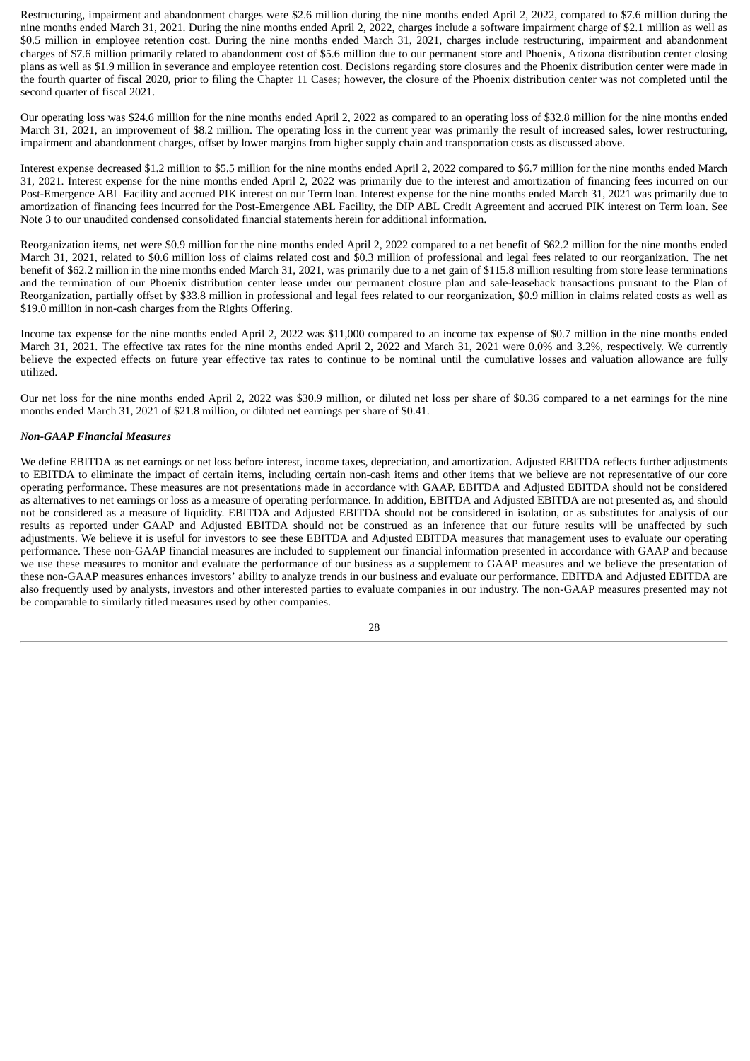Restructuring, impairment and abandonment charges were $2.6 million during the nine months ended April 2, 2022, compared to $7.6 million during the nine months ended March 31, 2021. During the nine months ended April 2, 2022, charges include a software impairment charge of $2.1 million as well as $0.5 million in employee retention cost. During the nine months ended March 31, 2021, charges include restructuring, impairment and abandonment charges of $7.6 million primarily related to abandonment cost of $5.6 million due to our permanent store and Phoenix, Arizona distribution center closing plans as well as $1.9 million in severance and employee retention cost. Decisions regarding store closures and the Phoenix distribution center were made in the fourth quarter of fiscal 2020, prior to filing the Chapter 11 Cases; however, the closure of the Phoenix distribution center was not completed until the second quarter of fiscal 2021.

Our operating loss was $24.6 million for the nine months ended April 2, 2022 as compared to an operating loss of $32.8 million for the nine months ended March 31, 2021, an improvement of $8.2 million. The operating loss in the current year was primarily the result of increased sales, lower restructuring, impairment and abandonment charges, offset by lower margins from higher supply chain and transportation costs as discussed above.

Interest expense decreased $1.2 million to $5.5 million for the nine months ended April 2, 2022 compared to $6.7 million for the nine months ended March 31, 2021. Interest expense for the nine months ended April 2, 2022 was primarily due to the interest and amortization of financing fees incurred on our Post-Emergence ABL Facility and accrued PIK interest on our Term loan. Interest expense for the nine months ended March 31, 2021 was primarily due to amortization of financing fees incurred for the Post-Emergence ABL Facility, the DIP ABL Credit Agreement and accrued PIK interest on Term loan. See Note 3 to our unaudited condensed consolidated financial statements herein for additional information.

Reorganization items, net were $0.9 million for the nine months ended April 2, 2022 compared to a net benefit of $62.2 million for the nine months ended March 31, 2021, related to $0.6 million loss of claims related cost and $0.3 million of professional and legal fees related to our reorganization. The net benefit of $62.2 million in the nine months ended March 31, 2021, was primarily due to a net gain of $115.8 million resulting from store lease terminations and the termination of our Phoenix distribution center lease under our permanent closure plan and sale-leaseback transactions pursuant to the Plan of Reorganization, partially offset by $33.8 million in professional and legal fees related to our reorganization, $0.9 million in claims related costs as well as $19.0 million in non-cash charges from the Rights Offering.

Income tax expense for the nine months ended April 2, 2022 was $11,000 compared to an income tax expense of $0.7 million in the nine months ended March 31, 2021. The effective tax rates for the nine months ended April 2, 2022 and March 31, 2021 were 0.0% and 3.2%, respectively. We currently believe the expected effects on future year effective tax rates to continue to be nominal until the cumulative losses and valuation allowance are fully utilized.

Our net loss for the nine months ended April 2, 2022 was $30.9 million, or diluted net loss per share of $0.36 compared to a net earnings for the nine months ended March 31, 2021 of $21.8 million, or diluted net earnings per share of $0.41.

### *Non-GAAP Financial Measures*

We define EBITDA as net earnings or net loss before interest, income taxes, depreciation, and amortization. Adjusted EBITDA reflects further adjustments to EBITDA to eliminate the impact of certain items, including certain non-cash items and other items that we believe are not representative of our core operating performance. These measures are not presentations made in accordance with GAAP. EBITDA and Adjusted EBITDA should not be considered as alternatives to net earnings or loss as a measure of operating performance. In addition, EBITDA and Adjusted EBITDA are not presented as, and should not be considered as a measure of liquidity. EBITDA and Adjusted EBITDA should not be considered in isolation, or as substitutes for analysis of our results as reported under GAAP and Adjusted EBITDA should not be construed as an inference that our future results will be unaffected by such adjustments. We believe it is useful for investors to see these EBITDA and Adjusted EBITDA measures that management uses to evaluate our operating performance. These non-GAAP financial measures are included to supplement our financial information presented in accordance with GAAP and because we use these measures to monitor and evaluate the performance of our business as a supplement to GAAP measures and we believe the presentation of these non-GAAP measures enhances investors' ability to analyze trends in our business and evaluate our performance. EBITDA and Adjusted EBITDA are also frequently used by analysts, investors and other interested parties to evaluate companies in our industry. The non-GAAP measures presented may not be comparable to similarly titled measures used by other companies.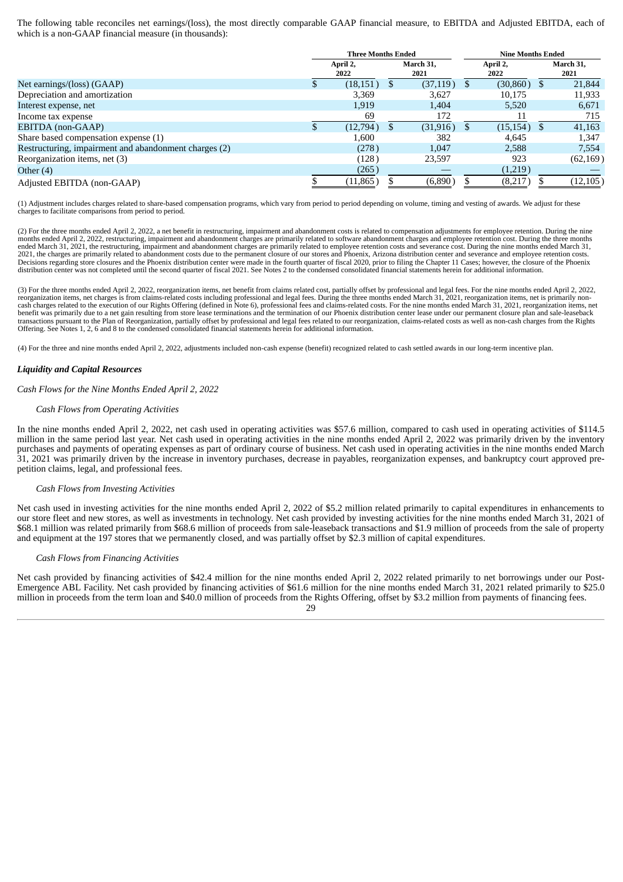The following table reconciles net earnings/(loss), the most directly comparable GAAP financial measure, to EBITDA and Adjusted EBITDA, each of which is a non-GAAP financial measure (in thousands):

| | Three Months Ended | | Nine Months Ended | |
|---|---|---|---|---|
| | April 2, 2022 | March 31, 2021 | April 2, 2022 | March 31, 2021 |
| Net earnings/(loss) (GAAP) | $ (18,151) | $ (37,119) | $ (30,860) | $ 21,844 |
| Depreciation and amortization | 3,369 | 3,627 | 10,175 | 11,933 |
| Interest expense, net | 1,919 | 1,404 | 5,520 | 6,671 |
| Income tax expense | 69 | 172 | 11 | 715 |
| EBITDA (non-GAAP) | $ (12,794) | $ (31,916) | $ (15,154) | $ 41,163 |
| Share based compensation expense (1) | 1,600 | 382 | 4,645 | 1,347 |
| Restructuring, impairment and abandonment charges (2) | (278) | 1,047 | 2,588 | 7,554 |
| Reorganization items, net (3) | (128) | 23,597 | 923 | (62,169) |
| Other (4) | (265) | — | (1,219) | — |
| Adjusted EBITDA (non-GAAP) | $ (11,865) | $ (6,890) | $ (8,217) | $ (12,105) |

(1) Adjustment includes charges related to share-based compensation programs, which vary from period to period depending on volume, timing and vesting of awards. We adjust for these charges to facilitate comparisons from period to period.

(2) For the three months ended April 2, 2022, a net benefit in restructuring, impairment and abandonment costs is related to compensation adjustments for employee retention. During the nine months ended April 2, 2022, restructuring, impairment and abandonment charges are primarily related to software abandonment charges and employee retention cost. During the three months ended March 31, 2021, the restructuring, impairment and abandonment charges are primarily related to employee retention costs and severance cost. During the nine months ended March 31, 2021, the charges are primarily related to abandonment costs due to the permanent closure of our stores and Phoenix, Arizona distribution center and severance and employee retention costs. Decisions regarding store closures and the Phoenix distribution center were made in the fourth quarter of fiscal 2020, prior to filing the Chapter 11 Cases; however, the closure of the Phoenix distribution center was not completed until the second quarter of fiscal 2021. See Notes 2 to the condensed consolidated financial statements herein for additional information.

(3) For the three months ended April 2, 2022, reorganization items, net benefit from claims related cost, partially offset by professional and legal fees. For the nine months ended April 2, 2022, reorganization items, net charges is from claims-related costs including professional and legal fees. During the three months ended March 31, 2021, reorganization items, net is primarily non-cash charges related to the execution of our Rights Offering (defined in Note 6), professional fees and claims-related costs. For the nine months ended March 31, 2021, reorganization items, net benefit was primarily due to a net gain resulting from store lease terminations and the termination of our Phoenix distribution center lease under our permanent closure plan and sale-leaseback transactions pursuant to the Plan of Reorganization, partially offset by professional and legal fees related to our reorganization, claims-related costs as well as non-cash charges from the Rights Offering. See Notes 1, 2, 6 and 8 to the condensed consolidated financial statements herein for additional information.

(4) For the three and nine months ended April 2, 2022, adjustments included non-cash expense (benefit) recognized related to cash settled awards in our long-term incentive plan.

### *Liquidity and Capital Resources*

*Cash Flows for the Nine Months Ended April 2, 2022*

*Cash Flows from Operating Activities*

In the nine months ended April 2, 2022, net cash used in operating activities was $57.6 million, compared to cash used in operating activities of $114.5 million in the same period last year. Net cash used in operating activities in the nine months ended April 2, 2022 was primarily driven by the inventory purchases and payments of operating expenses as part of ordinary course of business. Net cash used in operating activities in the nine months ended March 31, 2021 was primarily driven by the increase in inventory purchases, decrease in payables, reorganization expenses, and bankruptcy court approved pre-petition claims, legal, and professional fees.

*Cash Flows from Investing Activities*

Net cash used in investing activities for the nine months ended April 2, 2022 of $5.2 million related primarily to capital expenditures in enhancements to our store fleet and new stores, as well as investments in technology. Net cash provided by investing activities for the nine months ended March 31, 2021 of $68.1 million was related primarily from $68.6 million of proceeds from sale-leaseback transactions and $1.9 million of proceeds from the sale of property and equipment at the 197 stores that we permanently closed, and was partially offset by $2.3 million of capital expenditures.

*Cash Flows from Financing Activities*

Net cash provided by financing activities of $42.4 million for the nine months ended April 2, 2022 related primarily to net borrowings under our Post-Emergence ABL Facility. Net cash provided by financing activities of $61.6 million for the nine months ended March 31, 2021 related primarily to $25.0 million in proceeds from the term loan and $40.0 million of proceeds from the Rights Offering, offset by $3.2 million from payments of financing fees.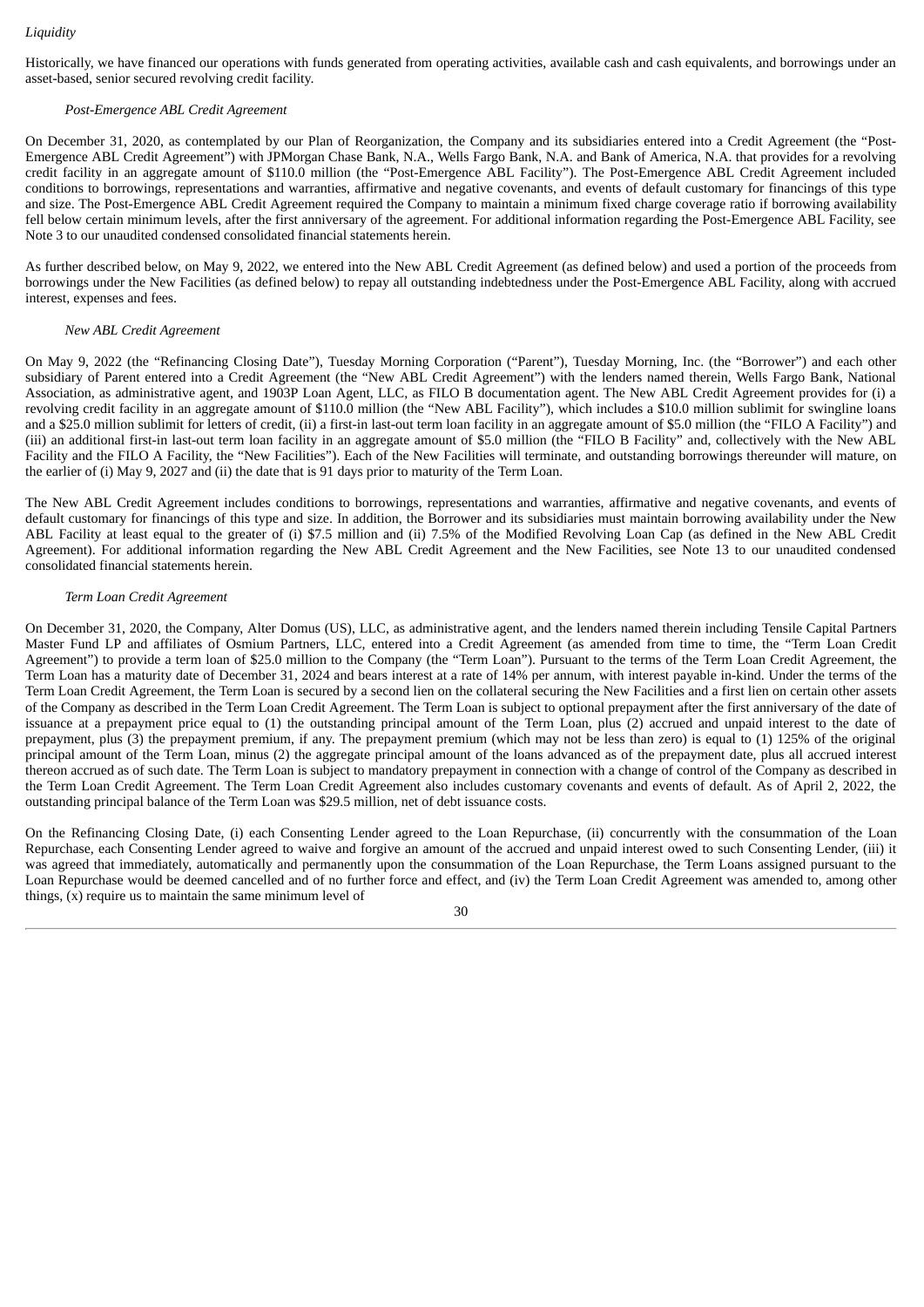*Liquidity*

Historically, we have financed our operations with funds generated from operating activities, available cash and cash equivalents, and borrowings under an asset-based, senior secured revolving credit facility.

*Post-Emergence ABL Credit Agreement*

On December 31, 2020, as contemplated by our Plan of Reorganization, the Company and its subsidiaries entered into a Credit Agreement (the "Post-Emergence ABL Credit Agreement") with JPMorgan Chase Bank, N.A., Wells Fargo Bank, N.A. and Bank of America, N.A. that provides for a revolving credit facility in an aggregate amount of $110.0 million (the "Post-Emergence ABL Facility"). The Post-Emergence ABL Credit Agreement included conditions to borrowings, representations and warranties, affirmative and negative covenants, and events of default customary for financings of this type and size. The Post-Emergence ABL Credit Agreement required the Company to maintain a minimum fixed charge coverage ratio if borrowing availability fell below certain minimum levels, after the first anniversary of the agreement. For additional information regarding the Post-Emergence ABL Facility, see Note 3 to our unaudited condensed consolidated financial statements herein.

As further described below, on May 9, 2022, we entered into the New ABL Credit Agreement (as defined below) and used a portion of the proceeds from borrowings under the New Facilities (as defined below) to repay all outstanding indebtedness under the Post-Emergence ABL Facility, along with accrued interest, expenses and fees.

*New ABL Credit Agreement*

On May 9, 2022 (the "Refinancing Closing Date"), Tuesday Morning Corporation ("Parent"), Tuesday Morning, Inc. (the "Borrower") and each other subsidiary of Parent entered into a Credit Agreement (the "New ABL Credit Agreement") with the lenders named therein, Wells Fargo Bank, National Association, as administrative agent, and 1903P Loan Agent, LLC, as FILO B documentation agent. The New ABL Credit Agreement provides for (i) a revolving credit facility in an aggregate amount of $110.0 million (the "New ABL Facility"), which includes a $10.0 million sublimit for swingline loans and a $25.0 million sublimit for letters of credit, (ii) a first-in last-out term loan facility in an aggregate amount of $5.0 million (the "FILO A Facility") and (iii) an additional first-in last-out term loan facility in an aggregate amount of $5.0 million (the "FILO B Facility" and, collectively with the New ABL Facility and the FILO A Facility, the "New Facilities"). Each of the New Facilities will terminate, and outstanding borrowings thereunder will mature, on the earlier of (i) May 9, 2027 and (ii) the date that is 91 days prior to maturity of the Term Loan.

The New ABL Credit Agreement includes conditions to borrowings, representations and warranties, affirmative and negative covenants, and events of default customary for financings of this type and size. In addition, the Borrower and its subsidiaries must maintain borrowing availability under the New ABL Facility at least equal to the greater of (i) $7.5 million and (ii) 7.5% of the Modified Revolving Loan Cap (as defined in the New ABL Credit Agreement). For additional information regarding the New ABL Credit Agreement and the New Facilities, see Note 13 to our unaudited condensed consolidated financial statements herein.

*Term Loan Credit Agreement*

On December 31, 2020, the Company, Alter Domus (US), LLC, as administrative agent, and the lenders named therein including Tensile Capital Partners Master Fund LP and affiliates of Osmium Partners, LLC, entered into a Credit Agreement (as amended from time to time, the "Term Loan Credit Agreement") to provide a term loan of $25.0 million to the Company (the "Term Loan"). Pursuant to the terms of the Term Loan Credit Agreement, the Term Loan has a maturity date of December 31, 2024 and bears interest at a rate of 14% per annum, with interest payable in-kind. Under the terms of the Term Loan Credit Agreement, the Term Loan is secured by a second lien on the collateral securing the New Facilities and a first lien on certain other assets of the Company as described in the Term Loan Credit Agreement. The Term Loan is subject to optional prepayment after the first anniversary of the date of issuance at a prepayment price equal to (1) the outstanding principal amount of the Term Loan, plus (2) accrued and unpaid interest to the date of prepayment, plus (3) the prepayment premium, if any. The prepayment premium (which may not be less than zero) is equal to (1) 125% of the original principal amount of the Term Loan, minus (2) the aggregate principal amount of the loans advanced as of the prepayment date, plus all accrued interest thereon accrued as of such date. The Term Loan is subject to mandatory prepayment in connection with a change of control of the Company as described in the Term Loan Credit Agreement. The Term Loan Credit Agreement also includes customary covenants and events of default. As of April 2, 2022, the outstanding principal balance of the Term Loan was $29.5 million, net of debt issuance costs.

On the Refinancing Closing Date, (i) each Consenting Lender agreed to the Loan Repurchase, (ii) concurrently with the consummation of the Loan Repurchase, each Consenting Lender agreed to waive and forgive an amount of the accrued and unpaid interest owed to such Consenting Lender, (iii) it was agreed that immediately, automatically and permanently upon the consummation of the Loan Repurchase, the Term Loans assigned pursuant to the Loan Repurchase would be deemed cancelled and of no further force and effect, and (iv) the Term Loan Credit Agreement was amended to, among other things, (x) require us to maintain the same minimum level of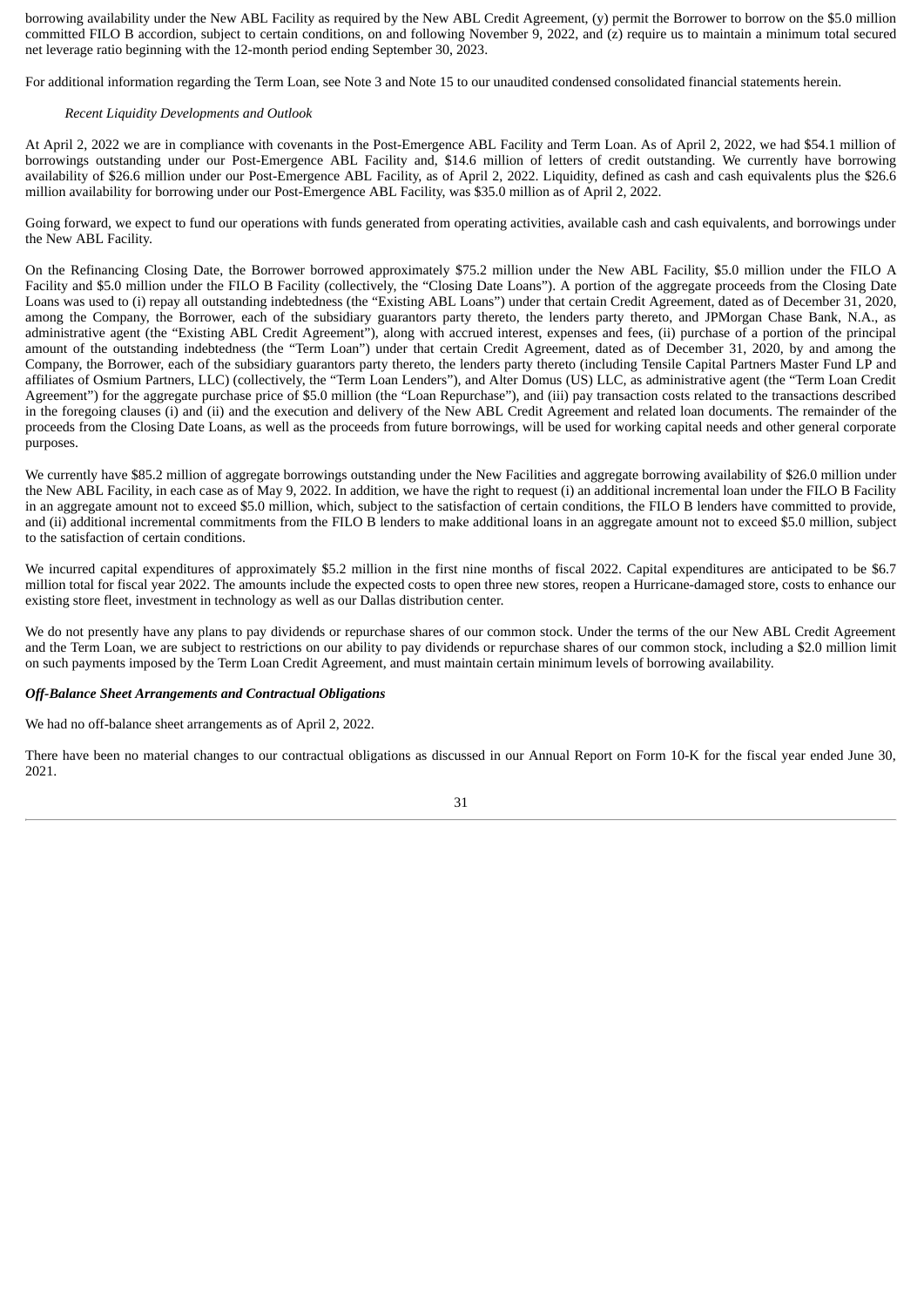borrowing availability under the New ABL Facility as required by the New ABL Credit Agreement, (y) permit the Borrower to borrow on the $5.0 million committed FILO B accordion, subject to certain conditions, on and following November 9, 2022, and (z) require us to maintain a minimum total secured net leverage ratio beginning with the 12-month period ending September 30, 2023.

For additional information regarding the Term Loan, see Note 3 and Note 15 to our unaudited condensed consolidated financial statements herein.

*Recent Liquidity Developments and Outlook*

At April 2, 2022 we are in compliance with covenants in the Post-Emergence ABL Facility and Term Loan. As of April 2, 2022, we had $54.1 million of borrowings outstanding under our Post-Emergence ABL Facility and, $14.6 million of letters of credit outstanding. We currently have borrowing availability of $26.6 million under our Post-Emergence ABL Facility, as of April 2, 2022. Liquidity, defined as cash and cash equivalents plus the $26.6 million availability for borrowing under our Post-Emergence ABL Facility, was $35.0 million as of April 2, 2022.

Going forward, we expect to fund our operations with funds generated from operating activities, available cash and cash equivalents, and borrowings under the New ABL Facility.

On the Refinancing Closing Date, the Borrower borrowed approximately $75.2 million under the New ABL Facility, $5.0 million under the FILO A Facility and $5.0 million under the FILO B Facility (collectively, the "Closing Date Loans"). A portion of the aggregate proceeds from the Closing Date Loans was used to (i) repay all outstanding indebtedness (the "Existing ABL Loans") under that certain Credit Agreement, dated as of December 31, 2020, among the Company, the Borrower, each of the subsidiary guarantors party thereto, the lenders party thereto, and JPMorgan Chase Bank, N.A., as administrative agent (the "Existing ABL Credit Agreement"), along with accrued interest, expenses and fees, (ii) purchase of a portion of the principal amount of the outstanding indebtedness (the "Term Loan") under that certain Credit Agreement, dated as of December 31, 2020, by and among the Company, the Borrower, each of the subsidiary guarantors party thereto, the lenders party thereto (including Tensile Capital Partners Master Fund LP and affiliates of Osmium Partners, LLC) (collectively, the "Term Loan Lenders"), and Alter Domus (US) LLC, as administrative agent (the "Term Loan Credit Agreement") for the aggregate purchase price of $5.0 million (the "Loan Repurchase"), and (iii) pay transaction costs related to the transactions described in the foregoing clauses (i) and (ii) and the execution and delivery of the New ABL Credit Agreement and related loan documents. The remainder of the proceeds from the Closing Date Loans, as well as the proceeds from future borrowings, will be used for working capital needs and other general corporate purposes.

We currently have $85.2 million of aggregate borrowings outstanding under the New Facilities and aggregate borrowing availability of $26.0 million under the New ABL Facility, in each case as of May 9, 2022. In addition, we have the right to request (i) an additional incremental loan under the FILO B Facility in an aggregate amount not to exceed $5.0 million, which, subject to the satisfaction of certain conditions, the FILO B lenders have committed to provide, and (ii) additional incremental commitments from the FILO B lenders to make additional loans in an aggregate amount not to exceed $5.0 million, subject to the satisfaction of certain conditions.

We incurred capital expenditures of approximately $5.2 million in the first nine months of fiscal 2022. Capital expenditures are anticipated to be $6.7 million total for fiscal year 2022. The amounts include the expected costs to open three new stores, reopen a Hurricane-damaged store, costs to enhance our existing store fleet, investment in technology as well as our Dallas distribution center.

We do not presently have any plans to pay dividends or repurchase shares of our common stock. Under the terms of the our New ABL Credit Agreement and the Term Loan, we are subject to restrictions on our ability to pay dividends or repurchase shares of our common stock, including a $2.0 million limit on such payments imposed by the Term Loan Credit Agreement, and must maintain certain minimum levels of borrowing availability.

***Off-Balance Sheet Arrangements and Contractual Obligations***

We had no off-balance sheet arrangements as of April 2, 2022.

There have been no material changes to our contractual obligations as discussed in our Annual Report on Form 10-K for the fiscal year ended June 30, 2021.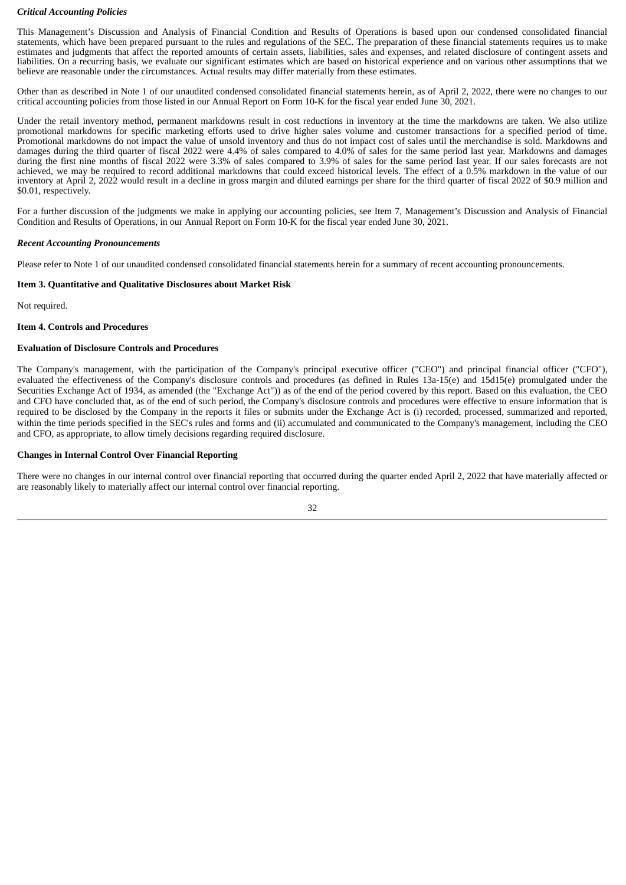***Critical Accounting Policies***

This Management's Discussion and Analysis of Financial Condition and Results of Operations is based upon our condensed consolidated financial statements, which have been prepared pursuant to the rules and regulations of the SEC. The preparation of these financial statements requires us to make estimates and judgments that affect the reported amounts of certain assets, liabilities, sales and expenses, and related disclosure of contingent assets and liabilities. On a recurring basis, we evaluate our significant estimates which are based on historical experience and on various other assumptions that we believe are reasonable under the circumstances. Actual results may differ materially from these estimates.

Other than as described in Note 1 of our unaudited condensed consolidated financial statements herein, as of April 2, 2022, there were no changes to our critical accounting policies from those listed in our Annual Report on Form 10-K for the fiscal year ended June 30, 2021.

Under the retail inventory method, permanent markdowns result in cost reductions in inventory at the time the markdowns are taken. We also utilize promotional markdowns for specific marketing efforts used to drive higher sales volume and customer transactions for a specified period of time. Promotional markdowns do not impact the value of unsold inventory and thus do not impact cost of sales until the merchandise is sold. Markdowns and damages during the third quarter of fiscal 2022 were 4.4% of sales compared to 4.0% of sales for the same period last year. Markdowns and damages during the first nine months of fiscal 2022 were 3.3% of sales compared to 3.9% of sales for the same period last year. If our sales forecasts are not achieved, we may be required to record additional markdowns that could exceed historical levels. The effect of a 0.5% markdown in the value of our inventory at April 2, 2022 would result in a decline in gross margin and diluted earnings per share for the third quarter of fiscal 2022 of $0.9 million and $0.01, respectively.

For a further discussion of the judgments we make in applying our accounting policies, see Item 7, Management's Discussion and Analysis of Financial Condition and Results of Operations, in our Annual Report on Form 10-K for the fiscal year ended June 30, 2021.

***Recent Accounting Pronouncements***

Please refer to Note 1 of our unaudited condensed consolidated financial statements herein for a summary of recent accounting pronouncements.

**Item 3. Quantitative and Qualitative Disclosures about Market Risk**

Not required.

**Item 4. Controls and Procedures**

**Evaluation of Disclosure Controls and Procedures**

The Company's management, with the participation of the Company's principal executive officer ("CEO") and principal financial officer ("CFO"), evaluated the effectiveness of the Company's disclosure controls and procedures (as defined in Rules 13a-15(e) and 15d15(e) promulgated under the Securities Exchange Act of 1934, as amended (the "Exchange Act")) as of the end of the period covered by this report. Based on this evaluation, the CEO and CFO have concluded that, as of the end of such period, the Company's disclosure controls and procedures were effective to ensure information that is required to be disclosed by the Company in the reports it files or submits under the Exchange Act is (i) recorded, processed, summarized and reported, within the time periods specified in the SEC's rules and forms and (ii) accumulated and communicated to the Company's management, including the CEO and CFO, as appropriate, to allow timely decisions regarding required disclosure.

**Changes in Internal Control Over Financial Reporting**

There were no changes in our internal control over financial reporting that occurred during the quarter ended April 2, 2022 that have materially affected or are reasonably likely to materially affect our internal control over financial reporting.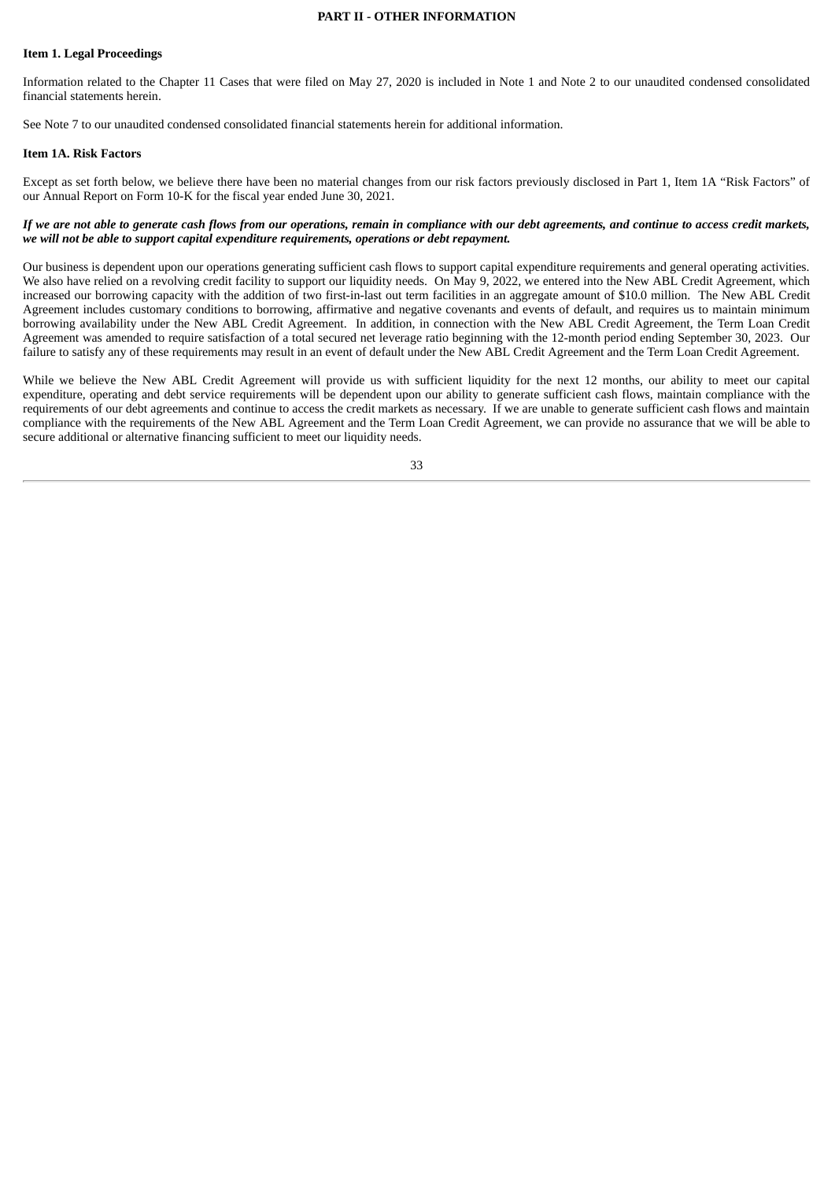## PART II - OTHER INFORMATION

### Item 1. Legal Proceedings

Information related to the Chapter 11 Cases that were filed on May 27, 2020 is included in Note 1 and Note 2 to our unaudited condensed consolidated financial statements herein.

See Note 7 to our unaudited condensed consolidated financial statements herein for additional information.

### Item 1A. Risk Factors

Except as set forth below, we believe there have been no material changes from our risk factors previously disclosed in Part 1, Item 1A "Risk Factors" of our Annual Report on Form 10-K for the fiscal year ended June 30, 2021.

***If we are not able to generate cash flows from our operations, remain in compliance with our debt agreements, and continue to access credit markets, we will not be able to support capital expenditure requirements, operations or debt repayment.***

Our business is dependent upon our operations generating sufficient cash flows to support capital expenditure requirements and general operating activities. We also have relied on a revolving credit facility to support our liquidity needs. On May 9, 2022, we entered into the New ABL Credit Agreement, which increased our borrowing capacity with the addition of two first-in-last out term facilities in an aggregate amount of $10.0 million. The New ABL Credit Agreement includes customary conditions to borrowing, affirmative and negative covenants and events of default, and requires us to maintain minimum borrowing availability under the New ABL Credit Agreement. In addition, in connection with the New ABL Credit Agreement, the Term Loan Credit Agreement was amended to require satisfaction of a total secured net leverage ratio beginning with the 12-month period ending September 30, 2023. Our failure to satisfy any of these requirements may result in an event of default under the New ABL Credit Agreement and the Term Loan Credit Agreement.

While we believe the New ABL Credit Agreement will provide us with sufficient liquidity for the next 12 months, our ability to meet our capital expenditure, operating and debt service requirements will be dependent upon our ability to generate sufficient cash flows, maintain compliance with the requirements of our debt agreements and continue to access the credit markets as necessary. If we are unable to generate sufficient cash flows and maintain compliance with the requirements of the New ABL Agreement and the Term Loan Credit Agreement, we can provide no assurance that we will be able to secure additional or alternative financing sufficient to meet our liquidity needs.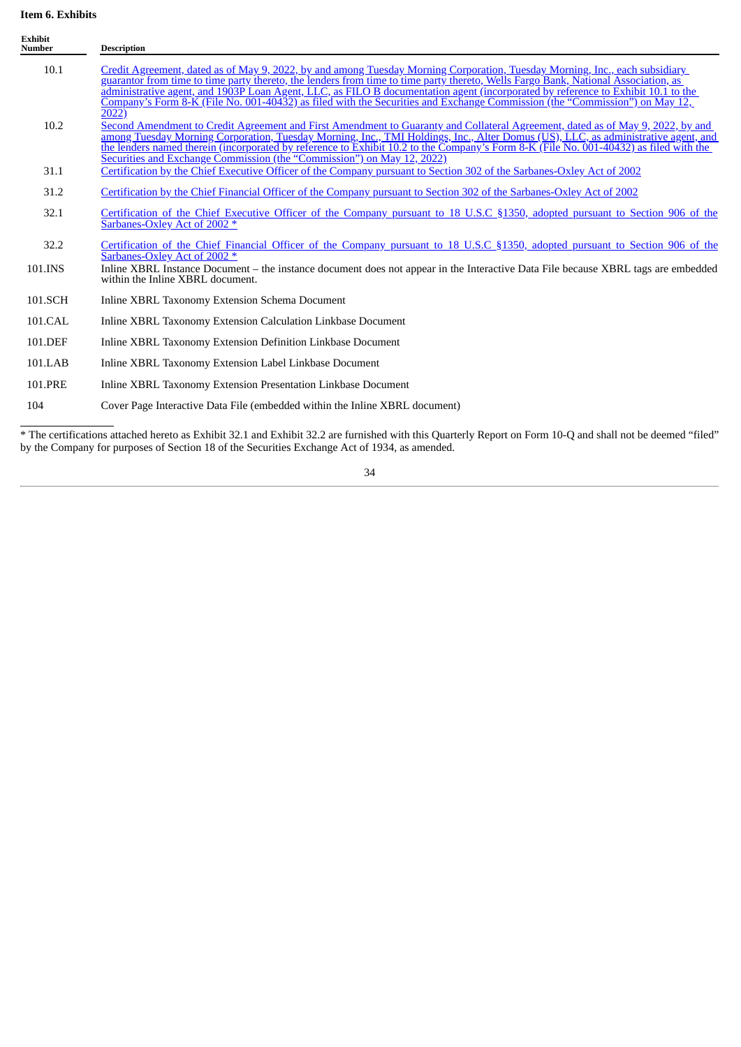**Item 6. Exhibits**

| Exhibit Number | Description |
|---|---|
| 10.1 | Credit Agreement, dated as of May 9, 2022, by and among Tuesday Morning Corporation, Tuesday Morning, Inc., each subsidiary guarantor from time to time party thereto, the lenders from time to time party thereto, Wells Fargo Bank, National Association, as administrative agent, and 1903P Loan Agent, LLC, as FILO B documentation agent (incorporated by reference to Exhibit 10.1 to the Company's Form 8-K (File No. 001-40432) as filed with the Securities and Exchange Commission (the "Commission") on May 12, 2022) |
| 10.2 | Second Amendment to Credit Agreement and First Amendment to Guaranty and Collateral Agreement, dated as of May 9, 2022, by and among Tuesday Morning Corporation, Tuesday Morning, Inc., TMI Holdings, Inc., Alter Domus (US), LLC, as administrative agent, and the lenders named therein (incorporated by reference to Exhibit 10.2 to the Company's Form 8-K (File No. 001-40432) as filed with the Securities and Exchange Commission (the "Commission") on May 12, 2022) |
| 31.1 | Certification by the Chief Executive Officer of the Company pursuant to Section 302 of the Sarbanes-Oxley Act of 2002 |
| 31.2 | Certification by the Chief Financial Officer of the Company pursuant to Section 302 of the Sarbanes-Oxley Act of 2002 |
| 32.1 | Certification of the Chief Executive Officer of the Company pursuant to 18 U.S.C §1350, adopted pursuant to Section 906 of the Sarbanes-Oxley Act of 2002 * |
| 32.2 | Certification of the Chief Financial Officer of the Company pursuant to 18 U.S.C §1350, adopted pursuant to Section 906 of the Sarbanes-Oxley Act of 2002 * |
| 101.INS | Inline XBRL Instance Document – the instance document does not appear in the Interactive Data File because XBRL tags are embedded within the Inline XBRL document. |
| 101.SCH | Inline XBRL Taxonomy Extension Schema Document |
| 101.CAL | Inline XBRL Taxonomy Extension Calculation Linkbase Document |
| 101.DEF | Inline XBRL Taxonomy Extension Definition Linkbase Document |
| 101.LAB | Inline XBRL Taxonomy Extension Label Linkbase Document |
| 101.PRE | Inline XBRL Taxonomy Extension Presentation Linkbase Document |
| 104 | Cover Page Interactive Data File (embedded within the Inline XBRL document) |

* The certifications attached hereto as Exhibit 32.1 and Exhibit 32.2 are furnished with this Quarterly Report on Form 10-Q and shall not be deemed "filed" by the Company for purposes of Section 18 of the Securities Exchange Act of 1934, as amended.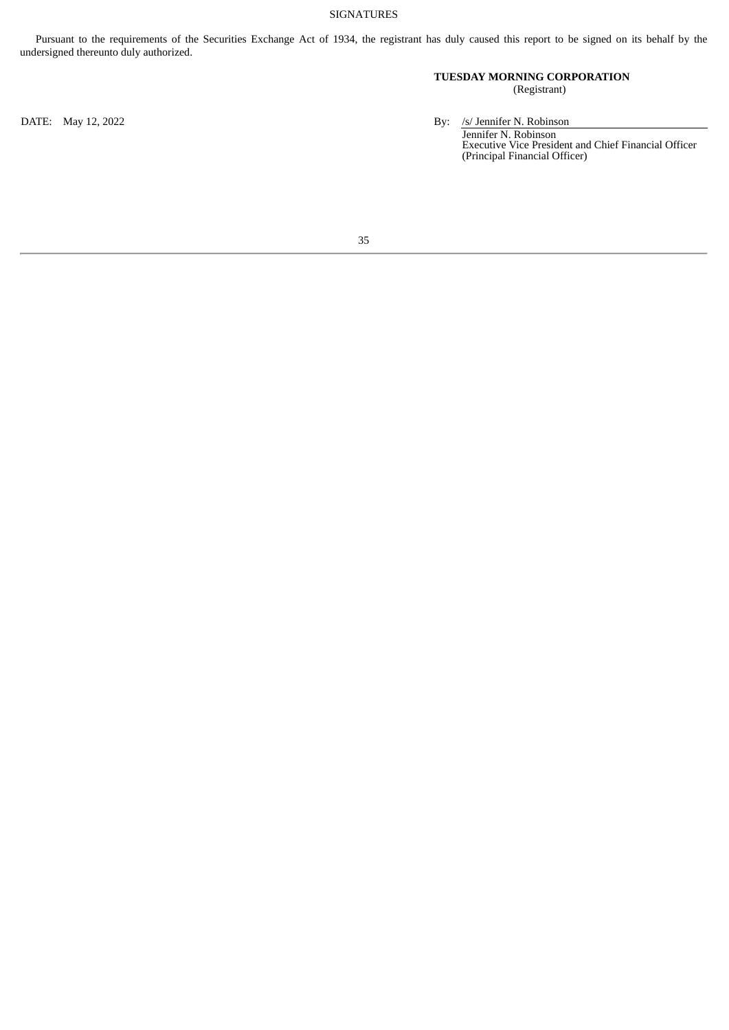# SIGNATURES

Pursuant to the requirements of the Securities Exchange Act of 1934, the registrant has duly caused this report to be signed on its behalf by the undersigned thereunto duly authorized.

**TUESDAY MORNING CORPORATION**
(Registrant)

DATE: May 12, 2022

By: /s/ Jennifer N. Robinson
Jennifer N. Robinson
Executive Vice President and Chief Financial Officer
(Principal Financial Officer)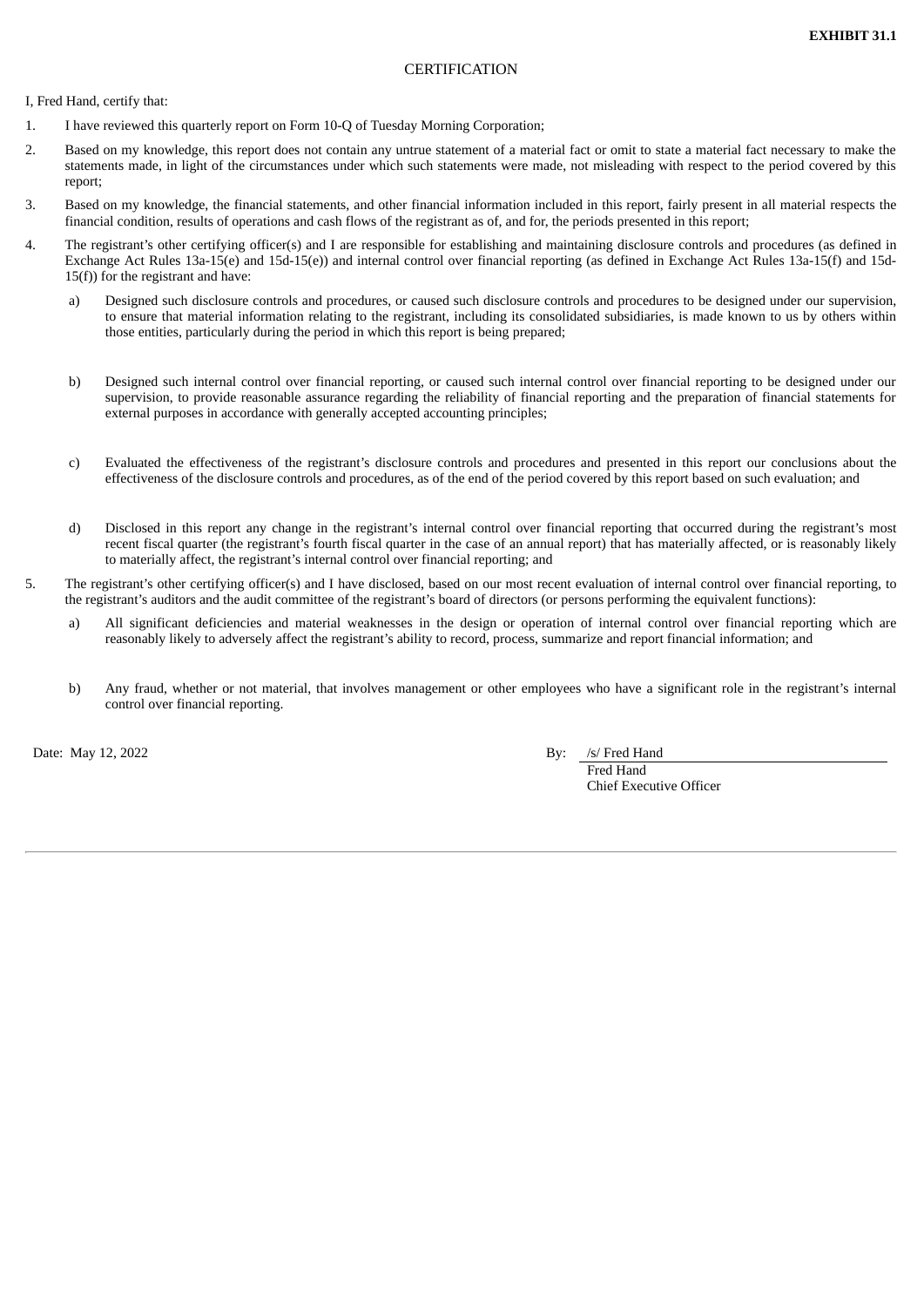**EXHIBIT 31.1**

# CERTIFICATION

I, Fred Hand, certify that:

1. I have reviewed this quarterly report on Form 10-Q of Tuesday Morning Corporation;

2. Based on my knowledge, this report does not contain any untrue statement of a material fact or omit to state a material fact necessary to make the statements made, in light of the circumstances under which such statements were made, not misleading with respect to the period covered by this report;

3. Based on my knowledge, the financial statements, and other financial information included in this report, fairly present in all material respects the financial condition, results of operations and cash flows of the registrant as of, and for, the periods presented in this report;

4. The registrant's other certifying officer(s) and I are responsible for establishing and maintaining disclosure controls and procedures (as defined in Exchange Act Rules 13a-15(e) and 15d-15(e)) and internal control over financial reporting (as defined in Exchange Act Rules 13a-15(f) and 15d-15(f)) for the registrant and have:

   a) Designed such disclosure controls and procedures, or caused such disclosure controls and procedures to be designed under our supervision, to ensure that material information relating to the registrant, including its consolidated subsidiaries, is made known to us by others within those entities, particularly during the period in which this report is being prepared;

   b) Designed such internal control over financial reporting, or caused such internal control over financial reporting to be designed under our supervision, to provide reasonable assurance regarding the reliability of financial reporting and the preparation of financial statements for external purposes in accordance with generally accepted accounting principles;

   c) Evaluated the effectiveness of the registrant's disclosure controls and procedures and presented in this report our conclusions about the effectiveness of the disclosure controls and procedures, as of the end of the period covered by this report based on such evaluation; and

   d) Disclosed in this report any change in the registrant's internal control over financial reporting that occurred during the registrant's most recent fiscal quarter (the registrant's fourth fiscal quarter in the case of an annual report) that has materially affected, or is reasonably likely to materially affect, the registrant's internal control over financial reporting; and

5. The registrant's other certifying officer(s) and I have disclosed, based on our most recent evaluation of internal control over financial reporting, to the registrant's auditors and the audit committee of the registrant's board of directors (or persons performing the equivalent functions):

   a) All significant deficiencies and material weaknesses in the design or operation of internal control over financial reporting which are reasonably likely to adversely affect the registrant's ability to record, process, summarize and report financial information; and

   b) Any fraud, whether or not material, that involves management or other employees who have a significant role in the registrant's internal control over financial reporting.

Date: May 12, 2022

By: /s/ Fred Hand
Fred Hand
Chief Executive Officer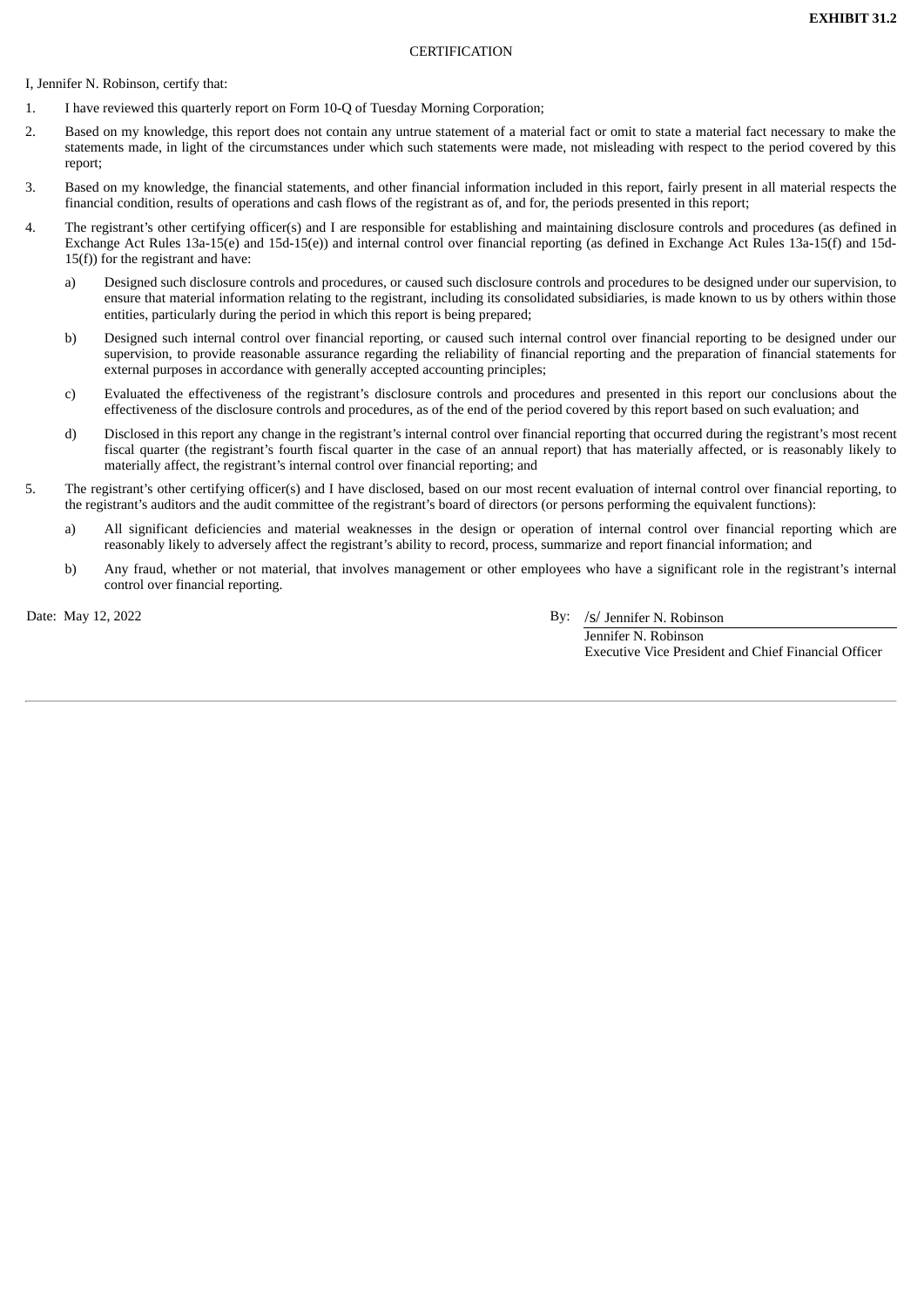**EXHIBIT 31.2**

CERTIFICATION

I, Jennifer N. Robinson, certify that:

1. I have reviewed this quarterly report on Form 10-Q of Tuesday Morning Corporation;
2. Based on my knowledge, this report does not contain any untrue statement of a material fact or omit to state a material fact necessary to make the statements made, in light of the circumstances under which such statements were made, not misleading with respect to the period covered by this report;
3. Based on my knowledge, the financial statements, and other financial information included in this report, fairly present in all material respects the financial condition, results of operations and cash flows of the registrant as of, and for, the periods presented in this report;
4. The registrant's other certifying officer(s) and I are responsible for establishing and maintaining disclosure controls and procedures (as defined in Exchange Act Rules 13a-15(e) and 15d-15(e)) and internal control over financial reporting (as defined in Exchange Act Rules 13a-15(f) and 15d-15(f)) for the registrant and have:
   a) Designed such disclosure controls and procedures, or caused such disclosure controls and procedures to be designed under our supervision, to ensure that material information relating to the registrant, including its consolidated subsidiaries, is made known to us by others within those entities, particularly during the period in which this report is being prepared;
   b) Designed such internal control over financial reporting, or caused such internal control over financial reporting to be designed under our supervision, to provide reasonable assurance regarding the reliability of financial reporting and the preparation of financial statements for external purposes in accordance with generally accepted accounting principles;
   c) Evaluated the effectiveness of the registrant's disclosure controls and procedures and presented in this report our conclusions about the effectiveness of the disclosure controls and procedures, as of the end of the period covered by this report based on such evaluation; and
   d) Disclosed in this report any change in the registrant's internal control over financial reporting that occurred during the registrant's most recent fiscal quarter (the registrant's fourth fiscal quarter in the case of an annual report) that has materially affected, or is reasonably likely to materially affect, the registrant's internal control over financial reporting; and
5. The registrant's other certifying officer(s) and I have disclosed, based on our most recent evaluation of internal control over financial reporting, to the registrant's auditors and the audit committee of the registrant's board of directors (or persons performing the equivalent functions):
   a) All significant deficiencies and material weaknesses in the design or operation of internal control over financial reporting which are reasonably likely to adversely affect the registrant's ability to record, process, summarize and report financial information; and
   b) Any fraud, whether or not material, that involves management or other employees who have a significant role in the registrant's internal control over financial reporting.

Date: May 12, 2022

By: /s/ Jennifer N. Robinson

Jennifer N. Robinson
Executive Vice President and Chief Financial Officer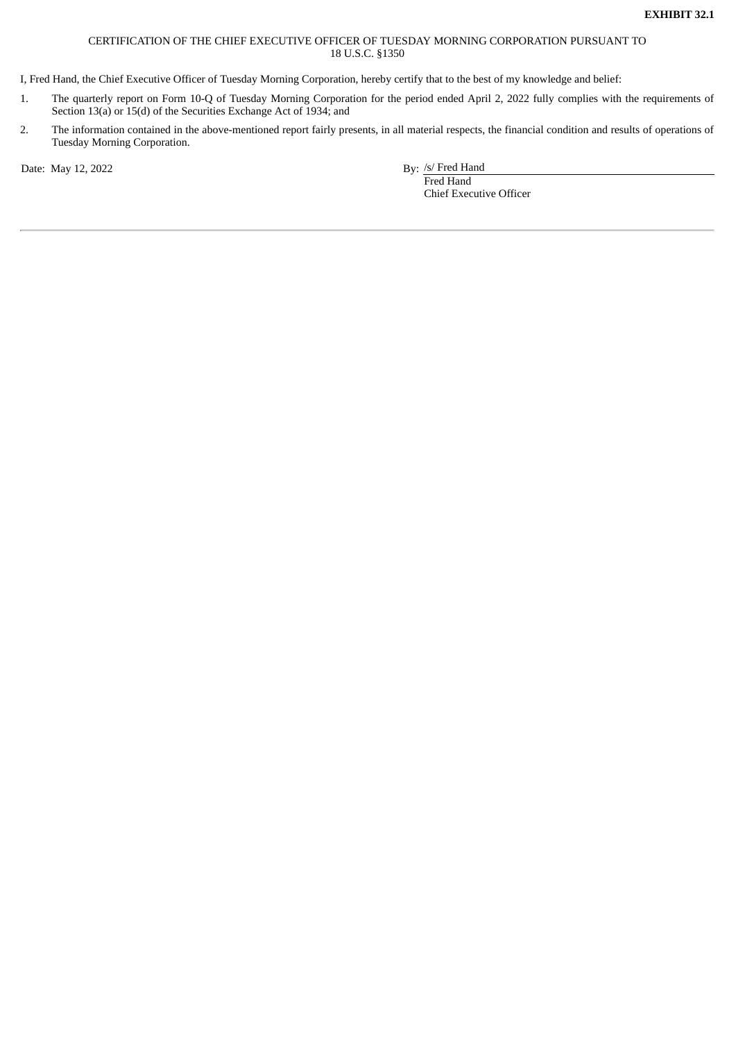**EXHIBIT 32.1**

CERTIFICATION OF THE CHIEF EXECUTIVE OFFICER OF TUESDAY MORNING CORPORATION PURSUANT TO 18 U.S.C. §1350

I, Fred Hand, the Chief Executive Officer of Tuesday Morning Corporation, hereby certify that to the best of my knowledge and belief:

1. The quarterly report on Form 10-Q of Tuesday Morning Corporation for the period ended April 2, 2022 fully complies with the requirements of Section 13(a) or 15(d) of the Securities Exchange Act of 1934; and
2. The information contained in the above-mentioned report fairly presents, in all material respects, the financial condition and results of operations of Tuesday Morning Corporation.

Date: May 12, 2022

By: /s/ Fred Hand
Fred Hand
Chief Executive Officer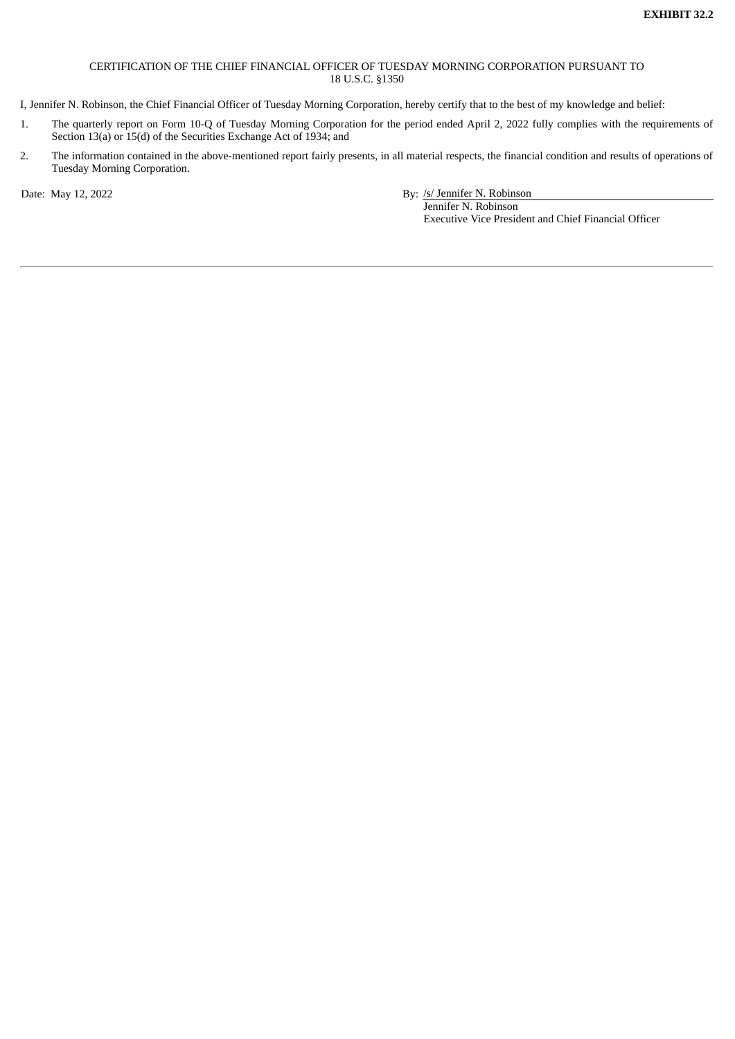**EXHIBIT 32.2**

CERTIFICATION OF THE CHIEF FINANCIAL OFFICER OF TUESDAY MORNING CORPORATION PURSUANT TO 18 U.S.C. §1350

I, Jennifer N. Robinson, the Chief Financial Officer of Tuesday Morning Corporation, hereby certify that to the best of my knowledge and belief:

1. The quarterly report on Form 10-Q of Tuesday Morning Corporation for the period ended April 2, 2022 fully complies with the requirements of Section 13(a) or 15(d) of the Securities Exchange Act of 1934; and
2. The information contained in the above-mentioned report fairly presents, in all material respects, the financial condition and results of operations of Tuesday Morning Corporation.

Date: May 12, 2022

By: /s/ Jennifer N. Robinson
Jennifer N. Robinson
Executive Vice President and Chief Financial Officer